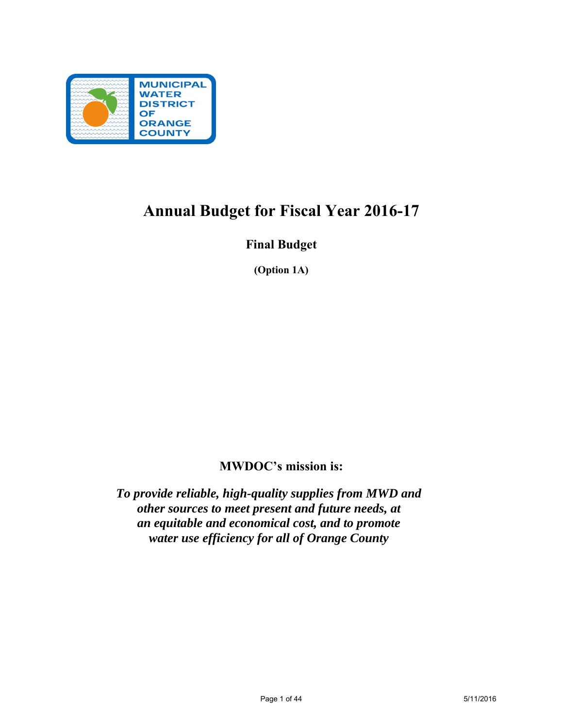MUNICIPAL WATER DISTRICT OF ORANGE COUNTY

# Annual Budget for Fiscal Year 2016-17

## Final Budget

**(Option 1A)**

**MWDOC's mission is:**

***To provide reliable, high-quality supplies from MWD and other sources to meet present and future needs, at an equitable and economical cost, and to promote water use efficiency for all of Orange County***

5/11/2016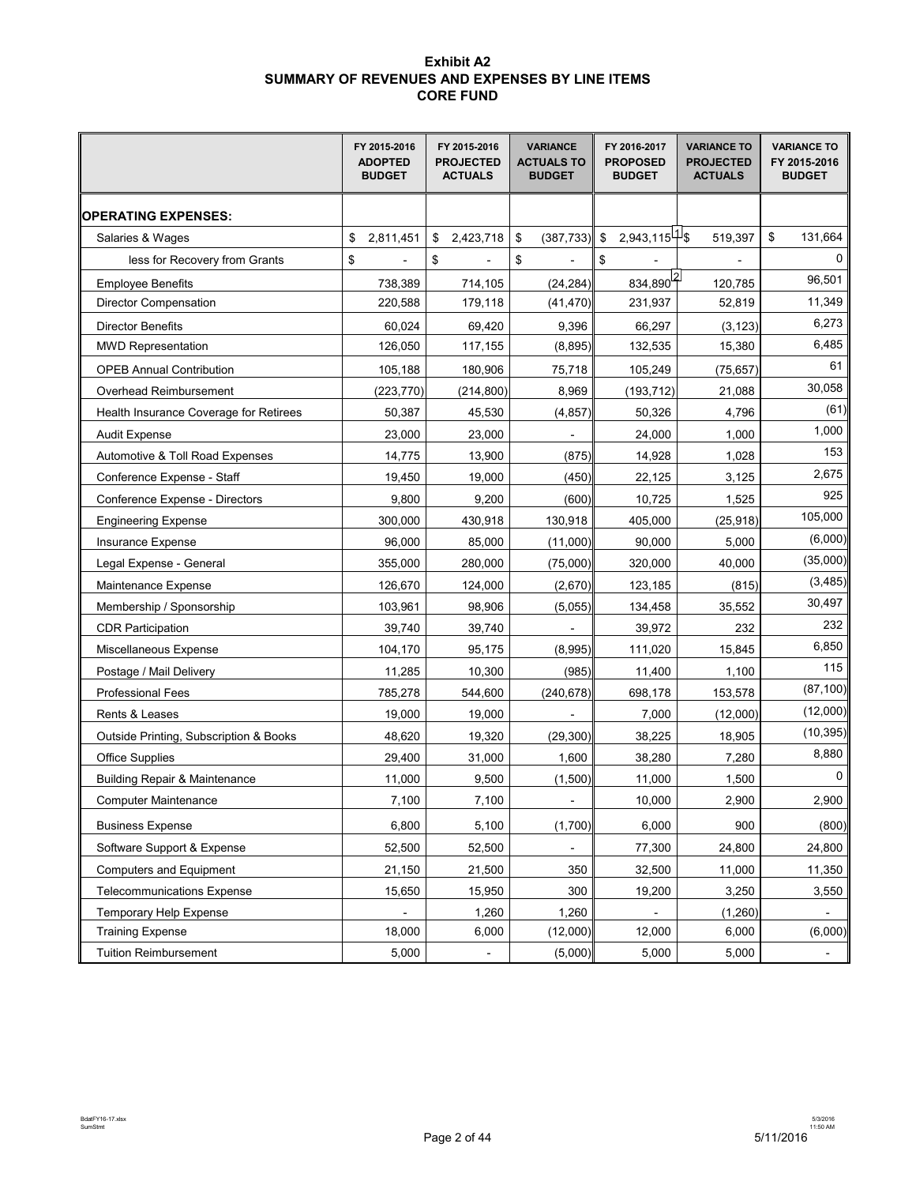**Exhibit A2**
**SUMMARY OF REVENUES AND EXPENSES BY LINE ITEMS**
**CORE FUND**

| | FY 2015-2016 ADOPTED BUDGET | FY 2015-2016 PROJECTED ACTUALS | VARIANCE ACTUALS TO BUDGET | FY 2016-2017 PROPOSED BUDGET | VARIANCE TO PROJECTED ACTUALS | VARIANCE TO FY 2015-2016 BUDGET |
|---|---|---|---|---|---|---|
| **OPERATING EXPENSES:** | | | | | | |
| Salaries & Wages | $ 2,811,451 | $ 2,423,718 | $ (387,733) | $ 2,943,115 [1] | $ 519,397 | $ 131,664 |
| less for Recovery from Grants | $ - | $ - | $ - | $ - | - | 0 |
| Employee Benefits | 738,389 | 714,105 | (24,284) | 834,890 [2] | 120,785 | 96,501 |
| Director Compensation | 220,588 | 179,118 | (41,470) | 231,937 | 52,819 | 11,349 |
| Director Benefits | 60,024 | 69,420 | 9,396 | 66,297 | (3,123) | 6,273 |
| MWD Representation | 126,050 | 117,155 | (8,895) | 132,535 | 15,380 | 6,485 |
| OPEB Annual Contribution | 105,188 | 180,906 | 75,718 | 105,249 | (75,657) | 61 |
| Overhead Reimbursement | (223,770) | (214,800) | 8,969 | (193,712) | 21,088 | 30,058 |
| Health Insurance Coverage for Retirees | 50,387 | 45,530 | (4,857) | 50,326 | 4,796 | (61) |
| Audit Expense | 23,000 | 23,000 | - | 24,000 | 1,000 | 1,000 |
| Automotive & Toll Road Expenses | 14,775 | 13,900 | (875) | 14,928 | 1,028 | 153 |
| Conference Expense - Staff | 19,450 | 19,000 | (450) | 22,125 | 3,125 | 2,675 |
| Conference Expense - Directors | 9,800 | 9,200 | (600) | 10,725 | 1,525 | 925 |
| Engineering Expense | 300,000 | 430,918 | 130,918 | 405,000 | (25,918) | 105,000 |
| Insurance Expense | 96,000 | 85,000 | (11,000) | 90,000 | 5,000 | (6,000) |
| Legal Expense - General | 355,000 | 280,000 | (75,000) | 320,000 | 40,000 | (35,000) |
| Maintenance Expense | 126,670 | 124,000 | (2,670) | 123,185 | (815) | (3,485) |
| Membership / Sponsorship | 103,961 | 98,906 | (5,055) | 134,458 | 35,552 | 30,497 |
| CDR Participation | 39,740 | 39,740 | - | 39,972 | 232 | 232 |
| Miscellaneous Expense | 104,170 | 95,175 | (8,995) | 111,020 | 15,845 | 6,850 |
| Postage / Mail Delivery | 11,285 | 10,300 | (985) | 11,400 | 1,100 | 115 |
| Professional Fees | 785,278 | 544,600 | (240,678) | 698,178 | 153,578 | (87,100) |
| Rents & Leases | 19,000 | 19,000 | - | 7,000 | (12,000) | (12,000) |
| Outside Printing, Subscription & Books | 48,620 | 19,320 | (29,300) | 38,225 | 18,905 | (10,395) |
| Office Supplies | 29,400 | 31,000 | 1,600 | 38,280 | 7,280 | 8,880 |
| Building Repair & Maintenance | 11,000 | 9,500 | (1,500) | 11,000 | 1,500 | 0 |
| Computer Maintenance | 7,100 | 7,100 | - | 10,000 | 2,900 | 2,900 |
| Business Expense | 6,800 | 5,100 | (1,700) | 6,000 | 900 | (800) |
| Software Support & Expense | 52,500 | 52,500 | - | 77,300 | 24,800 | 24,800 |
| Computers and Equipment | 21,150 | 21,500 | 350 | 32,500 | 11,000 | 11,350 |
| Telecommunications Expense | 15,650 | 15,950 | 300 | 19,200 | 3,250 | 3,550 |
| Temporary Help Expense | - | 1,260 | 1,260 | - | (1,260) | - |
| Training Expense | 18,000 | 6,000 | (12,000) | 12,000 | 6,000 | (6,000) |
| Tuition Reimbursement | 5,000 | - | (5,000) | 5,000 | 5,000 | - |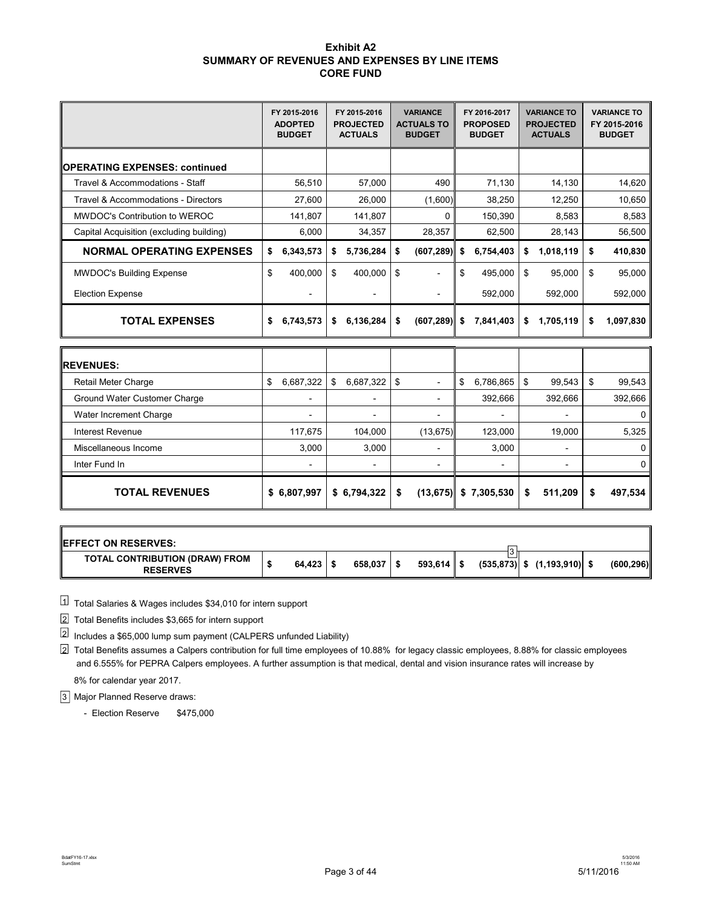**Exhibit A2**
**SUMMARY OF REVENUES AND EXPENSES BY LINE ITEMS**
**CORE FUND**

| | FY 2015-2016 ADOPTED BUDGET | FY 2015-2016 PROJECTED ACTUALS | VARIANCE ACTUALS TO BUDGET | FY 2016-2017 PROPOSED BUDGET | VARIANCE TO PROJECTED ACTUALS | VARIANCE TO FY 2015-2016 BUDGET |
|---|---|---|---|---|---|---|
| **OPERATING EXPENSES: continued** | | | | | | |
| Travel & Accommodations - Staff | 56,510 | 57,000 | 490 | 71,130 | 14,130 | 14,620 |
| Travel & Accommodations - Directors | 27,600 | 26,000 | (1,600) | 38,250 | 12,250 | 10,650 |
| MWDOC's Contribution to WEROC | 141,807 | 141,807 | 0 | 150,390 | 8,583 | 8,583 |
| Capital Acquisition (excluding building) | 6,000 | 34,357 | 28,357 | 62,500 | 28,143 | 56,500 |
| **NORMAL OPERATING EXPENSES** | **$ 6,343,573** | **$ 5,736,284** | **$ (607,289)** | **$ 6,754,403** | **$ 1,018,119** | **$ 410,830** |
| MWDOC's Building Expense | $ 400,000 | $ 400,000 | $ - | $ 495,000 | $ 95,000 | $ 95,000 |
| Election Expense | - | - | - | 592,000 | 592,000 | 592,000 |
| **TOTAL EXPENSES** | **$ 6,743,573** | **$ 6,136,284** | **$ (607,289)** | **$ 7,841,403** | **$ 1,705,119** | **$ 1,097,830** |
| **REVENUES:** | | | | | | |
| Retail Meter Charge | $ 6,687,322 | $ 6,687,322 | $ - | $ 6,786,865 | $ 99,543 | $ 99,543 |
| Ground Water Customer Charge | - | - | - | 392,666 | 392,666 | 392,666 |
| Water Increment Charge | - | - | - | - | - | 0 |
| Interest Revenue | 117,675 | 104,000 | (13,675) | 123,000 | 19,000 | 5,325 |
| Miscellaneous Income | 3,000 | 3,000 | - | 3,000 | - | 0 |
| Inter Fund In | - | - | - | - | - | 0 |
| **TOTAL REVENUES** | **$ 6,807,997** | **$ 6,794,322** | **$ (13,675)** | **$ 7,305,530** | **$ 511,209** | **$ 497,534** |
| **EFFECT ON RESERVES:** | | | | | | |
| **TOTAL CONTRIBUTION (DRAW) FROM RESERVES** | **$ 64,423** | **$ 658,037** | **$ 593,614** | **$ (535,873)** [3] | **$ (1,193,910)** | **$ (600,296)** |

[1] Total Salaries & Wages includes $34,010 for intern support

[2] Total Benefits includes $3,665 for intern support

[2] Includes a $65,000 lump sum payment (CALPERS unfunded Liability)

[2] Total Benefits assumes a Calpers contribution for full time employees of 10.88% for legacy classic employees, 8.88% for classic employees and 6.555% for PEPRA Calpers employees. A further assumption is that medical, dental and vision insurance rates will increase by 8% for calendar year 2017.

[3] Major Planned Reserve draws:

- Election Reserve $475,000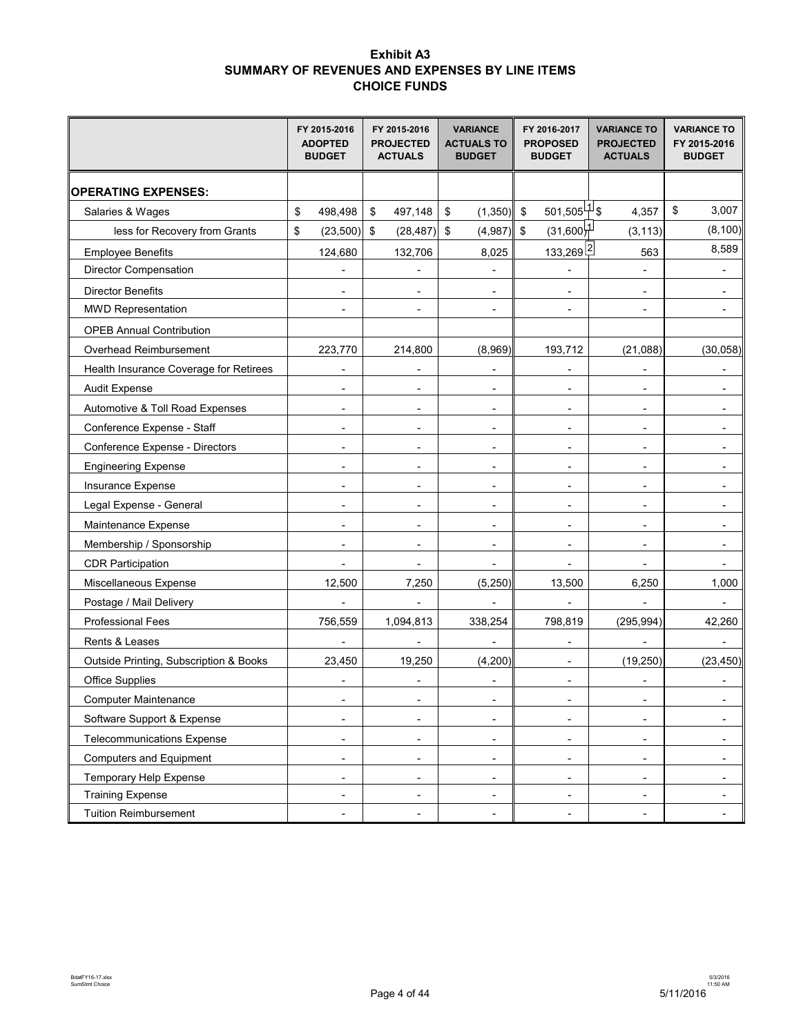**Exhibit A3**
**SUMMARY OF REVENUES AND EXPENSES BY LINE ITEMS**
**CHOICE FUNDS**

| | FY 2015-2016 ADOPTED BUDGET | FY 2015-2016 PROJECTED ACTUALS | VARIANCE ACTUALS TO BUDGET | FY 2016-2017 PROPOSED BUDGET | VARIANCE TO PROJECTED ACTUALS | VARIANCE TO FY 2015-2016 BUDGET |
|---|---|---|---|---|---|---|
| **OPERATING EXPENSES:** | | | | | | |
| Salaries & Wages | $ 498,498 | $ 497,148 | $ (1,350) | $ 501,505 [1] | $ 4,357 | $ 3,007 |
| less for Recovery from Grants | $ (23,500) | $ (28,487) | $ (4,987) | $ (31,600) [1] | (3,113) | (8,100) |
| Employee Benefits | 124,680 | 132,706 | 8,025 | 133,269 [2] | 563 | 8,589 |
| Director Compensation | - | - | - | - | - | - |
| Director Benefits | - | - | - | - | - | - |
| MWD Representation | - | - | - | - | - | - |
| OPEB Annual Contribution | | | | | | |
| Overhead Reimbursement | 223,770 | 214,800 | (8,969) | 193,712 | (21,088) | (30,058) |
| Health Insurance Coverage for Retirees | - | - | - | - | - | - |
| Audit Expense | - | - | - | - | - | - |
| Automotive & Toll Road Expenses | - | - | - | - | - | - |
| Conference Expense - Staff | - | - | - | - | - | - |
| Conference Expense - Directors | - | - | - | - | - | - |
| Engineering Expense | - | - | - | - | - | - |
| Insurance Expense | - | - | - | - | - | - |
| Legal Expense - General | - | - | - | - | - | - |
| Maintenance Expense | - | - | - | - | - | - |
| Membership / Sponsorship | - | - | - | - | - | - |
| CDR Participation | - | - | - | - | - | - |
| Miscellaneous Expense | 12,500 | 7,250 | (5,250) | 13,500 | 6,250 | 1,000 |
| Postage / Mail Delivery | - | - | - | - | - | - |
| Professional Fees | 756,559 | 1,094,813 | 338,254 | 798,819 | (295,994) | 42,260 |
| Rents & Leases | - | - | - | - | - | - |
| Outside Printing, Subscription & Books | 23,450 | 19,250 | (4,200) | - | (19,250) | (23,450) |
| Office Supplies | - | - | - | - | - | - |
| Computer Maintenance | - | - | - | - | - | - |
| Software Support & Expense | - | - | - | - | - | - |
| Telecommunications Expense | - | - | - | - | - | - |
| Computers and Equipment | - | - | - | - | - | - |
| Temporary Help Expense | - | - | - | - | - | - |
| Training Expense | - | - | - | - | - | - |
| Tuition Reimbursement | - | - | - | - | - | - |

BdatFY16-17.xlsx
SumStmt Choice

5/3/2016
11:50 AM

5/11/2016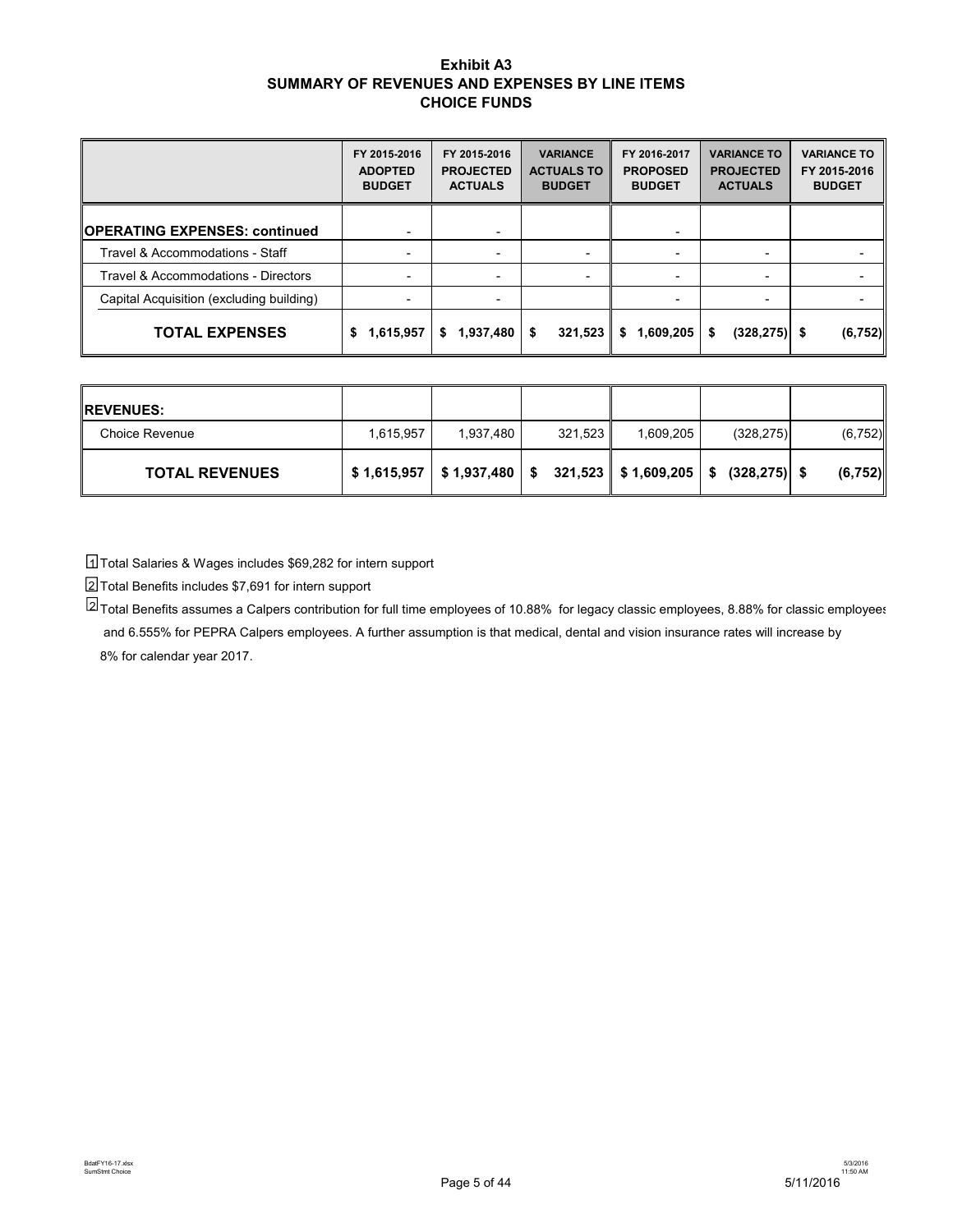# Exhibit A3
## SUMMARY OF REVENUES AND EXPENSES BY LINE ITEMS
## CHOICE FUNDS

| | FY 2015-2016 ADOPTED BUDGET | FY 2015-2016 PROJECTED ACTUALS | VARIANCE ACTUALS TO BUDGET | FY 2016-2017 PROPOSED BUDGET | VARIANCE TO PROJECTED ACTUALS | VARIANCE TO FY 2015-2016 BUDGET |
|---|---|---|---|---|---|---|
| **OPERATING EXPENSES: continued** | - | - | | - | | |
| Travel & Accommodations - Staff | - | - | - | - | - | - |
| Travel & Accommodations - Directors | - | - | - | - | - | - |
| Capital Acquisition (excluding building) | - | - | | - | - | - |
| **TOTAL EXPENSES** | **$ 1,615,957** | **$ 1,937,480** | **$ 321,523** | **$ 1,609,205** | **$ (328,275)** | **$ (6,752)** |

| | | | | | | |
|---|---|---|---|---|---|---|
| **REVENUES:** | | | | | | |
| Choice Revenue | 1,615,957 | 1,937,480 | 321,523 | 1,609,205 | (328,275) | (6,752) |
| **TOTAL REVENUES** | **$ 1,615,957** | **$ 1,937,480** | **$ 321,523** | **$ 1,609,205** | **$ (328,275)** | **$ (6,752)** |

[1] Total Salaries & Wages includes $69,282 for intern support

[2] Total Benefits includes $7,691 for intern support

[2] Total Benefits assumes a Calpers contribution for full time employees of 10.88% for legacy classic employees, 8.88% for classic employees and 6.555% for PEPRA Calpers employees. A further assumption is that medical, dental and vision insurance rates will increase by 8% for calendar year 2017.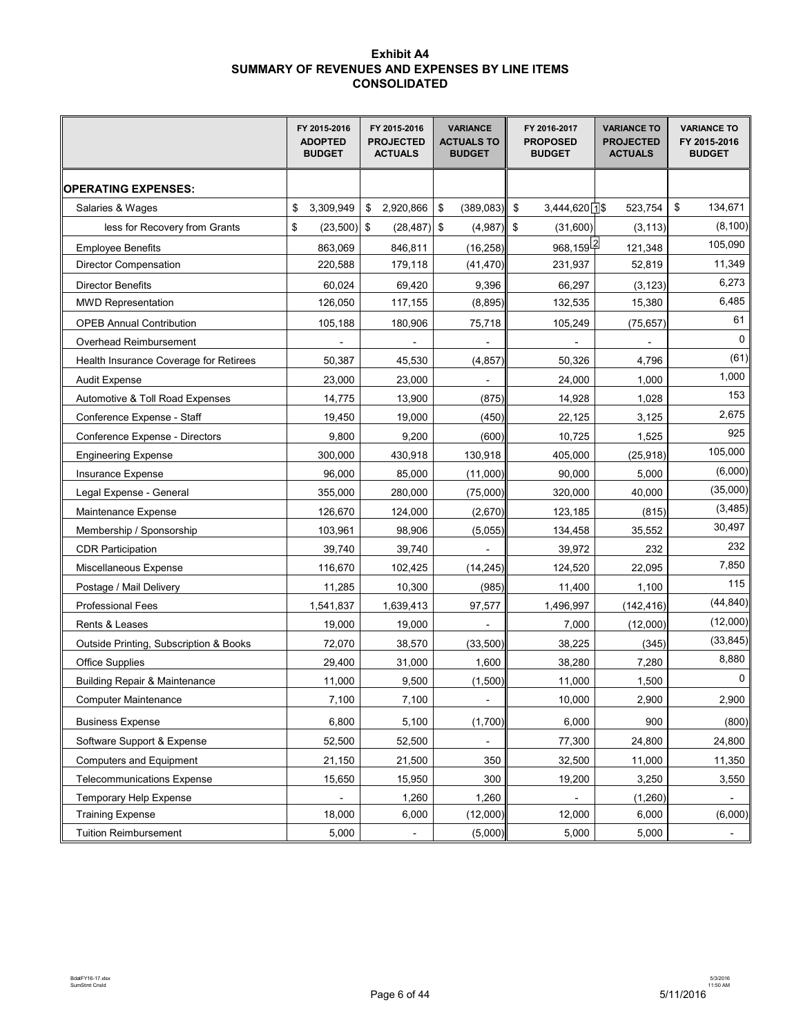# Exhibit A4
## SUMMARY OF REVENUES AND EXPENSES BY LINE ITEMS
## CONSOLIDATED

| | FY 2015-2016 ADOPTED BUDGET | FY 2015-2016 PROJECTED ACTUALS | VARIANCE ACTUALS TO BUDGET | FY 2016-2017 PROPOSED BUDGET | VARIANCE TO PROJECTED ACTUALS | VARIANCE TO FY 2015-2016 BUDGET |
|---|---|---|---|---|---|---|
| **OPERATING EXPENSES:** | | | | | | |
| Salaries & Wages | $ 3,309,949 | $ 2,920,866 | $ (389,083) | $ 3,444,620 [1] | $ 523,754 | $ 134,671 |
| less for Recovery from Grants | $ (23,500) | $ (28,487) | $ (4,987) | $ (31,600) | (3,113) | (8,100) |
| Employee Benefits | 863,069 | 846,811 | (16,258) | 968,159 [2] | 121,348 | 105,090 |
| Director Compensation | 220,588 | 179,118 | (41,470) | 231,937 | 52,819 | 11,349 |
| Director Benefits | 60,024 | 69,420 | 9,396 | 66,297 | (3,123) | 6,273 |
| MWD Representation | 126,050 | 117,155 | (8,895) | 132,535 | 15,380 | 6,485 |
| OPEB Annual Contribution | 105,188 | 180,906 | 75,718 | 105,249 | (75,657) | 61 |
| Overhead Reimbursement | - | - | - | - | - | 0 |
| Health Insurance Coverage for Retirees | 50,387 | 45,530 | (4,857) | 50,326 | 4,796 | (61) |
| Audit Expense | 23,000 | 23,000 | - | 24,000 | 1,000 | 1,000 |
| Automotive & Toll Road Expenses | 14,775 | 13,900 | (875) | 14,928 | 1,028 | 153 |
| Conference Expense - Staff | 19,450 | 19,000 | (450) | 22,125 | 3,125 | 2,675 |
| Conference Expense - Directors | 9,800 | 9,200 | (600) | 10,725 | 1,525 | 925 |
| Engineering Expense | 300,000 | 430,918 | 130,918 | 405,000 | (25,918) | 105,000 |
| Insurance Expense | 96,000 | 85,000 | (11,000) | 90,000 | 5,000 | (6,000) |
| Legal Expense - General | 355,000 | 280,000 | (75,000) | 320,000 | 40,000 | (35,000) |
| Maintenance Expense | 126,670 | 124,000 | (2,670) | 123,185 | (815) | (3,485) |
| Membership / Sponsorship | 103,961 | 98,906 | (5,055) | 134,458 | 35,552 | 30,497 |
| CDR Participation | 39,740 | 39,740 | - | 39,972 | 232 | 232 |
| Miscellaneous Expense | 116,670 | 102,425 | (14,245) | 124,520 | 22,095 | 7,850 |
| Postage / Mail Delivery | 11,285 | 10,300 | (985) | 11,400 | 1,100 | 115 |
| Professional Fees | 1,541,837 | 1,639,413 | 97,577 | 1,496,997 | (142,416) | (44,840) |
| Rents & Leases | 19,000 | 19,000 | - | 7,000 | (12,000) | (12,000) |
| Outside Printing, Subscription & Books | 72,070 | 38,570 | (33,500) | 38,225 | (345) | (33,845) |
| Office Supplies | 29,400 | 31,000 | 1,600 | 38,280 | 7,280 | 8,880 |
| Building Repair & Maintenance | 11,000 | 9,500 | (1,500) | 11,000 | 1,500 | 0 |
| Computer Maintenance | 7,100 | 7,100 | - | 10,000 | 2,900 | 2,900 |
| Business Expense | 6,800 | 5,100 | (1,700) | 6,000 | 900 | (800) |
| Software Support & Expense | 52,500 | 52,500 | - | 77,300 | 24,800 | 24,800 |
| Computers and Equipment | 21,150 | 21,500 | 350 | 32,500 | 11,000 | 11,350 |
| Telecommunications Expense | 15,650 | 15,950 | 300 | 19,200 | 3,250 | 3,550 |
| Temporary Help Expense | - | 1,260 | 1,260 | - | (1,260) | - |
| Training Expense | 18,000 | 6,000 | (12,000) | 12,000 | 6,000 | (6,000) |
| Tuition Reimbursement | 5,000 | - | (5,000) | 5,000 | 5,000 | - |

BdatFY16-17.xlsx
SumStmt Cnsld

5/3/2016
11:50 AM

5/11/2016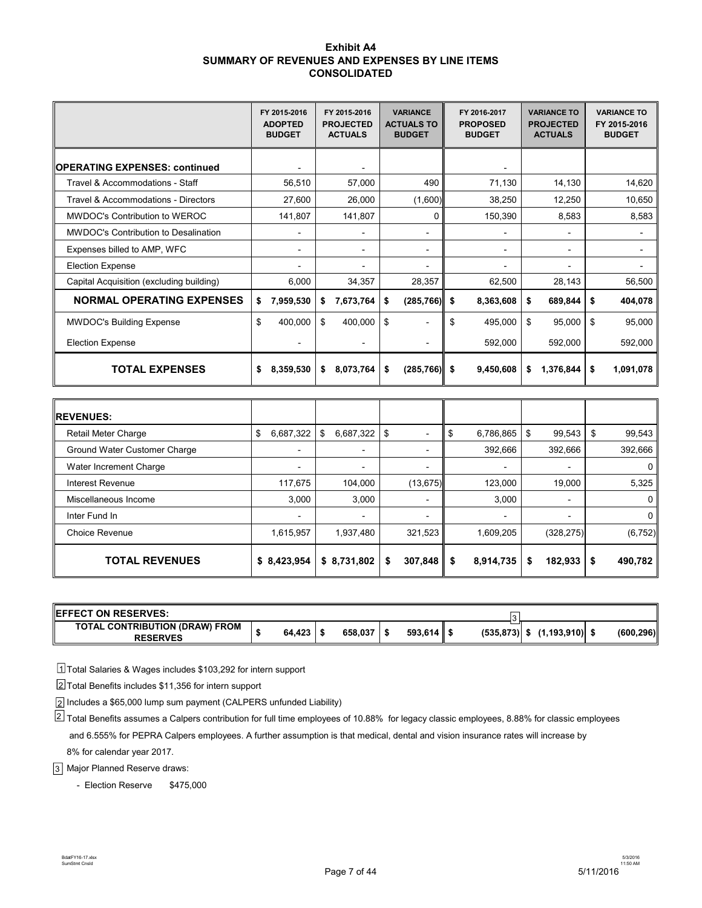# Exhibit A4
## SUMMARY OF REVENUES AND EXPENSES BY LINE ITEMS
## CONSOLIDATED

| | FY 2015-2016 ADOPTED BUDGET | FY 2015-2016 PROJECTED ACTUALS | VARIANCE ACTUALS TO BUDGET | FY 2016-2017 PROPOSED BUDGET | VARIANCE TO PROJECTED ACTUALS | VARIANCE TO FY 2015-2016 BUDGET |
|---|---|---|---|---|---|---|
| **OPERATING EXPENSES: continued** | - | - | | - | | |
| Travel & Accommodations - Staff | 56,510 | 57,000 | 490 | 71,130 | 14,130 | 14,620 |
| Travel & Accommodations - Directors | 27,600 | 26,000 | (1,600) | 38,250 | 12,250 | 10,650 |
| MWDOC's Contribution to WEROC | 141,807 | 141,807 | 0 | 150,390 | 8,583 | 8,583 |
| MWDOC's Contribution to Desalination | - | - | - | - | - | - |
| Expenses billed to AMP, WFC | - | - | - | - | - | - |
| Election Expense | - | - | - | - | - | - |
| Capital Acquisition (excluding building) | 6,000 | 34,357 | 28,357 | 62,500 | 28,143 | 56,500 |
| **NORMAL OPERATING EXPENSES** | **$ 7,959,530** | **$ 7,673,764** | **$ (285,766)** | **$ 8,363,608** | **$ 689,844** | **$ 404,078** |
| MWDOC's Building Expense | $ 400,000 | $ 400,000 | $ - | $ 495,000 | $ 95,000 | $ 95,000 |
| Election Expense | - | - | - | 592,000 | 592,000 | 592,000 |
| **TOTAL EXPENSES** | **$ 8,359,530** | **$ 8,073,764** | **$ (285,766)** | **$ 9,450,608** | **$ 1,376,844** | **$ 1,091,078** |
| **REVENUES:** | | | | | | |
| Retail Meter Charge | $ 6,687,322 | $ 6,687,322 | $ - | $ 6,786,865 | $ 99,543 | $ 99,543 |
| Ground Water Customer Charge | - | - | - | 392,666 | 392,666 | 392,666 |
| Water Increment Charge | - | - | - | - | - | 0 |
| Interest Revenue | 117,675 | 104,000 | (13,675) | 123,000 | 19,000 | 5,325 |
| Miscellaneous Income | 3,000 | 3,000 | - | 3,000 | - | 0 |
| Inter Fund In | - | - | - | - | - | 0 |
| Choice Revenue | 1,615,957 | 1,937,480 | 321,523 | 1,609,205 | (328,275) | (6,752) |
| **TOTAL REVENUES** | **$ 8,423,954** | **$ 8,731,802** | **$ 307,848** | **$ 8,914,735** | **$ 182,933** | **$ 490,782** |
| **EFFECT ON RESERVES:** | | | | | | |
| **TOTAL CONTRIBUTION (DRAW) FROM RESERVES** | **$ 64,423** | **$ 658,037** | **$ 593,614** | **$ (535,873)** [3] | **$ (1,193,910)** | **$ (600,296)** |

[1] Total Salaries & Wages includes $103,292 for intern support

[2] Total Benefits includes $11,356 for intern support

[2] Includes a $65,000 lump sum payment (CALPERS unfunded Liability)

[2] Total Benefits assumes a Calpers contribution for full time employees of 10.88% for legacy classic employees, 8.88% for classic employees and 6.555% for PEPRA Calpers employees. A further assumption is that medical, dental and vision insurance rates will increase by 8% for calendar year 2017.

[3] Major Planned Reserve draws:

- Election Reserve $475,000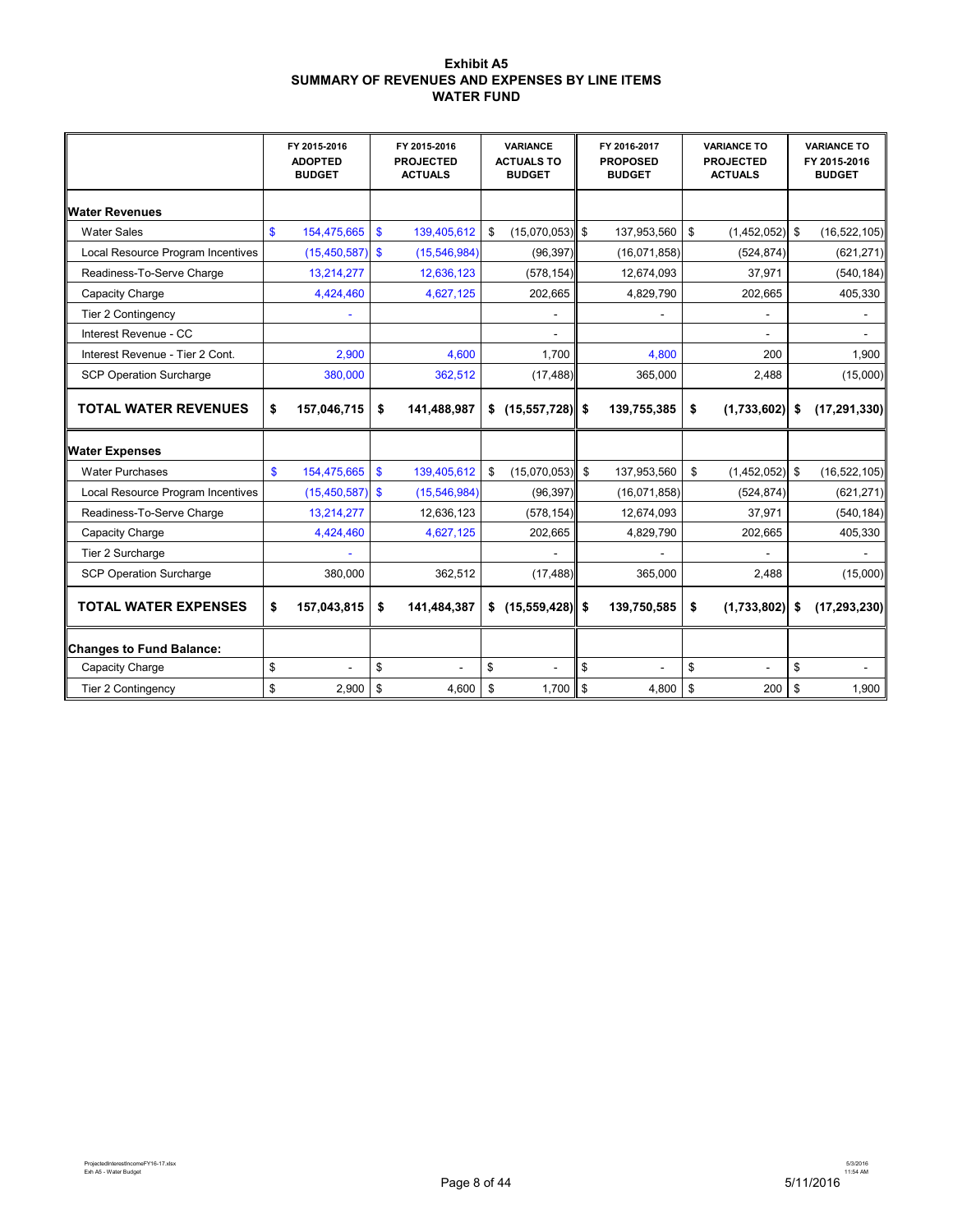# Exhibit A5
## SUMMARY OF REVENUES AND EXPENSES BY LINE ITEMS
## WATER FUND

| | FY 2015-2016 ADOPTED BUDGET | FY 2015-2016 PROJECTED ACTUALS | VARIANCE ACTUALS TO BUDGET | FY 2016-2017 PROPOSED BUDGET | VARIANCE TO PROJECTED ACTUALS | VARIANCE TO FY 2015-2016 BUDGET |
|---|---|---|---|---|---|---|
| **Water Revenues** | | | | | | |
| Water Sales | $ 154,475,665 | $ 139,405,612 | $ (15,070,053) | $ 137,953,560 | $ (1,452,052) | $ (16,522,105) |
| Local Resource Program Incentives | (15,450,587) | $ (15,546,984) | (96,397) | (16,071,858) | (524,874) | (621,271) |
| Readiness-To-Serve Charge | 13,214,277 | 12,636,123 | (578,154) | 12,674,093 | 37,971 | (540,184) |
| Capacity Charge | 4,424,460 | 4,627,125 | 202,665 | 4,829,790 | 202,665 | 405,330 |
| Tier 2 Contingency | - | | - | - | - | - |
| Interest Revenue - CC | | | - | | - | - |
| Interest Revenue - Tier 2 Cont. | 2,900 | 4,600 | 1,700 | 4,800 | 200 | 1,900 |
| SCP Operation Surcharge | 380,000 | 362,512 | (17,488) | 365,000 | 2,488 | (15,000) |
| **TOTAL WATER REVENUES** | **$ 157,046,715** | **$ 141,488,987** | **$ (15,557,728)** | **$ 139,755,385** | **$ (1,733,602)** | **$ (17,291,330)** |
| **Water Expenses** | | | | | | |
| Water Purchases | $ 154,475,665 | $ 139,405,612 | $ (15,070,053) | $ 137,953,560 | $ (1,452,052) | $ (16,522,105) |
| Local Resource Program Incentives | (15,450,587) | $ (15,546,984) | (96,397) | (16,071,858) | (524,874) | (621,271) |
| Readiness-To-Serve Charge | 13,214,277 | 12,636,123 | (578,154) | 12,674,093 | 37,971 | (540,184) |
| Capacity Charge | 4,424,460 | 4,627,125 | 202,665 | 4,829,790 | 202,665 | 405,330 |
| Tier 2 Surcharge | - | | - | - | - | - |
| SCP Operation Surcharge | 380,000 | 362,512 | (17,488) | 365,000 | 2,488 | (15,000) |
| **TOTAL WATER EXPENSES** | **$ 157,043,815** | **$ 141,484,387** | **$ (15,559,428)** | **$ 139,750,585** | **$ (1,733,802)** | **$ (17,293,230)** |
| **Changes to Fund Balance:** | | | | | | |
| Capacity Charge | $ - | $ - | $ - | $ - | $ - | $ - |
| Tier 2 Contingency | $ 2,900 | $ 4,600 | $ 1,700 | $ 4,800 | $ 200 | $ 1,900 |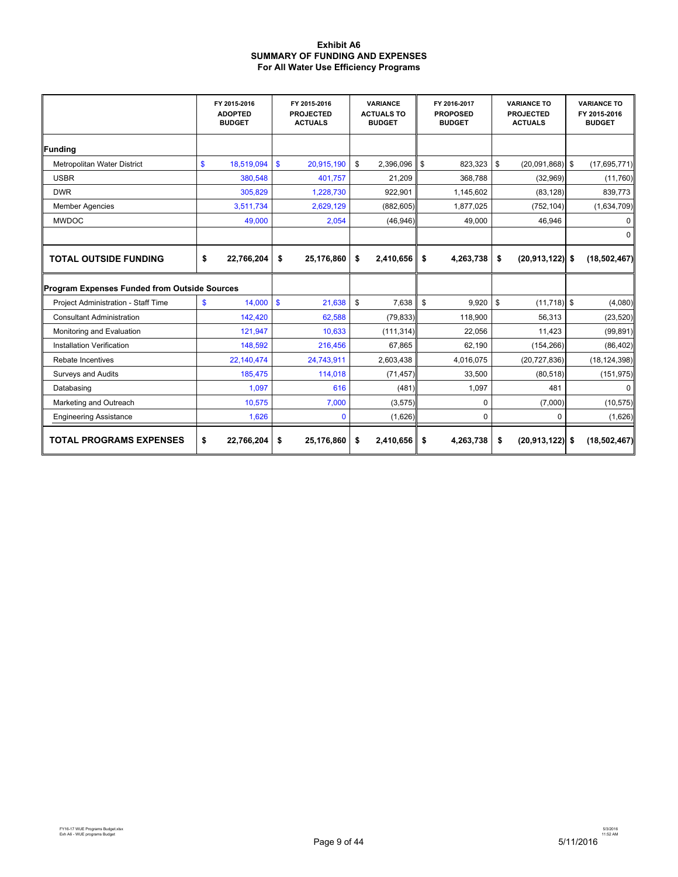**Exhibit A6**
**SUMMARY OF FUNDING AND EXPENSES**
**For All Water Use Efficiency Programs**

| | FY 2015-2016 ADOPTED BUDGET | FY 2015-2016 PROJECTED ACTUALS | VARIANCE ACTUALS TO BUDGET | FY 2016-2017 PROPOSED BUDGET | VARIANCE TO PROJECTED ACTUALS | VARIANCE TO FY 2015-2016 BUDGET |
|---|---|---|---|---|---|---|
| **Funding** | | | | | | |
| Metropolitan Water District | $ 18,519,094 | $ 20,915,190 | $ 2,396,096 | $ 823,323 | $ (20,091,868) | $ (17,695,771) |
| USBR | 380,548 | 401,757 | 21,209 | 368,788 | (32,969) | (11,760) |
| DWR | 305,829 | 1,228,730 | 922,901 | 1,145,602 | (83,128) | 839,773 |
| Member Agencies | 3,511,734 | 2,629,129 | (882,605) | 1,877,025 | (752,104) | (1,634,709) |
| MWDOC | 49,000 | 2,054 | (46,946) | 49,000 | 46,946 | 0 |
| | | | | | | 0 |
| **TOTAL OUTSIDE FUNDING** | **$ 22,766,204** | **$ 25,176,860** | **$ 2,410,656** | **$ 4,263,738** | **$ (20,913,122)** | **$ (18,502,467)** |
| **Program Expenses Funded from Outside Sources** | | | | | | |
| Project Administration - Staff Time | $ 14,000 | $ 21,638 | $ 7,638 | $ 9,920 | $ (11,718) | $ (4,080) |
| Consultant Administration | 142,420 | 62,588 | (79,833) | 118,900 | 56,313 | (23,520) |
| Monitoring and Evaluation | 121,947 | 10,633 | (111,314) | 22,056 | 11,423 | (99,891) |
| Installation Verification | 148,592 | 216,456 | 67,865 | 62,190 | (154,266) | (86,402) |
| Rebate Incentives | 22,140,474 | 24,743,911 | 2,603,438 | 4,016,075 | (20,727,836) | (18,124,398) |
| Surveys and Audits | 185,475 | 114,018 | (71,457) | 33,500 | (80,518) | (151,975) |
| Databasing | 1,097 | 616 | (481) | 1,097 | 481 | 0 |
| Marketing and Outreach | 10,575 | 7,000 | (3,575) | 0 | (7,000) | (10,575) |
| Engineering Assistance | 1,626 | 0 | (1,626) | 0 | 0 | (1,626) |
| **TOTAL PROGRAMS EXPENSES** | **$ 22,766,204** | **$ 25,176,860** | **$ 2,410,656** | **$ 4,263,738** | **$ (20,913,122)** | **$ (18,502,467)** |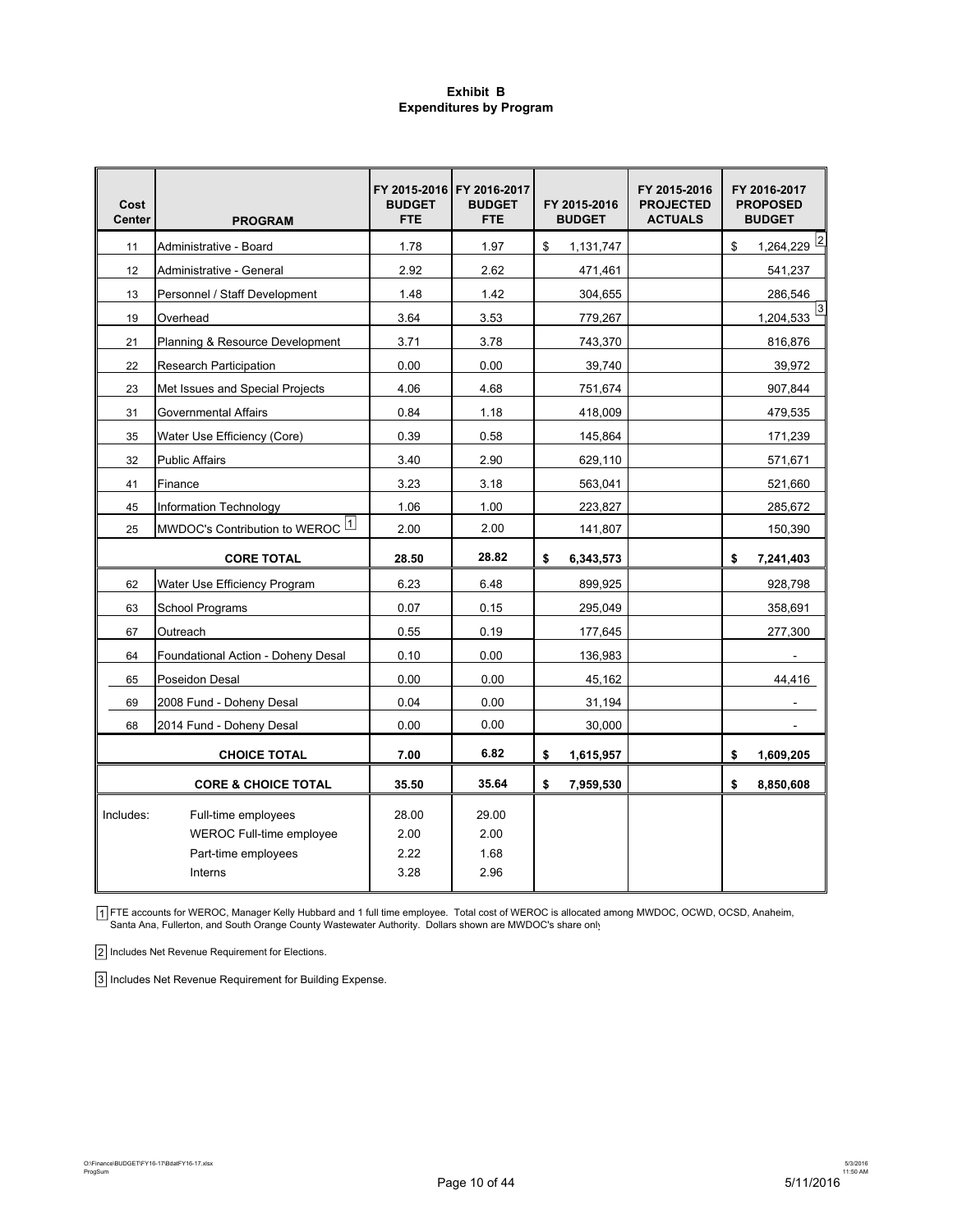**Exhibit B**
**Expenditures by Program**

| Cost Center | PROGRAM | FY 2015-2016 BUDGET FTE | FY 2016-2017 BUDGET FTE | FY 2015-2016 BUDGET | FY 2015-2016 PROJECTED ACTUALS | FY 2016-2017 PROPOSED BUDGET |
|---|---|---|---|---|---|---|
| 11 | Administrative - Board | 1.78 | 1.97 | $ 1,131,747 | | $ 1,264,229 [2] |
| 12 | Administrative - General | 2.92 | 2.62 | 471,461 | | 541,237 |
| 13 | Personnel / Staff Development | 1.48 | 1.42 | 304,655 | | 286,546 |
| 19 | Overhead | 3.64 | 3.53 | 779,267 | | 1,204,533 [3] |
| 21 | Planning & Resource Development | 3.71 | 3.78 | 743,370 | | 816,876 |
| 22 | Research Participation | 0.00 | 0.00 | 39,740 | | 39,972 |
| 23 | Met Issues and Special Projects | 4.06 | 4.68 | 751,674 | | 907,844 |
| 31 | Governmental Affairs | 0.84 | 1.18 | 418,009 | | 479,535 |
| 35 | Water Use Efficiency (Core) | 0.39 | 0.58 | 145,864 | | 171,239 |
| 32 | Public Affairs | 3.40 | 2.90 | 629,110 | | 571,671 |
| 41 | Finance | 3.23 | 3.18 | 563,041 | | 521,660 |
| 45 | Information Technology | 1.06 | 1.00 | 223,827 | | 285,672 |
| 25 | MWDOC's Contribution to WEROC [1] | 2.00 | 2.00 | 141,807 | | 150,390 |
| | **CORE TOTAL** | **28.50** | **28.82** | **$ 6,343,573** | | **$ 7,241,403** |
| 62 | Water Use Efficiency Program | 6.23 | 6.48 | 899,925 | | 928,798 |
| 63 | School Programs | 0.07 | 0.15 | 295,049 | | 358,691 |
| 67 | Outreach | 0.55 | 0.19 | 177,645 | | 277,300 |
| 64 | Foundational Action - Doheny Desal | 0.10 | 0.00 | 136,983 | | - |
| 65 | Poseidon Desal | 0.00 | 0.00 | 45,162 | | 44,416 |
| 69 | 2008 Fund - Doheny Desal | 0.04 | 0.00 | 31,194 | | - |
| 68 | 2014 Fund - Doheny Desal | 0.00 | 0.00 | 30,000 | | - |
| | **CHOICE TOTAL** | **7.00** | **6.82** | **$ 1,615,957** | | **$ 1,609,205** |
| | **CORE & CHOICE TOTAL** | **35.50** | **35.64** | **$ 7,959,530** | | **$ 8,850,608** |
| Includes: | Full-time employees | 28.00 | 29.00 | | | |
| | WEROC Full-time employee | 2.00 | 2.00 | | | |
| | Part-time employees | 2.22 | 1.68 | | | |
| | Interns | 3.28 | 2.96 | | | |

[1] FTE accounts for WEROC, Manager Kelly Hubbard and 1 full time employee. Total cost of WEROC is allocated among MWDOC, OCWD, OCSD, Anaheim, Santa Ana, Fullerton, and South Orange County Wastewater Authority. Dollars shown are MWDOC's share only

[2] Includes Net Revenue Requirement for Elections.

[3] Includes Net Revenue Requirement for Building Expense.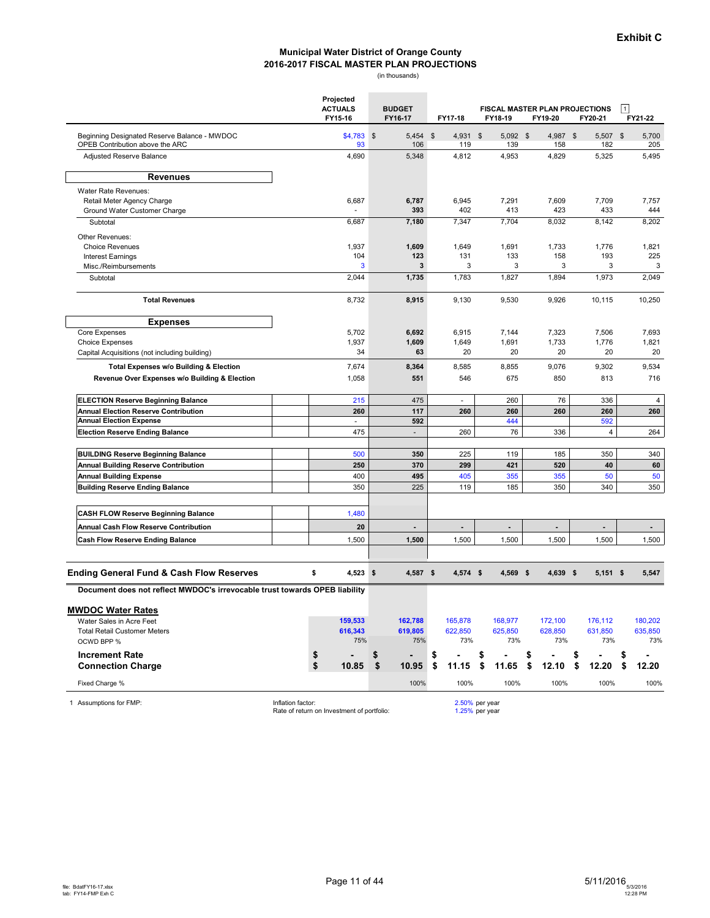**Exhibit C**

## Municipal Water District of Orange County
## 2016-2017 FISCAL MASTER PLAN PROJECTIONS
(in thousands)

| | Projected ACTUALS FY15-16 | BUDGET FY16-17 | FY17-18 | FY18-19 | FY19-20 | FY20-21 | FY21-22 |
|---|---|---|---|---|---|---|---|
| | | | FISCAL MASTER PLAN PROJECTIONS [1] | | | | |
| Beginning Designated Reserve Balance - MWDOC | $4,783 | $ 5,454 | $ 4,931 | $ 5,092 | $ 4,987 | $ 5,507 | $ 5,700 |
| OPEB Contribution above the ARC | 93 | 106 | 119 | 139 | 158 | 182 | 205 |
| Adjusted Reserve Balance | 4,690 | 5,348 | 4,812 | 4,953 | 4,829 | 5,325 | 5,495 |
| **Revenues** | | | | | | | |
| Water Rate Revenues: | | | | | | | |
| Retail Meter Agency Charge | 6,687 | **6,787** | 6,945 | 7,291 | 7,609 | 7,709 | 7,757 |
| Ground Water Customer Charge | - | **393** | 402 | 413 | 423 | 433 | 444 |
| Subtotal | 6,687 | **7,180** | 7,347 | 7,704 | 8,032 | 8,142 | 8,202 |
| Other Revenues: | | | | | | | |
| Choice Revenues | 1,937 | **1,609** | 1,649 | 1,691 | 1,733 | 1,776 | 1,821 |
| Interest Earnings | 104 | **123** | 131 | 133 | 158 | 193 | 225 |
| Misc./Reimbursements | 3 | **3** | 3 | 3 | 3 | 3 | 3 |
| Subtotal | 2,044 | **1,735** | 1,783 | 1,827 | 1,894 | 1,973 | 2,049 |
| **Total Revenues** | 8,732 | **8,915** | 9,130 | 9,530 | 9,926 | 10,115 | 10,250 |
| **Expenses** | | | | | | | |
| Core Expenses | 5,702 | **6,692** | 6,915 | 7,144 | 7,323 | 7,506 | 7,693 |
| Choice Expenses | 1,937 | **1,609** | 1,649 | 1,691 | 1,733 | 1,776 | 1,821 |
| Capital Acquisitions (not including building) | 34 | **63** | 20 | 20 | 20 | 20 | 20 |
| **Total Expenses w/o Building & Election** | 7,674 | **8,364** | 8,585 | 8,855 | 9,076 | 9,302 | 9,534 |
| **Revenue Over Expenses w/o Building & Election** | 1,058 | **551** | 546 | 675 | 850 | 813 | 716 |
| **ELECTION Reserve Beginning Balance** | 215 | 475 | - | 260 | 76 | 336 | 4 |
| **Annual Election Reserve Contribution** | **260** | **117** | **260** | **260** | **260** | **260** | **260** |
| **Annual Election Expense** | - | **592** | | 444 | | 592 | |
| **Election Reserve Ending Balance** | 475 | - | 260 | 76 | 336 | 4 | 264 |
| **BUILDING Reserve Beginning Balance** | 500 | **350** | 225 | 119 | 185 | 350 | 340 |
| **Annual Building Reserve Contribution** | **250** | **370** | **299** | **421** | **520** | **40** | **60** |
| **Annual Building Expense** | 400 | **495** | 405 | 355 | 355 | 50 | 50 |
| **Building Reserve Ending Balance** | 350 | 225 | 119 | 185 | 350 | 340 | 350 |
| **CASH FLOW Reserve Beginning Balance** | 1,480 | | | | | | |
| **Annual Cash Flow Reserve Contribution** | **20** | **-** | **-** | **-** | **-** | **-** | **-** |
| **Cash Flow Reserve Ending Balance** | 1,500 | 1,500 | 1,500 | 1,500 | 1,500 | 1,500 | 1,500 |
| **Ending General Fund & Cash Flow Reserves** | **$ 4,523** | **$ 4,587** | **$ 4,574** | **$ 4,569** | **$ 4,639** | **$ 5,151** | **$ 5,547** |

**Document does not reflect MWDOC's irrevocable trust towards OPEB liability**

### MWDOC Water Rates

| | FY15-16 | FY16-17 | FY17-18 | FY18-19 | FY19-20 | FY20-21 | FY21-22 |
|---|---|---|---|---|---|---|---|
| Water Sales in Acre Feet | **159,533** | **162,788** | 165,878 | 168,977 | 172,100 | 176,112 | 180,202 |
| Total Retail Customer Meters | **616,343** | **619,805** | 622,850 | 625,850 | 628,850 | 631,850 | 635,850 |
| OCWD BPP % | 75% | 75% | 73% | 73% | 73% | 73% | 73% |
| **Increment Rate** | **$ -** | **$ -** | **$ -** | **$ -** | **$ -** | **$ -** | **$ -** |
| **Connection Charge** | **$ 10.85** | **$ 10.95** | **$ 11.15** | **$ 11.65** | **$ 12.10** | **$ 12.20** | **$ 12.20** |
| Fixed Charge % | | 100% | 100% | 100% | 100% | 100% | 100% |

1 Assumptions for FMP: Inflation factor: 2.50% per year; Rate of return on Investment of portfolio: 1.25% per year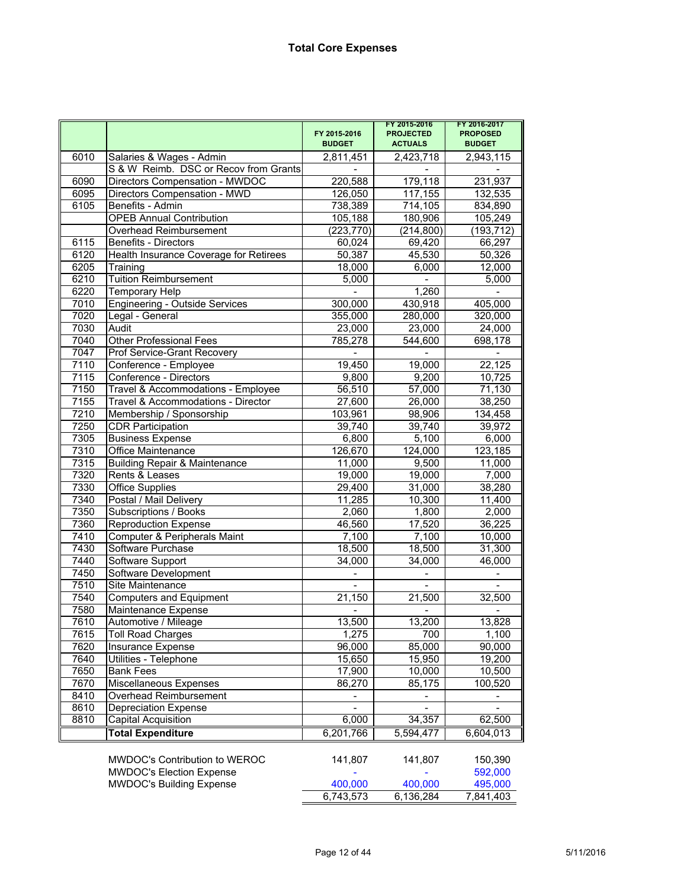# Total Core Expenses

| | | FY 2015-2016 BUDGET | FY 2015-2016 PROJECTED ACTUALS | FY 2016-2017 PROPOSED BUDGET |
|---|---|---|---|---|
| 6010 | Salaries & Wages - Admin | 2,811,451 | 2,423,718 | 2,943,115 |
| | S & W Reimb. DSC or Recov from Grants | - | - | - |
| 6090 | Directors Compensation - MWDOC | 220,588 | 179,118 | 231,937 |
| 6095 | Directors Compensation - MWD | 126,050 | 117,155 | 132,535 |
| 6105 | Benefits - Admin | 738,389 | 714,105 | 834,890 |
| | OPEB Annual Contribution | 105,188 | 180,906 | 105,249 |
| | Overhead Reimbursement | (223,770) | (214,800) | (193,712) |
| 6115 | Benefits - Directors | 60,024 | 69,420 | 66,297 |
| 6120 | Health Insurance Coverage for Retirees | 50,387 | 45,530 | 50,326 |
| 6205 | Training | 18,000 | 6,000 | 12,000 |
| 6210 | Tuition Reimbursement | 5,000 | - | 5,000 |
| 6220 | Temporary Help | - | 1,260 | - |
| 7010 | Engineering - Outside Services | 300,000 | 430,918 | 405,000 |
| 7020 | Legal - General | 355,000 | 280,000 | 320,000 |
| 7030 | Audit | 23,000 | 23,000 | 24,000 |
| 7040 | Other Professional Fees | 785,278 | 544,600 | 698,178 |
| 7047 | Prof Service-Grant Recovery | - | - | - |
| 7110 | Conference - Employee | 19,450 | 19,000 | 22,125 |
| 7115 | Conference - Directors | 9,800 | 9,200 | 10,725 |
| 7150 | Travel & Accommodations - Employee | 56,510 | 57,000 | 71,130 |
| 7155 | Travel & Accommodations - Director | 27,600 | 26,000 | 38,250 |
| 7210 | Membership / Sponsorship | 103,961 | 98,906 | 134,458 |
| 7250 | CDR Participation | 39,740 | 39,740 | 39,972 |
| 7305 | Business Expense | 6,800 | 5,100 | 6,000 |
| 7310 | Office Maintenance | 126,670 | 124,000 | 123,185 |
| 7315 | Building Repair & Maintenance | 11,000 | 9,500 | 11,000 |
| 7320 | Rents & Leases | 19,000 | 19,000 | 7,000 |
| 7330 | Office Supplies | 29,400 | 31,000 | 38,280 |
| 7340 | Postal / Mail Delivery | 11,285 | 10,300 | 11,400 |
| 7350 | Subscriptions / Books | 2,060 | 1,800 | 2,000 |
| 7360 | Reproduction Expense | 46,560 | 17,520 | 36,225 |
| 7410 | Computer & Peripherals Maint | 7,100 | 7,100 | 10,000 |
| 7430 | Software Purchase | 18,500 | 18,500 | 31,300 |
| 7440 | Software Support | 34,000 | 34,000 | 46,000 |
| 7450 | Software Development | - | - | - |
| 7510 | Site Maintenance | - | - | - |
| 7540 | Computers and Equipment | 21,150 | 21,500 | 32,500 |
| 7580 | Maintenance Expense | - | - | - |
| 7610 | Automotive / Mileage | 13,500 | 13,200 | 13,828 |
| 7615 | Toll Road Charges | 1,275 | 700 | 1,100 |
| 7620 | Insurance Expense | 96,000 | 85,000 | 90,000 |
| 7640 | Utilities - Telephone | 15,650 | 15,950 | 19,200 |
| 7650 | Bank Fees | 17,900 | 10,000 | 10,500 |
| 7670 | Miscellaneous Expenses | 86,270 | 85,175 | 100,520 |
| 8410 | Overhead Reimbursement | - | - | - |
| 8610 | Depreciation Expense | - | - | - |
| 8810 | Capital Acquisition | 6,000 | 34,357 | 62,500 |
| | **Total Expenditure** | 6,201,766 | 5,594,477 | 6,604,013 |
| | | | | |
| | MWDOC's Contribution to WEROC | 141,807 | 141,807 | 150,390 |
| | MWDOC's Election Expense | - | - | 592,000 |
| | MWDOC's Building Expense | 400,000 | 400,000 | 495,000 |
| | | 6,743,573 | 6,136,284 | 7,841,403 |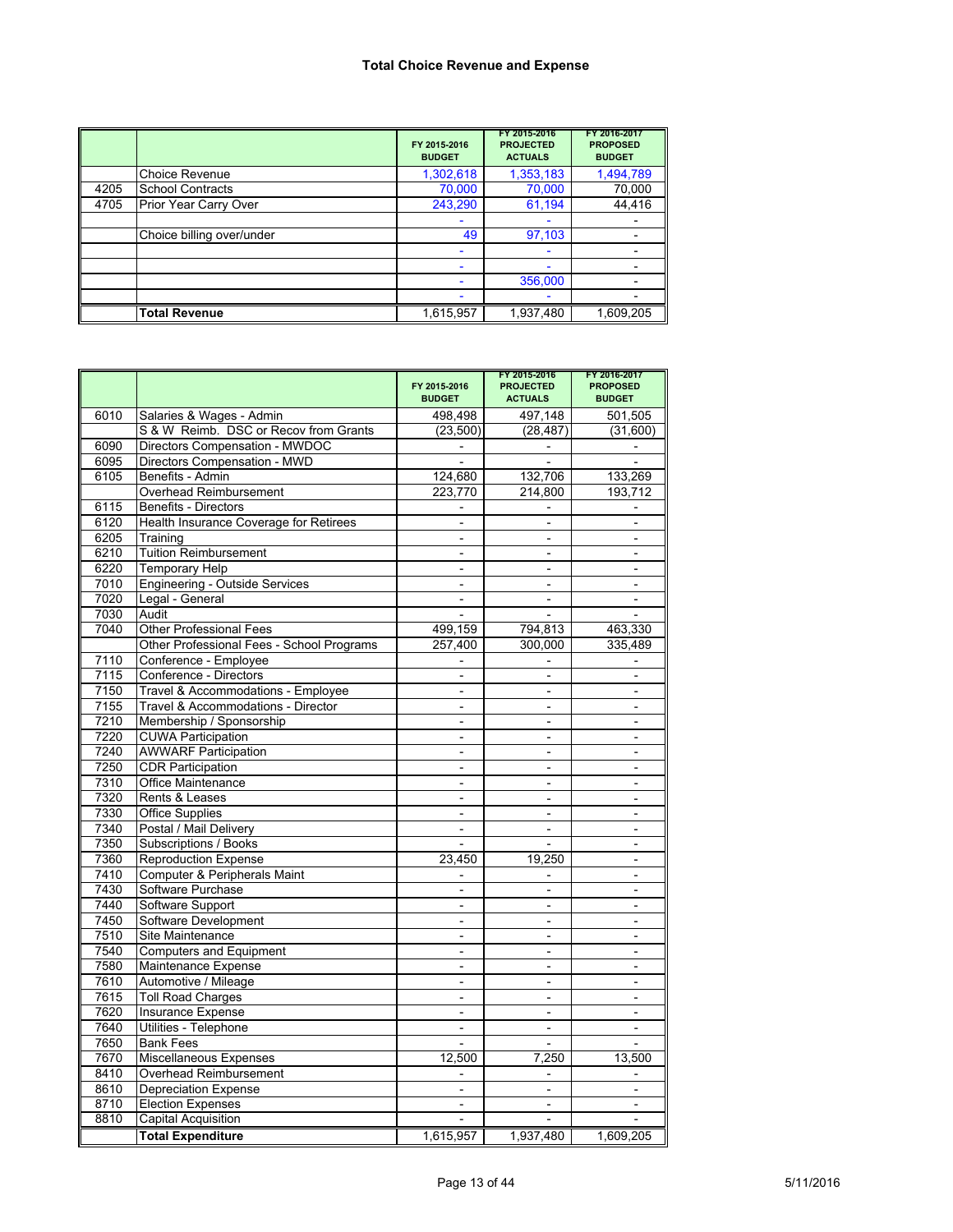## Total Choice Revenue and Expense

| | | FY 2015-2016 BUDGET | FY 2015-2016 PROJECTED ACTUALS | FY 2016-2017 PROPOSED BUDGET |
|---|---|---|---|---|
| | Choice Revenue | 1,302,618 | 1,353,183 | 1,494,789 |
| 4205 | School Contracts | 70,000 | 70,000 | 70,000 |
| 4705 | Prior Year Carry Over | 243,290 | 61,194 | 44,416 |
| | | - | - | - |
| | Choice billing over/under | 49 | 97,103 | - |
| | | - | - | - |
| | | - | - | - |
| | | - | 356,000 | - |
| | | - | - | - |
| | **Total Revenue** | 1,615,957 | 1,937,480 | 1,609,205 |

| | | FY 2015-2016 BUDGET | FY 2015-2016 PROJECTED ACTUALS | FY 2016-2017 PROPOSED BUDGET |
|---|---|---|---|---|
| 6010 | Salaries & Wages - Admin | 498,498 | 497,148 | 501,505 |
| | S & W Reimb. DSC or Recov from Grants | (23,500) | (28,487) | (31,600) |
| 6090 | Directors Compensation - MWDOC | - | - | - |
| 6095 | Directors Compensation - MWD | - | - | - |
| 6105 | Benefits - Admin | 124,680 | 132,706 | 133,269 |
| | Overhead Reimbursement | 223,770 | 214,800 | 193,712 |
| 6115 | Benefits - Directors | - | - | - |
| 6120 | Health Insurance Coverage for Retirees | - | - | - |
| 6205 | Training | - | - | - |
| 6210 | Tuition Reimbursement | - | - | - |
| 6220 | Temporary Help | - | - | - |
| 7010 | Engineering - Outside Services | - | - | - |
| 7020 | Legal - General | - | - | - |
| 7030 | Audit | - | - | - |
| 7040 | Other Professional Fees | 499,159 | 794,813 | 463,330 |
| | Other Professional Fees - School Programs | 257,400 | 300,000 | 335,489 |
| 7110 | Conference - Employee | - | - | - |
| 7115 | Conference - Directors | - | - | - |
| 7150 | Travel & Accommodations - Employee | - | - | - |
| 7155 | Travel & Accommodations - Director | - | - | - |
| 7210 | Membership / Sponsorship | - | - | - |
| 7220 | CUWA Participation | - | - | - |
| 7240 | AWWARF Participation | - | - | - |
| 7250 | CDR Participation | - | - | - |
| 7310 | Office Maintenance | - | - | - |
| 7320 | Rents & Leases | - | - | - |
| 7330 | Office Supplies | - | - | - |
| 7340 | Postal / Mail Delivery | - | - | - |
| 7350 | Subscriptions / Books | - | - | - |
| 7360 | Reproduction Expense | 23,450 | 19,250 | - |
| 7410 | Computer & Peripherals Maint | - | - | - |
| 7430 | Software Purchase | - | - | - |
| 7440 | Software Support | - | - | - |
| 7450 | Software Development | - | - | - |
| 7510 | Site Maintenance | - | - | - |
| 7540 | Computers and Equipment | - | - | - |
| 7580 | Maintenance Expense | - | - | - |
| 7610 | Automotive / Mileage | - | - | - |
| 7615 | Toll Road Charges | - | - | - |
| 7620 | Insurance Expense | - | - | - |
| 7640 | Utilities - Telephone | - | - | - |
| 7650 | Bank Fees | - | - | - |
| 7670 | Miscellaneous Expenses | 12,500 | 7,250 | 13,500 |
| 8410 | Overhead Reimbursement | - | - | - |
| 8610 | Depreciation Expense | - | - | - |
| 8710 | Election Expenses | - | - | - |
| 8810 | Capital Acquisition | - | - | - |
| | **Total Expenditure** | 1,615,957 | 1,937,480 | 1,609,205 |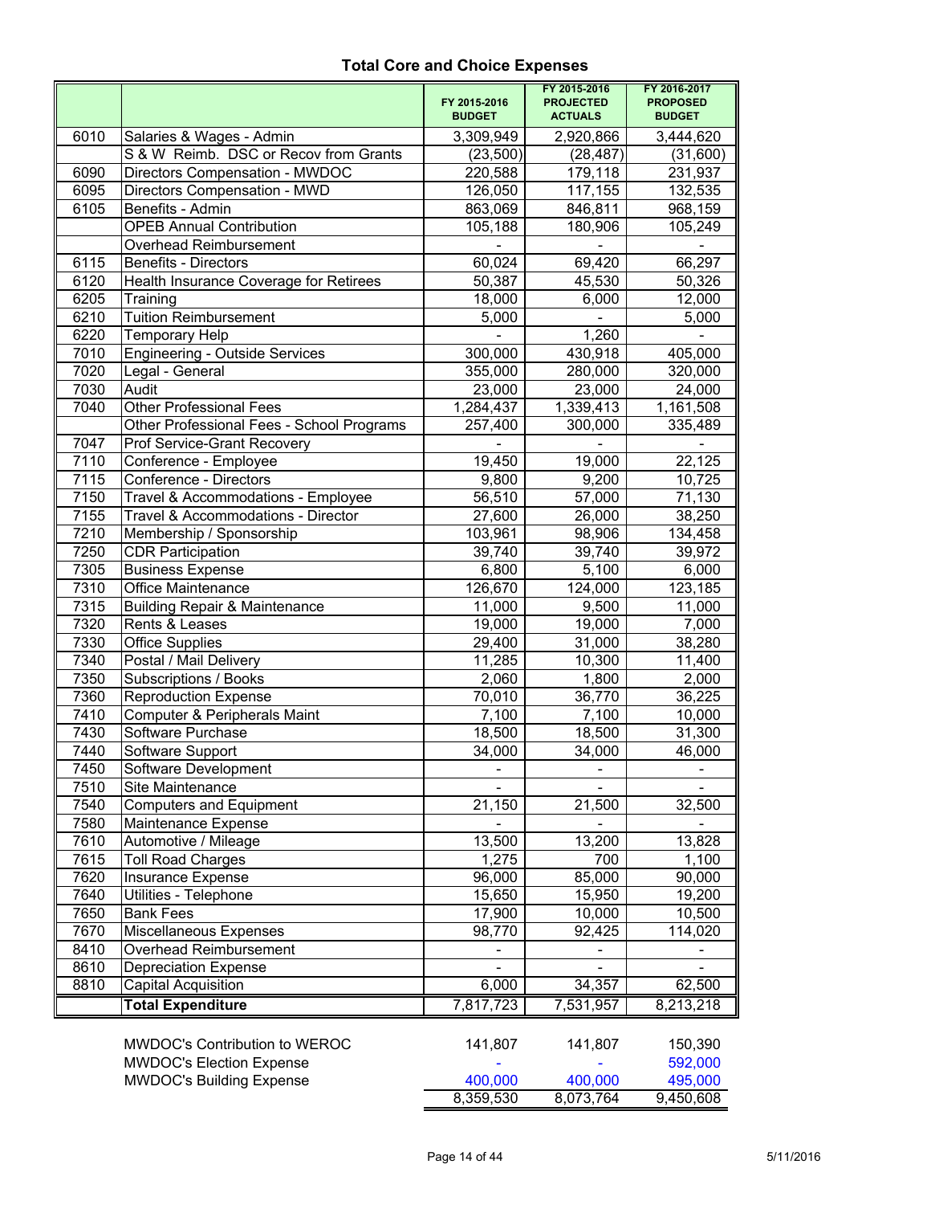## Total Core and Choice Expenses

| | | FY 2015-2016 BUDGET | FY 2015-2016 PROJECTED ACTUALS | FY 2016-2017 PROPOSED BUDGET |
|---|---|---|---|---|
| 6010 | Salaries & Wages - Admin | 3,309,949 | 2,920,866 | 3,444,620 |
| | S & W Reimb. DSC or Recov from Grants | (23,500) | (28,487) | (31,600) |
| 6090 | Directors Compensation - MWDOC | 220,588 | 179,118 | 231,937 |
| 6095 | Directors Compensation - MWD | 126,050 | 117,155 | 132,535 |
| 6105 | Benefits - Admin | 863,069 | 846,811 | 968,159 |
| | OPEB Annual Contribution | 105,188 | 180,906 | 105,249 |
| | Overhead Reimbursement | - | - | - |
| 6115 | Benefits - Directors | 60,024 | 69,420 | 66,297 |
| 6120 | Health Insurance Coverage for Retirees | 50,387 | 45,530 | 50,326 |
| 6205 | Training | 18,000 | 6,000 | 12,000 |
| 6210 | Tuition Reimbursement | 5,000 | - | 5,000 |
| 6220 | Temporary Help | - | 1,260 | - |
| 7010 | Engineering - Outside Services | 300,000 | 430,918 | 405,000 |
| 7020 | Legal - General | 355,000 | 280,000 | 320,000 |
| 7030 | Audit | 23,000 | 23,000 | 24,000 |
| 7040 | Other Professional Fees | 1,284,437 | 1,339,413 | 1,161,508 |
| | Other Professional Fees - School Programs | 257,400 | 300,000 | 335,489 |
| 7047 | Prof Service-Grant Recovery | - | - | - |
| 7110 | Conference - Employee | 19,450 | 19,000 | 22,125 |
| 7115 | Conference - Directors | 9,800 | 9,200 | 10,725 |
| 7150 | Travel & Accommodations - Employee | 56,510 | 57,000 | 71,130 |
| 7155 | Travel & Accommodations - Director | 27,600 | 26,000 | 38,250 |
| 7210 | Membership / Sponsorship | 103,961 | 98,906 | 134,458 |
| 7250 | CDR Participation | 39,740 | 39,740 | 39,972 |
| 7305 | Business Expense | 6,800 | 5,100 | 6,000 |
| 7310 | Office Maintenance | 126,670 | 124,000 | 123,185 |
| 7315 | Building Repair & Maintenance | 11,000 | 9,500 | 11,000 |
| 7320 | Rents & Leases | 19,000 | 19,000 | 7,000 |
| 7330 | Office Supplies | 29,400 | 31,000 | 38,280 |
| 7340 | Postal / Mail Delivery | 11,285 | 10,300 | 11,400 |
| 7350 | Subscriptions / Books | 2,060 | 1,800 | 2,000 |
| 7360 | Reproduction Expense | 70,010 | 36,770 | 36,225 |
| 7410 | Computer & Peripherals Maint | 7,100 | 7,100 | 10,000 |
| 7430 | Software Purchase | 18,500 | 18,500 | 31,300 |
| 7440 | Software Support | 34,000 | 34,000 | 46,000 |
| 7450 | Software Development | - | - | - |
| 7510 | Site Maintenance | - | - | - |
| 7540 | Computers and Equipment | 21,150 | 21,500 | 32,500 |
| 7580 | Maintenance Expense | - | - | - |
| 7610 | Automotive / Mileage | 13,500 | 13,200 | 13,828 |
| 7615 | Toll Road Charges | 1,275 | 700 | 1,100 |
| 7620 | Insurance Expense | 96,000 | 85,000 | 90,000 |
| 7640 | Utilities - Telephone | 15,650 | 15,950 | 19,200 |
| 7650 | Bank Fees | 17,900 | 10,000 | 10,500 |
| 7670 | Miscellaneous Expenses | 98,770 | 92,425 | 114,020 |
| 8410 | Overhead Reimbursement | - | - | - |
| 8610 | Depreciation Expense | - | - | - |
| 8810 | Capital Acquisition | 6,000 | 34,357 | 62,500 |
| | **Total Expenditure** | 7,817,723 | 7,531,957 | 8,213,218 |
| | | | | |
| | MWDOC's Contribution to WEROC | 141,807 | 141,807 | 150,390 |
| | MWDOC's Election Expense | - | - | 592,000 |
| | MWDOC's Building Expense | 400,000 | 400,000 | 495,000 |
| | | 8,359,530 | 8,073,764 | 9,450,608 |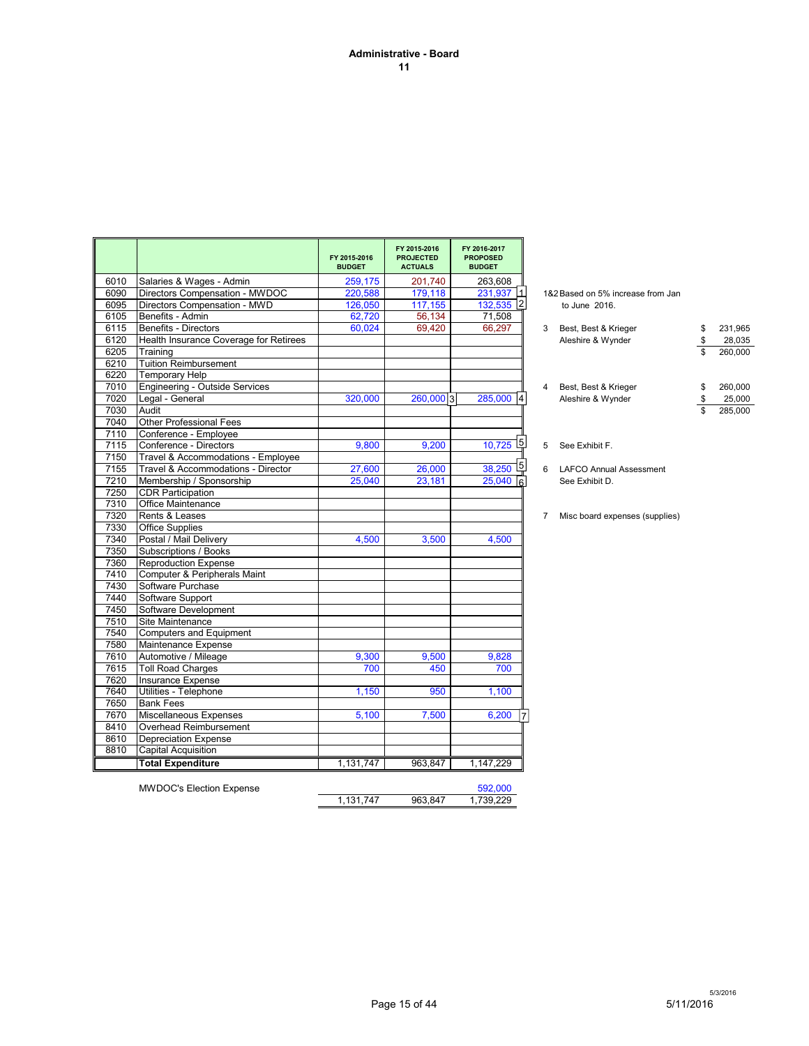# Administrative - Board

## 11

| | | FY 2015-2016 BUDGET | FY 2015-2016 PROJECTED ACTUALS | FY 2016-2017 PROPOSED BUDGET | |
|---|---|---|---|---|---|
| 6010 | Salaries & Wages - Admin | 259,175 | 201,740 | 263,608 | |
| 6090 | Directors Compensation - MWDOC | 220,588 | 179,118 | 231,937 | 1 |
| 6095 | Directors Compensation - MWD | 126,050 | 117,155 | 132,535 | 2 |
| 6105 | Benefits - Admin | 62,720 | 56,134 | 71,508 | |
| 6115 | Benefits - Directors | 60,024 | 69,420 | 66,297 | |
| 6120 | Health Insurance Coverage for Retirees | | | | |
| 6205 | Training | | | | |
| 6210 | Tuition Reimbursement | | | | |
| 6220 | Temporary Help | | | | |
| 7010 | Engineering - Outside Services | | | | |
| 7020 | Legal - General | 320,000 | 260,000 [3] | 285,000 | 4 |
| 7030 | Audit | | | | |
| 7040 | Other Professional Fees | | | | |
| 7110 | Conference - Employee | | | | |
| 7115 | Conference - Directors | 9,800 | 9,200 | 10,725 | 5 |
| 7150 | Travel & Accommodations - Employee | | | | |
| 7155 | Travel & Accommodations - Director | 27,600 | 26,000 | 38,250 | 5 |
| 7210 | Membership / Sponsorship | 25,040 | 23,181 | 25,040 | 6 |
| 7250 | CDR Participation | | | | |
| 7310 | Office Maintenance | | | | |
| 7320 | Rents & Leases | | | | |
| 7330 | Office Supplies | | | | |
| 7340 | Postal / Mail Delivery | 4,500 | 3,500 | 4,500 | |
| 7350 | Subscriptions / Books | | | | |
| 7360 | Reproduction Expense | | | | |
| 7410 | Computer & Peripherals Maint | | | | |
| 7430 | Software Purchase | | | | |
| 7440 | Software Support | | | | |
| 7450 | Software Development | | | | |
| 7510 | Site Maintenance | | | | |
| 7540 | Computers and Equipment | | | | |
| 7580 | Maintenance Expense | | | | |
| 7610 | Automotive / Mileage | 9,300 | 9,500 | 9,828 | |
| 7615 | Toll Road Charges | 700 | 450 | 700 | |
| 7620 | Insurance Expense | | | | |
| 7640 | Utilities - Telephone | 1,150 | 950 | 1,100 | |
| 7650 | Bank Fees | | | | |
| 7670 | Miscellaneous Expenses | 5,100 | 7,500 | 6,200 | 7 |
| 8410 | Overhead Reimbursement | | | | |
| 8610 | Depreciation Expense | | | | |
| 8810 | Capital Acquisition | | | | |
| | **Total Expenditure** | 1,131,747 | 963,847 | 1,147,229 | |
| | MWDOC's Election Expense | | | 592,000 | |
| | | 1,131,747 | 963,847 | 1,739,229 | |

1&2 Based on 5% increase from Jan to June 2016.

3 Best, Best & Krieger $ 231,965; Aleshire & Wynder $ 28,035; Total $ 260,000

4 Best, Best & Krieger $ 260,000; Aleshire & Wynder $ 25,000; Total $ 285,000

5 See Exhibit F.

6 LAFCO Annual Assessment. See Exhibit D.

7 Misc board expenses (supplies)

5/3/2016

5/11/2016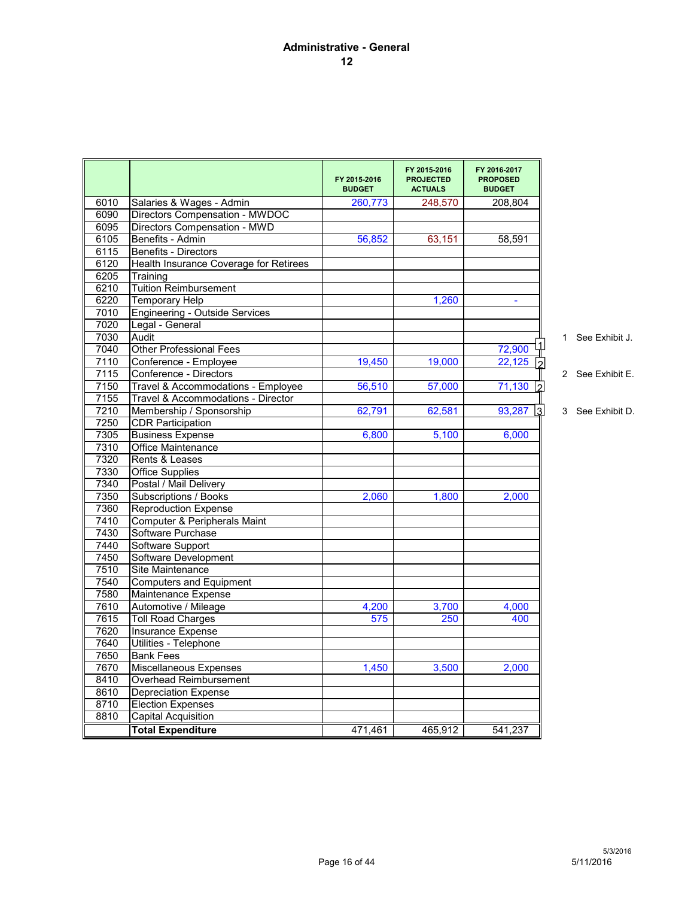# Administrative - General

## 12

| | | FY 2015-2016 BUDGET | FY 2015-2016 PROJECTED ACTUALS | FY 2016-2017 PROPOSED BUDGET | |
|---|---|---|---|---|---|
| 6010 | Salaries & Wages - Admin | 260,773 | 248,570 | 208,804 | |
| 6090 | Directors Compensation - MWDOC | | | | |
| 6095 | Directors Compensation - MWD | | | | |
| 6105 | Benefits - Admin | 56,852 | 63,151 | 58,591 | |
| 6115 | Benefits - Directors | | | | |
| 6120 | Health Insurance Coverage for Retirees | | | | |
| 6205 | Training | | | | |
| 6210 | Tuition Reimbursement | | | | |
| 6220 | Temporary Help | | 1,260 | - | |
| 7010 | Engineering - Outside Services | | | | |
| 7020 | Legal - General | | | | |
| 7030 | Audit | | | | |
| 7040 | Other Professional Fees | | | 72,900 | 1 |
| 7110 | Conference - Employee | 19,450 | 19,000 | 22,125 | 2 |
| 7115 | Conference - Directors | | | | |
| 7150 | Travel & Accommodations - Employee | 56,510 | 57,000 | 71,130 | 2 |
| 7155 | Travel & Accommodations - Director | | | | |
| 7210 | Membership / Sponsorship | 62,791 | 62,581 | 93,287 | 3 |
| 7250 | CDR Participation | | | | |
| 7305 | Business Expense | 6,800 | 5,100 | 6,000 | |
| 7310 | Office Maintenance | | | | |
| 7320 | Rents & Leases | | | | |
| 7330 | Office Supplies | | | | |
| 7340 | Postal / Mail Delivery | | | | |
| 7350 | Subscriptions / Books | 2,060 | 1,800 | 2,000 | |
| 7360 | Reproduction Expense | | | | |
| 7410 | Computer & Peripherals Maint | | | | |
| 7430 | Software Purchase | | | | |
| 7440 | Software Support | | | | |
| 7450 | Software Development | | | | |
| 7510 | Site Maintenance | | | | |
| 7540 | Computers and Equipment | | | | |
| 7580 | Maintenance Expense | | | | |
| 7610 | Automotive / Mileage | 4,200 | 3,700 | 4,000 | |
| 7615 | Toll Road Charges | 575 | 250 | 400 | |
| 7620 | Insurance Expense | | | | |
| 7640 | Utilities - Telephone | | | | |
| 7650 | Bank Fees | | | | |
| 7670 | Miscellaneous Expenses | 1,450 | 3,500 | 2,000 | |
| 8410 | Overhead Reimbursement | | | | |
| 8610 | Depreciation Expense | | | | |
| 8710 | Election Expenses | | | | |
| 8810 | Capital Acquisition | | | | |
| | **Total Expenditure** | 471,461 | 465,912 | 541,237 | |

1 See Exhibit J.

2 See Exhibit E.

3 See Exhibit D.

5/3/2016

5/11/2016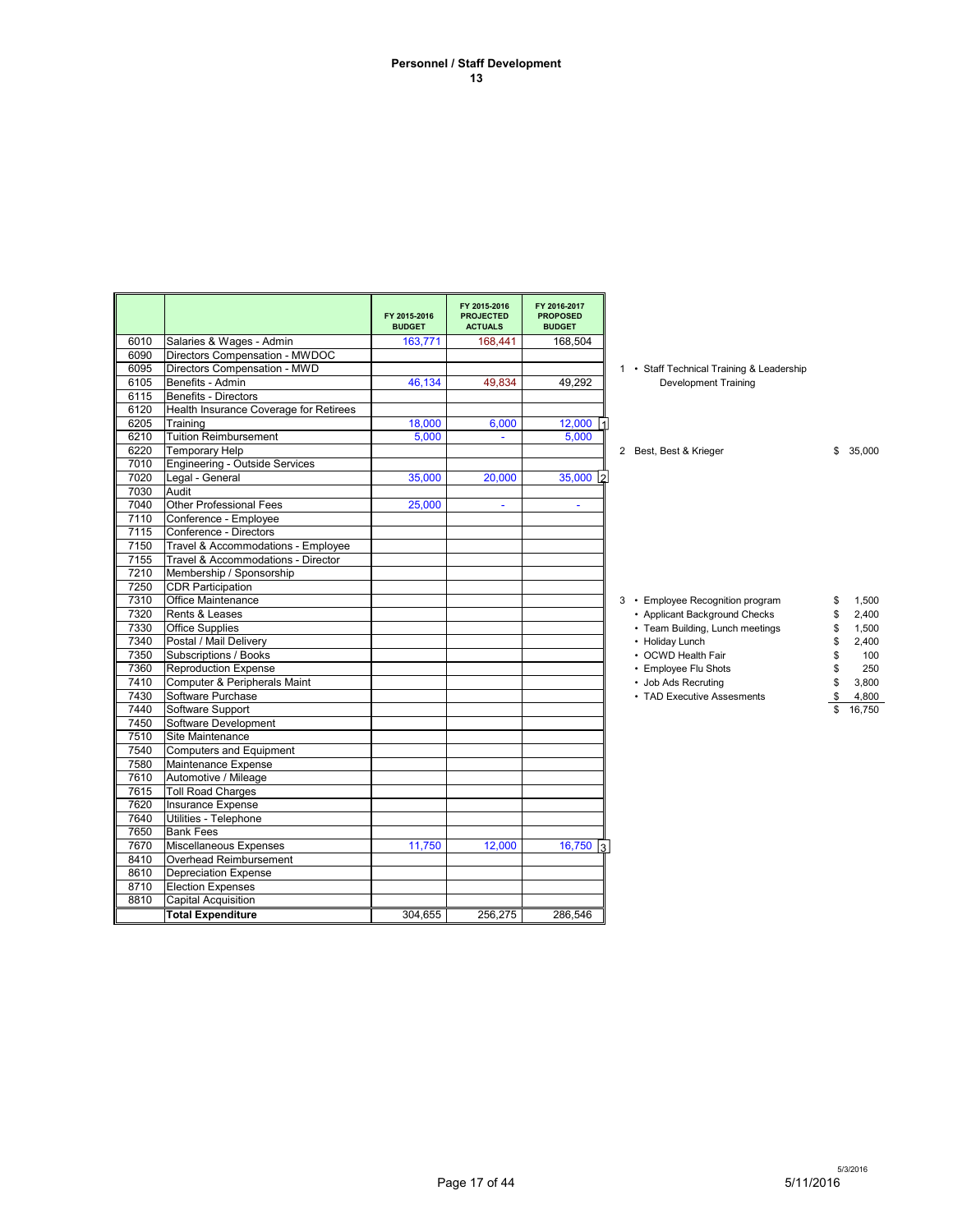# Personnel / Staff Development
## 13

| | | FY 2015-2016 BUDGET | FY 2015-2016 PROJECTED ACTUALS | FY 2016-2017 PROPOSED BUDGET | |
|---|---|---|---|---|---|
| 6010 | Salaries & Wages - Admin | 163,771 | 168,441 | 168,504 | |
| 6090 | Directors Compensation - MWDOC | | | | |
| 6095 | Directors Compensation - MWD | | | | |
| 6105 | Benefits - Admin | 46,134 | 49,834 | 49,292 | |
| 6115 | Benefits - Directors | | | | |
| 6120 | Health Insurance Coverage for Retirees | | | | |
| 6205 | Training | 18,000 | 6,000 | 12,000 | 1 |
| 6210 | Tuition Reimbursement | 5,000 | - | 5,000 | |
| 6220 | Temporary Help | | | | |
| 7010 | Engineering - Outside Services | | | | |
| 7020 | Legal - General | 35,000 | 20,000 | 35,000 | 2 |
| 7030 | Audit | | | | |
| 7040 | Other Professional Fees | 25,000 | - | - | |
| 7110 | Conference - Employee | | | | |
| 7115 | Conference - Directors | | | | |
| 7150 | Travel & Accommodations - Employee | | | | |
| 7155 | Travel & Accommodations - Director | | | | |
| 7210 | Membership / Sponsorship | | | | |
| 7250 | CDR Participation | | | | |
| 7310 | Office Maintenance | | | | |
| 7320 | Rents & Leases | | | | |
| 7330 | Office Supplies | | | | |
| 7340 | Postal / Mail Delivery | | | | |
| 7350 | Subscriptions / Books | | | | |
| 7360 | Reproduction Expense | | | | |
| 7410 | Computer & Peripherals Maint | | | | |
| 7430 | Software Purchase | | | | |
| 7440 | Software Support | | | | |
| 7450 | Software Development | | | | |
| 7510 | Site Maintenance | | | | |
| 7540 | Computers and Equipment | | | | |
| 7580 | Maintenance Expense | | | | |
| 7610 | Automotive / Mileage | | | | |
| 7615 | Toll Road Charges | | | | |
| 7620 | Insurance Expense | | | | |
| 7640 | Utilities - Telephone | | | | |
| 7650 | Bank Fees | | | | |
| 7670 | Miscellaneous Expenses | 11,750 | 12,000 | 16,750 | 3 |
| 8410 | Overhead Reimbursement | | | | |
| 8610 | Depreciation Expense | | | | |
| 8710 | Election Expenses | | | | |
| 8810 | Capital Acquisition | | | | |
| | **Total Expenditure** | 304,655 | 256,275 | 286,546 | |

1 • Staff Technical Training & Leadership Development Training

2 Best, Best & Krieger $ 35,000

3
| | | |
|---|---|---|
| • Employee Recognition program | $ | 1,500 |
| • Applicant Background Checks | $ | 2,400 |
| • Team Building, Lunch meetings | $ | 1,500 |
| • Holiday Lunch | $ | 2,400 |
| • OCWD Health Fair | $ | 100 |
| • Employee Flu Shots | $ | 250 |
| • Job Ads Recruting | $ | 3,800 |
| • TAD Executive Assesments | $ | 4,800 |
| | $ | 16,750 |

5/3/2016

5/11/2016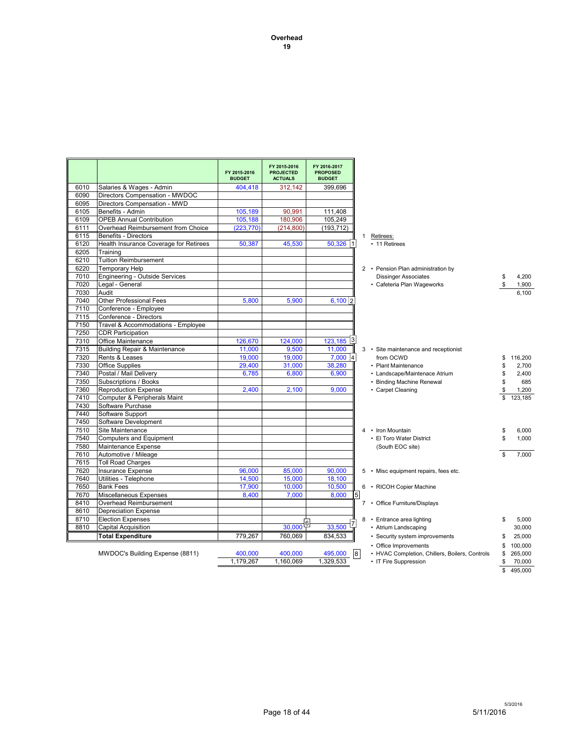# Overhead
## 19

| | | FY 2015-2016 BUDGET | FY 2015-2016 PROJECTED ACTUALS | FY 2016-2017 PROPOSED BUDGET | Note |
|---|---|---|---|---|---|
| 6010 | Salaries & Wages - Admin | 404,418 | 312,142 | 399,696 | |
| 6090 | Directors Compensation - MWDOC | | | | |
| 6095 | Directors Compensation - MWD | | | | |
| 6105 | Benefits - Admin | 105,189 | 90,991 | 111,408 | |
| 6109 | OPEB Annual Contribution | 105,188 | 180,906 | 105,249 | |
| 6111 | Overhead Reimbursement from Choice | (223,770) | (214,800) | (193,712) | |
| 6115 | Benefits - Directors | | | | |
| 6120 | Health Insurance Coverage for Retirees | 50,387 | 45,530 | 50,326 | 1 |
| 6205 | Training | | | | |
| 6210 | Tuition Reimbursement | | | | |
| 6220 | Temporary Help | | | | |
| 7010 | Engineering - Outside Services | | | | |
| 7020 | Legal - General | | | | |
| 7030 | Audit | | | | |
| 7040 | Other Professional Fees | 5,800 | 5,900 | 6,100 | 2 |
| 7110 | Conference - Employee | | | | |
| 7115 | Conference - Directors | | | | |
| 7150 | Travel & Accommodations - Employee | | | | |
| 7250 | CDR Participation | | | | |
| 7310 | Office Maintenance | 126,670 | 124,000 | 123,185 | 3 |
| 7315 | Building Repair & Maintenance | 11,000 | 9,500 | 11,000 | |
| 7320 | Rents & Leases | 19,000 | 19,000 | 7,000 | 4 |
| 7330 | Office Supplies | 29,400 | 31,000 | 38,280 | |
| 7340 | Postal / Mail Delivery | 6,785 | 6,800 | 6,900 | |
| 7350 | Subscriptions / Books | | | | |
| 7360 | Reproduction Expense | 2,400 | 2,100 | 9,000 | |
| 7410 | Computer & Peripherals Maint | | | | |
| 7430 | Software Purchase | | | | |
| 7440 | Software Support | | | | |
| 7450 | Software Development | | | | |
| 7510 | Site Maintenance | | | | |
| 7540 | Computers and Equipment | | | | |
| 7580 | Maintenance Expense | | | | |
| 7610 | Automotive / Mileage | | | | |
| 7615 | Toll Road Charges | | | | |
| 7620 | Insurance Expense | 96,000 | 85,000 | 90,000 | |
| 7640 | Utilities - Telephone | 14,500 | 15,000 | 18,100 | |
| 7650 | Bank Fees | 17,900 | 10,000 | 10,500 | |
| 7670 | Miscellaneous Expenses | 8,400 | 7,000 | 8,000 | 5 |
| 8410 | Overhead Reimbursement | | | | |
| 8610 | Depreciation Expense | | | | |
| 8710 | Election Expenses | | | | |
| 8810 | Capital Acquisition | | 30,000 (6) | 33,500 | 7 |
| | **Total Expenditure** | 779,267 | 760,069 | 834,533 | |
| | MWDOC's Building Expense (8811) | 400,000 | 400,000 | 495,000 | 8 |
| | | 1,179,267 | 1,160,069 | 1,329,533 | |

1 Retirees:
- 11 Retirees

2
- Pension Plan administration by Dissinger Associates — $ 4,200
- Cafeteria Plan Wageworks — $ 1,900
- Total: 6,100

3
- Site maintenance and receptionist from OCWD — $ 116,200
- Plant Maintenance — $ 2,700
- Landscape/Maintenace Atrium — $ 2,400
- Binding Machine Renewal — $ 685
- Carpet Cleaning — $ 1,200
- Total: $ 123,185

4
- Iron Mountain — $ 6,000
- El Toro Water District (South EOC site) — $ 1,000
- Total: $ 7,000

5
- Misc equipment repairs, fees etc.

6
- RICOH Copier Machine

7
- Office Furniture/Displays

8
- Entrance area lighting — $ 5,000
- Atrium Landscaping — 30,000
- Security system improvements — $ 25,000
- Office Improvements — $ 100,000
- HVAC Completion, Chillers, Boilers, Controls — $ 265,000
- IT Fire Suppression — $ 70,000
- Total: $ 495,000

5/3/2016

5/11/2016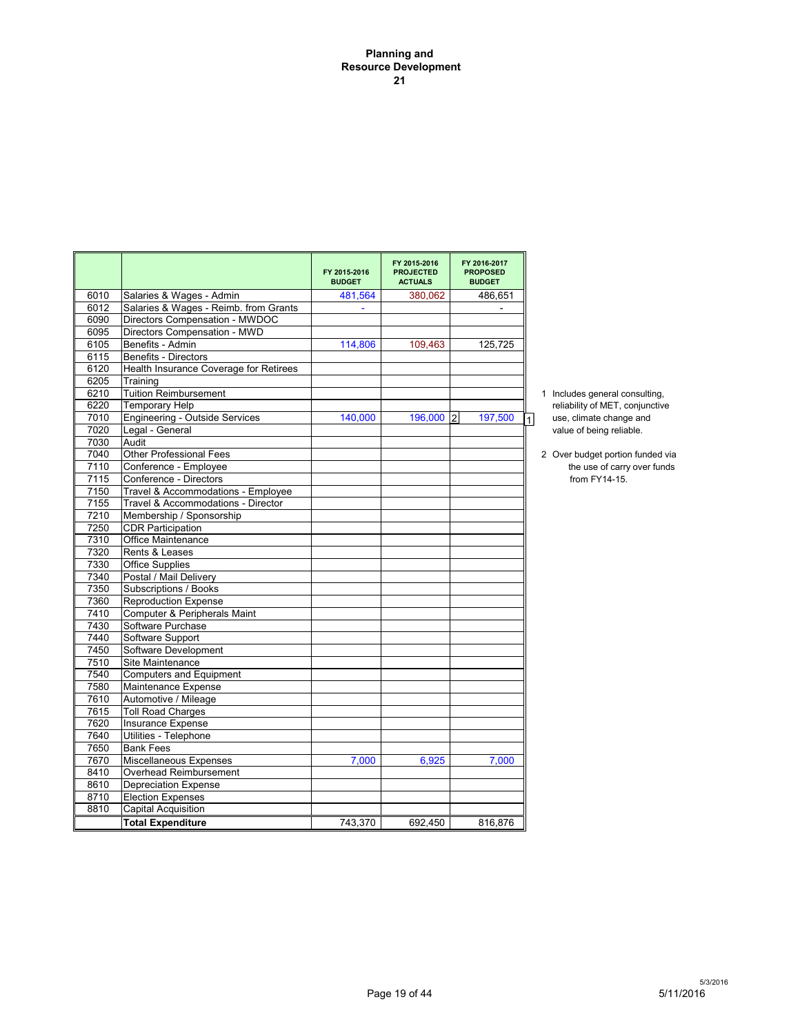**Planning and Resource Development**
**21**

| | | FY 2015-2016 BUDGET | FY 2015-2016 PROJECTED ACTUALS | FY 2016-2017 PROPOSED BUDGET |
|---|---|---|---|---|
| 6010 | Salaries & Wages - Admin | 481,564 | 380,062 | 486,651 |
| 6012 | Salaries & Wages - Reimb. from Grants | - | | - |
| 6090 | Directors Compensation - MWDOC | | | |
| 6095 | Directors Compensation - MWD | | | |
| 6105 | Benefits - Admin | 114,806 | 109,463 | 125,725 |
| 6115 | Benefits - Directors | | | |
| 6120 | Health Insurance Coverage for Retirees | | | |
| 6205 | Training | | | |
| 6210 | Tuition Reimbursement | | | |
| 6220 | Temporary Help | | | |
| 7010 | Engineering - Outside Services | 140,000 | 196,000 [2] | 197,500 [1] |
| 7020 | Legal - General | | | |
| 7030 | Audit | | | |
| 7040 | Other Professional Fees | | | |
| 7110 | Conference - Employee | | | |
| 7115 | Conference - Directors | | | |
| 7150 | Travel & Accommodations - Employee | | | |
| 7155 | Travel & Accommodations - Director | | | |
| 7210 | Membership / Sponsorship | | | |
| 7250 | CDR Participation | | | |
| 7310 | Office Maintenance | | | |
| 7320 | Rents & Leases | | | |
| 7330 | Office Supplies | | | |
| 7340 | Postal / Mail Delivery | | | |
| 7350 | Subscriptions / Books | | | |
| 7360 | Reproduction Expense | | | |
| 7410 | Computer & Peripherals Maint | | | |
| 7430 | Software Purchase | | | |
| 7440 | Software Support | | | |
| 7450 | Software Development | | | |
| 7510 | Site Maintenance | | | |
| 7540 | Computers and Equipment | | | |
| 7580 | Maintenance Expense | | | |
| 7610 | Automotive / Mileage | | | |
| 7615 | Toll Road Charges | | | |
| 7620 | Insurance Expense | | | |
| 7640 | Utilities - Telephone | | | |
| 7650 | Bank Fees | | | |
| 7670 | Miscellaneous Expenses | 7,000 | 6,925 | 7,000 |
| 8410 | Overhead Reimbursement | | | |
| 8610 | Depreciation Expense | | | |
| 8710 | Election Expenses | | | |
| 8810 | Capital Acquisition | | | |
| | **Total Expenditure** | 743,370 | 692,450 | 816,876 |

1 Includes general consulting, reliability of MET, conjunctive use, climate change and value of being reliable.

2 Over budget portion funded via the use of carry over funds from FY14-15.

5/3/2016
5/11/2016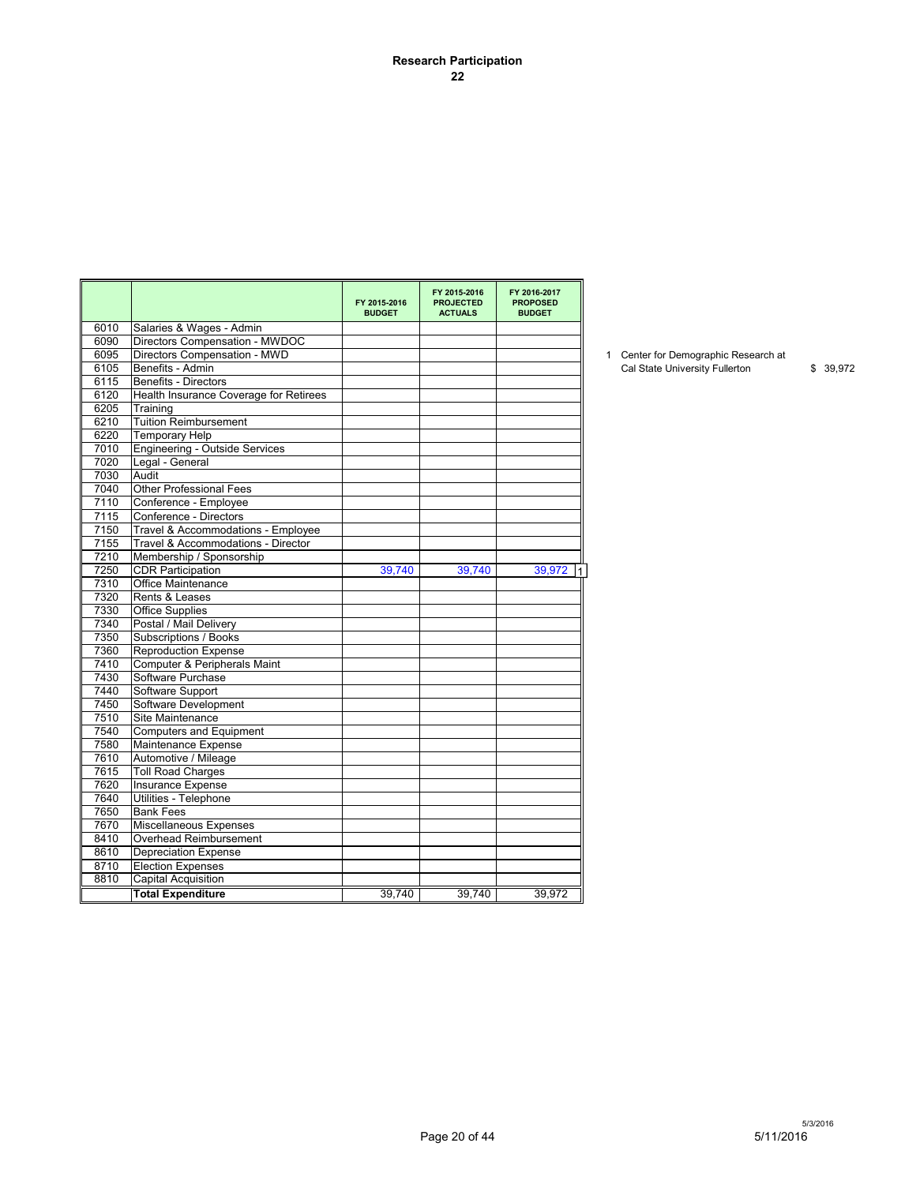**Research Participation**
**22**

| | | FY 2015-2016 BUDGET | FY 2015-2016 PROJECTED ACTUALS | FY 2016-2017 PROPOSED BUDGET |
|---|---|---|---|---|
| 6010 | Salaries & Wages - Admin | | | |
| 6090 | Directors Compensation - MWDOC | | | |
| 6095 | Directors Compensation - MWD | | | |
| 6105 | Benefits - Admin | | | |
| 6115 | Benefits - Directors | | | |
| 6120 | Health Insurance Coverage for Retirees | | | |
| 6205 | Training | | | |
| 6210 | Tuition Reimbursement | | | |
| 6220 | Temporary Help | | | |
| 7010 | Engineering - Outside Services | | | |
| 7020 | Legal - General | | | |
| 7030 | Audit | | | |
| 7040 | Other Professional Fees | | | |
| 7110 | Conference - Employee | | | |
| 7115 | Conference - Directors | | | |
| 7150 | Travel & Accommodations - Employee | | | |
| 7155 | Travel & Accommodations - Director | | | |
| 7210 | Membership / Sponsorship | | | |
| 7250 | CDR Participation | 39,740 | 39,740 | 39,972 [1] |
| 7310 | Office Maintenance | | | |
| 7320 | Rents & Leases | | | |
| 7330 | Office Supplies | | | |
| 7340 | Postal / Mail Delivery | | | |
| 7350 | Subscriptions / Books | | | |
| 7360 | Reproduction Expense | | | |
| 7410 | Computer & Peripherals Maint | | | |
| 7430 | Software Purchase | | | |
| 7440 | Software Support | | | |
| 7450 | Software Development | | | |
| 7510 | Site Maintenance | | | |
| 7540 | Computers and Equipment | | | |
| 7580 | Maintenance Expense | | | |
| 7610 | Automotive / Mileage | | | |
| 7615 | Toll Road Charges | | | |
| 7620 | Insurance Expense | | | |
| 7640 | Utilities - Telephone | | | |
| 7650 | Bank Fees | | | |
| 7670 | Miscellaneous Expenses | | | |
| 8410 | Overhead Reimbursement | | | |
| 8610 | Depreciation Expense | | | |
| 8710 | Election Expenses | | | |
| 8810 | Capital Acquisition | | | |
| | **Total Expenditure** | 39,740 | 39,740 | 39,972 |

1 Center for Demographic Research at Cal State University Fullerton $ 39,972

5/3/2016
5/11/2016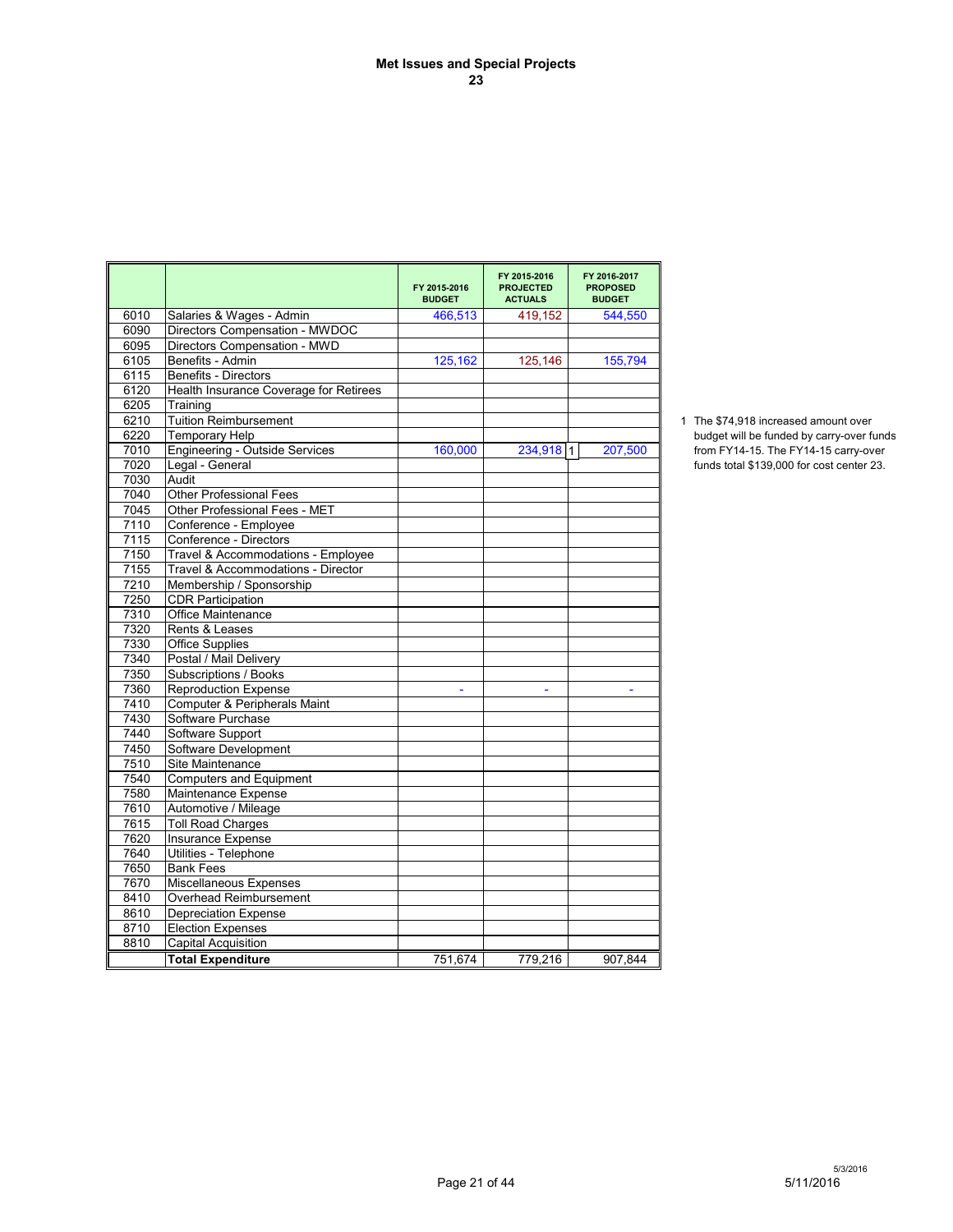# Met Issues and Special Projects

## 23

| | | FY 2015-2016 BUDGET | FY 2015-2016 PROJECTED ACTUALS | FY 2016-2017 PROPOSED BUDGET |
|---|---|---|---|---|
| 6010 | Salaries & Wages - Admin | 466,513 | 419,152 | 544,550 |
| 6090 | Directors Compensation - MWDOC | | | |
| 6095 | Directors Compensation - MWD | | | |
| 6105 | Benefits - Admin | 125,162 | 125,146 | 155,794 |
| 6115 | Benefits - Directors | | | |
| 6120 | Health Insurance Coverage for Retirees | | | |
| 6205 | Training | | | |
| 6210 | Tuition Reimbursement | | | |
| 6220 | Temporary Help | | | |
| 7010 | Engineering - Outside Services | 160,000 | 234,918 [1] | 207,500 |
| 7020 | Legal - General | | | |
| 7030 | Audit | | | |
| 7040 | Other Professional Fees | | | |
| 7045 | Other Professional Fees - MET | | | |
| 7110 | Conference - Employee | | | |
| 7115 | Conference - Directors | | | |
| 7150 | Travel & Accommodations - Employee | | | |
| 7155 | Travel & Accommodations - Director | | | |
| 7210 | Membership / Sponsorship | | | |
| 7250 | CDR Participation | | | |
| 7310 | Office Maintenance | | | |
| 7320 | Rents & Leases | | | |
| 7330 | Office Supplies | | | |
| 7340 | Postal / Mail Delivery | | | |
| 7350 | Subscriptions / Books | | | |
| 7360 | Reproduction Expense | - | - | - |
| 7410 | Computer & Peripherals Maint | | | |
| 7430 | Software Purchase | | | |
| 7440 | Software Support | | | |
| 7450 | Software Development | | | |
| 7510 | Site Maintenance | | | |
| 7540 | Computers and Equipment | | | |
| 7580 | Maintenance Expense | | | |
| 7610 | Automotive / Mileage | | | |
| 7615 | Toll Road Charges | | | |
| 7620 | Insurance Expense | | | |
| 7640 | Utilities - Telephone | | | |
| 7650 | Bank Fees | | | |
| 7670 | Miscellaneous Expenses | | | |
| 8410 | Overhead Reimbursement | | | |
| 8610 | Depreciation Expense | | | |
| 8710 | Election Expenses | | | |
| 8810 | Capital Acquisition | | | |
| | **Total Expenditure** | 751,674 | 779,216 | 907,844 |

1 The $74,918 increased amount over budget will be funded by carry-over funds from FY14-15. The FY14-15 carry-over funds total $139,000 for cost center 23.

5/3/2016
5/11/2016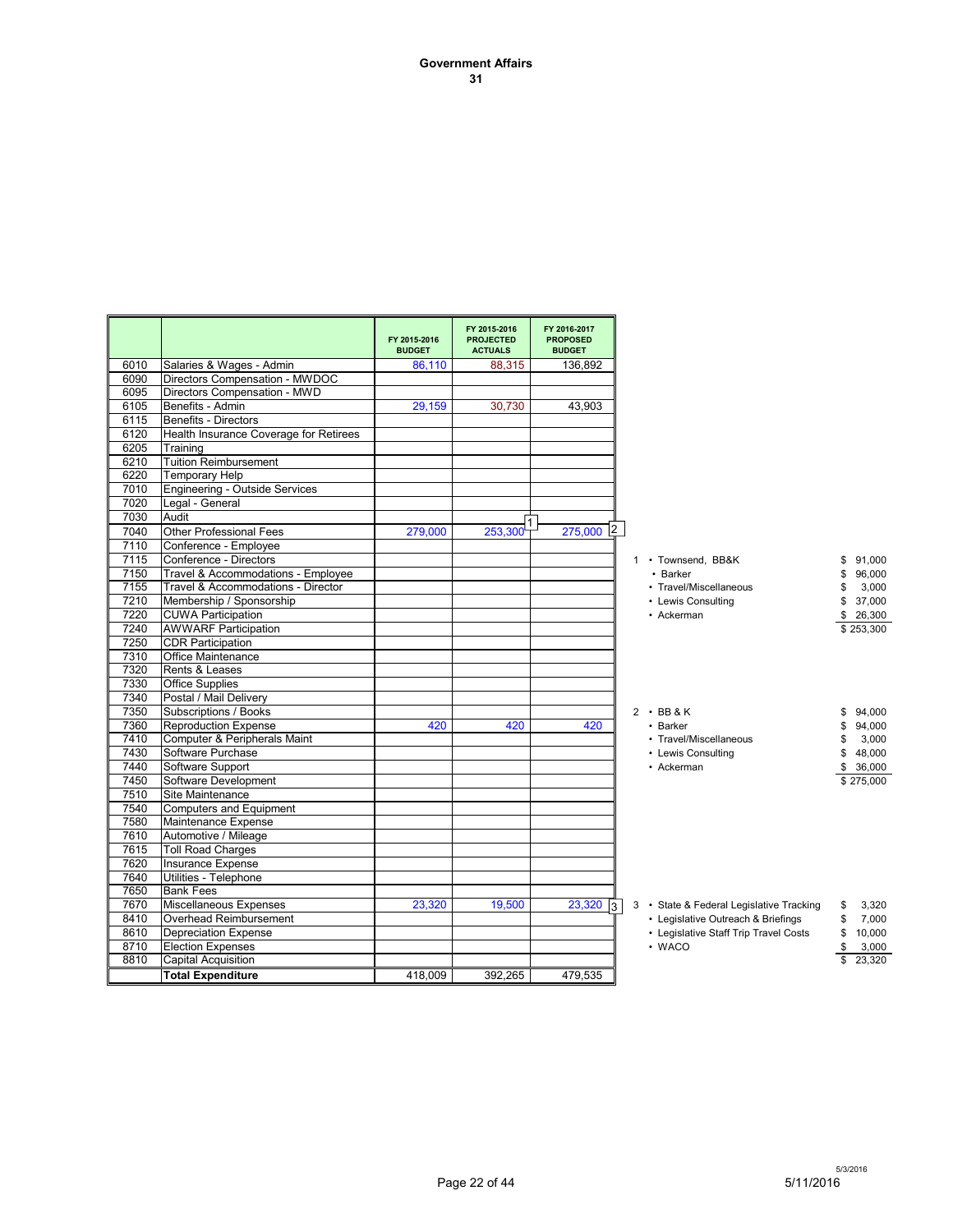# Government Affairs

## 31

| | | FY 2015-2016 BUDGET | FY 2015-2016 PROJECTED ACTUALS | FY 2016-2017 PROPOSED BUDGET |
|---|---|---|---|---|
| 6010 | Salaries & Wages - Admin | 86,110 | 88,315 | 136,892 |
| 6090 | Directors Compensation - MWDOC | | | |
| 6095 | Directors Compensation - MWD | | | |
| 6105 | Benefits - Admin | 29,159 | 30,730 | 43,903 |
| 6115 | Benefits - Directors | | | |
| 6120 | Health Insurance Coverage for Retirees | | | |
| 6205 | Training | | | |
| 6210 | Tuition Reimbursement | | | |
| 6220 | Temporary Help | | | |
| 7010 | Engineering - Outside Services | | | |
| 7020 | Legal - General | | | |
| 7030 | Audit | | | |
| 7040 | Other Professional Fees | 279,000 | 253,300 [1] | 275,000 [2] |
| 7110 | Conference - Employee | | | |
| 7115 | Conference - Directors | | | |
| 7150 | Travel & Accommodations - Employee | | | |
| 7155 | Travel & Accommodations - Director | | | |
| 7210 | Membership / Sponsorship | | | |
| 7220 | CUWA Participation | | | |
| 7240 | AWWARF Participation | | | |
| 7250 | CDR Participation | | | |
| 7310 | Office Maintenance | | | |
| 7320 | Rents & Leases | | | |
| 7330 | Office Supplies | | | |
| 7340 | Postal / Mail Delivery | | | |
| 7350 | Subscriptions / Books | | | |
| 7360 | Reproduction Expense | 420 | 420 | 420 |
| 7410 | Computer & Peripherals Maint | | | |
| 7430 | Software Purchase | | | |
| 7440 | Software Support | | | |
| 7450 | Software Development | | | |
| 7510 | Site Maintenance | | | |
| 7540 | Computers and Equipment | | | |
| 7580 | Maintenance Expense | | | |
| 7610 | Automotive / Mileage | | | |
| 7615 | Toll Road Charges | | | |
| 7620 | Insurance Expense | | | |
| 7640 | Utilities - Telephone | | | |
| 7650 | Bank Fees | | | |
| 7670 | Miscellaneous Expenses | 23,320 | 19,500 | 23,320 [3] |
| 8410 | Overhead Reimbursement | | | |
| 8610 | Depreciation Expense | | | |
| 8710 | Election Expenses | | | |
| 8810 | Capital Acquisition | | | |
| | **Total Expenditure** | 418,009 | 392,265 | 479,535 |

1

| Item | Amount |
|---|---|
| • Townsend, BB&K | $ 91,000 |
| • Barker | $ 96,000 |
| • Travel/Miscellaneous | $ 3,000 |
| • Lewis Consulting | $ 37,000 |
| • Ackerman | $ 26,300 |
| | $ 253,300 |

2

| Item | Amount |
|---|---|
| • BB & K | $ 94,000 |
| • Barker | $ 94,000 |
| • Travel/Miscellaneous | $ 3,000 |
| • Lewis Consulting | $ 48,000 |
| • Ackerman | $ 36,000 |
| | $ 275,000 |

3

| Item | Amount |
|---|---|
| • State & Federal Legislative Tracking | $ 3,320 |
| • Legislative Outreach & Briefings | $ 7,000 |
| • Legislative Staff Trip Travel Costs | $ 10,000 |
| • WACO | $ 3,000 |
| | $ 23,320 |

5/3/2016

5/11/2016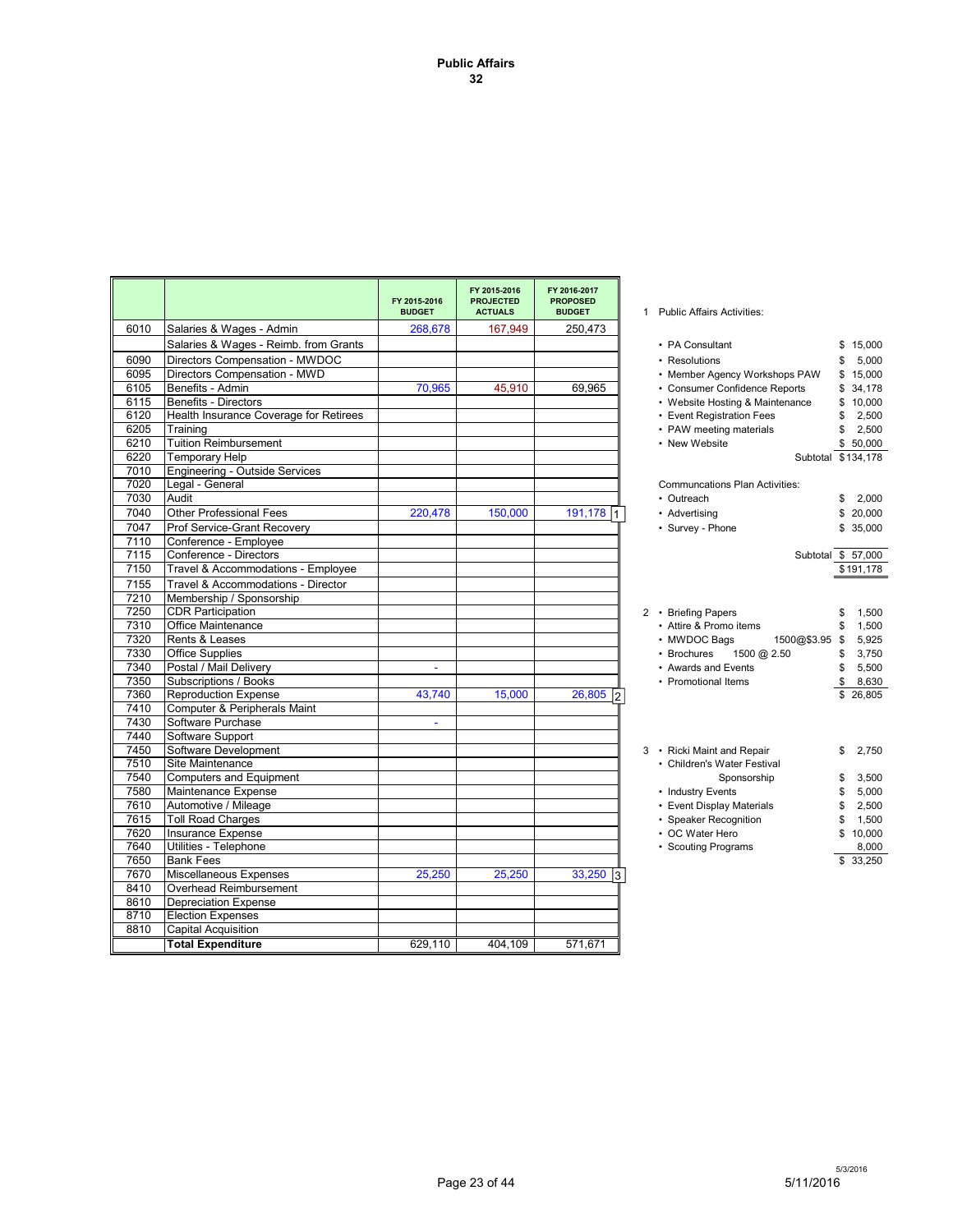# Public Affairs
## 32

| | | FY 2015-2016 BUDGET | FY 2015-2016 PROJECTED ACTUALS | FY 2016-2017 PROPOSED BUDGET | |
|---|---|---|---|---|---|
| 6010 | Salaries & Wages - Admin | 268,678 | 167,949 | 250,473 | |
| | Salaries & Wages - Reimb. from Grants | | | | |
| 6090 | Directors Compensation - MWDOC | | | | |
| 6095 | Directors Compensation - MWD | | | | |
| 6105 | Benefits - Admin | 70,965 | 45,910 | 69,965 | |
| 6115 | Benefits - Directors | | | | |
| 6120 | Health Insurance Coverage for Retirees | | | | |
| 6205 | Training | | | | |
| 6210 | Tuition Reimbursement | | | | |
| 6220 | Temporary Help | | | | |
| 7010 | Engineering - Outside Services | | | | |
| 7020 | Legal - General | | | | |
| 7030 | Audit | | | | |
| 7040 | Other Professional Fees | 220,478 | 150,000 | 191,178 | 1 |
| 7047 | Prof Service-Grant Recovery | | | | |
| 7110 | Conference - Employee | | | | |
| 7115 | Conference - Directors | | | | |
| 7150 | Travel & Accommodations - Employee | | | | |
| 7155 | Travel & Accommodations - Director | | | | |
| 7210 | Membership / Sponsorship | | | | |
| 7250 | CDR Participation | | | | |
| 7310 | Office Maintenance | | | | |
| 7320 | Rents & Leases | | | | |
| 7330 | Office Supplies | | | | |
| 7340 | Postal / Mail Delivery | - | | | |
| 7350 | Subscriptions / Books | | | | |
| 7360 | Reproduction Expense | 43,740 | 15,000 | 26,805 | 2 |
| 7410 | Computer & Peripherals Maint | | | | |
| 7430 | Software Purchase | - | | | |
| 7440 | Software Support | | | | |
| 7450 | Software Development | | | | |
| 7510 | Site Maintenance | | | | |
| 7540 | Computers and Equipment | | | | |
| 7580 | Maintenance Expense | | | | |
| 7610 | Automotive / Mileage | | | | |
| 7615 | Toll Road Charges | | | | |
| 7620 | Insurance Expense | | | | |
| 7640 | Utilities - Telephone | | | | |
| 7650 | Bank Fees | | | | |
| 7670 | Miscellaneous Expenses | 25,250 | 25,250 | 33,250 | 3 |
| 8410 | Overhead Reimbursement | | | | |
| 8610 | Depreciation Expense | | | | |
| 8710 | Election Expenses | | | | |
| 8810 | Capital Acquisition | | | | |
| | **Total Expenditure** | 629,110 | 404,109 | 571,671 | |

1 Public Affairs Activities:

| Item | Amount |
|---|---|
| • PA Consultant | $ 15,000 |
| • Resolutions | $ 5,000 |
| • Member Agency Workshops PAW | $ 15,000 |
| • Consumer Confidence Reports | $ 34,178 |
| • Website Hosting & Maintenance | $ 10,000 |
| • Event Registration Fees | $ 2,500 |
| • PAW meeting materials | $ 2,500 |
| • New Website | $ 50,000 |
| Subtotal | $134,178 |

Communcations Plan Activities:

| Item | Amount |
|---|---|
| • Outreach | $ 2,000 |
| • Advertising | $ 20,000 |
| • Survey - Phone | $ 35,000 |
| Subtotal | $ 57,000 |
| | $191,178 |

2

| Item | | Amount |
|---|---|---|
| • Briefing Papers | | $ 1,500 |
| • Attire & Promo items | | $ 1,500 |
| • MWDOC Bags | 1500@$3.95 | $ 5,925 |
| • Brochures | 1500 @ 2.50 | $ 3,750 |
| • Awards and Events | | $ 5,500 |
| • Promotional Items | | $ 8,630 |
| | | $ 26,805 |

3

| Item | Amount |
|---|---|
| • Ricki Maint and Repair | $ 2,750 |
| • Children's Water Festival Sponsorship | $ 3,500 |
| • Industry Events | $ 5,000 |
| • Event Display Materials | $ 2,500 |
| • Speaker Recognition | $ 1,500 |
| • OC Water Hero | $ 10,000 |
| • Scouting Programs | 8,000 |
| | $ 33,250 |

5/3/2016

5/11/2016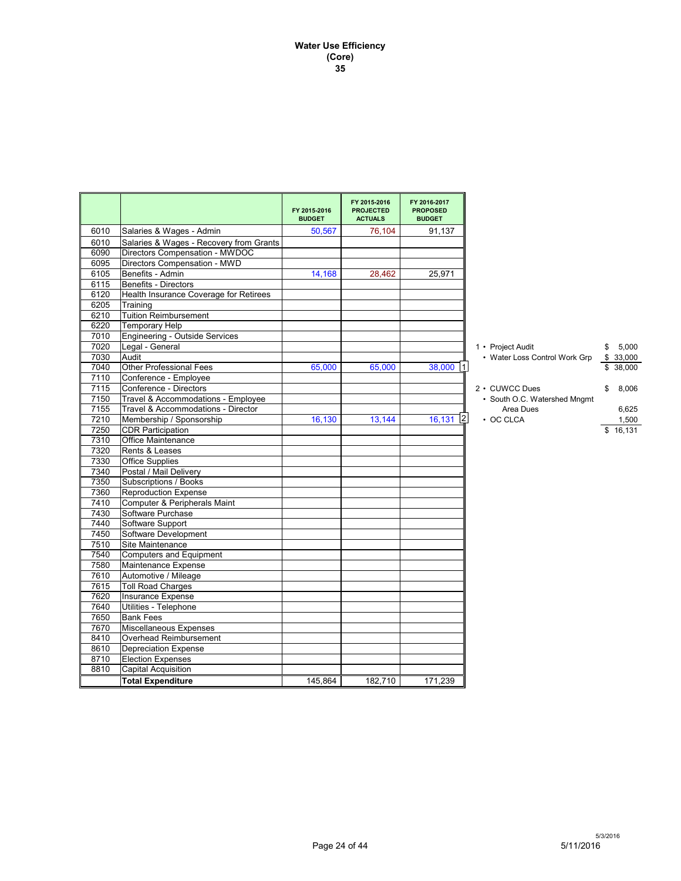# Water Use Efficiency
## (Core)
## 35

| | | FY 2015-2016 BUDGET | FY 2015-2016 PROJECTED ACTUALS | FY 2016-2017 PROPOSED BUDGET |
|---|---|---|---|---|
| 6010 | Salaries & Wages - Admin | 50,567 | 76,104 | 91,137 |
| 6010 | Salaries & Wages - Recovery from Grants | | | |
| 6090 | Directors Compensation - MWDOC | | | |
| 6095 | Directors Compensation - MWD | | | |
| 6105 | Benefits - Admin | 14,168 | 28,462 | 25,971 |
| 6115 | Benefits - Directors | | | |
| 6120 | Health Insurance Coverage for Retirees | | | |
| 6205 | Training | | | |
| 6210 | Tuition Reimbursement | | | |
| 6220 | Temporary Help | | | |
| 7010 | Engineering - Outside Services | | | |
| 7020 | Legal - General | | | |
| 7030 | Audit | | | |
| 7040 | Other Professional Fees | 65,000 | 65,000 | 38,000 [1] |
| 7110 | Conference - Employee | | | |
| 7115 | Conference - Directors | | | |
| 7150 | Travel & Accommodations - Employee | | | |
| 7155 | Travel & Accommodations - Director | | | |
| 7210 | Membership / Sponsorship | 16,130 | 13,144 | 16,131 [2] |
| 7250 | CDR Participation | | | |
| 7310 | Office Maintenance | | | |
| 7320 | Rents & Leases | | | |
| 7330 | Office Supplies | | | |
| 7340 | Postal / Mail Delivery | | | |
| 7350 | Subscriptions / Books | | | |
| 7360 | Reproduction Expense | | | |
| 7410 | Computer & Peripherals Maint | | | |
| 7430 | Software Purchase | | | |
| 7440 | Software Support | | | |
| 7450 | Software Development | | | |
| 7510 | Site Maintenance | | | |
| 7540 | Computers and Equipment | | | |
| 7580 | Maintenance Expense | | | |
| 7610 | Automotive / Mileage | | | |
| 7615 | Toll Road Charges | | | |
| 7620 | Insurance Expense | | | |
| 7640 | Utilities - Telephone | | | |
| 7650 | Bank Fees | | | |
| 7670 | Miscellaneous Expenses | | | |
| 8410 | Overhead Reimbursement | | | |
| 8610 | Depreciation Expense | | | |
| 8710 | Election Expenses | | | |
| 8810 | Capital Acquisition | | | |
| | **Total Expenditure** | 145,864 | 182,710 | 171,239 |

1
- Project Audit — $ 5,000
- Water Loss Control Work Grp — $ 33,000
- Total — $ 38,000

2
- CUWCC Dues — $ 8,006
- South O.C. Watershed Mngmt Area Dues — 6,625
- OC CLCA — 1,500
- Total — $ 16,131

5/3/2016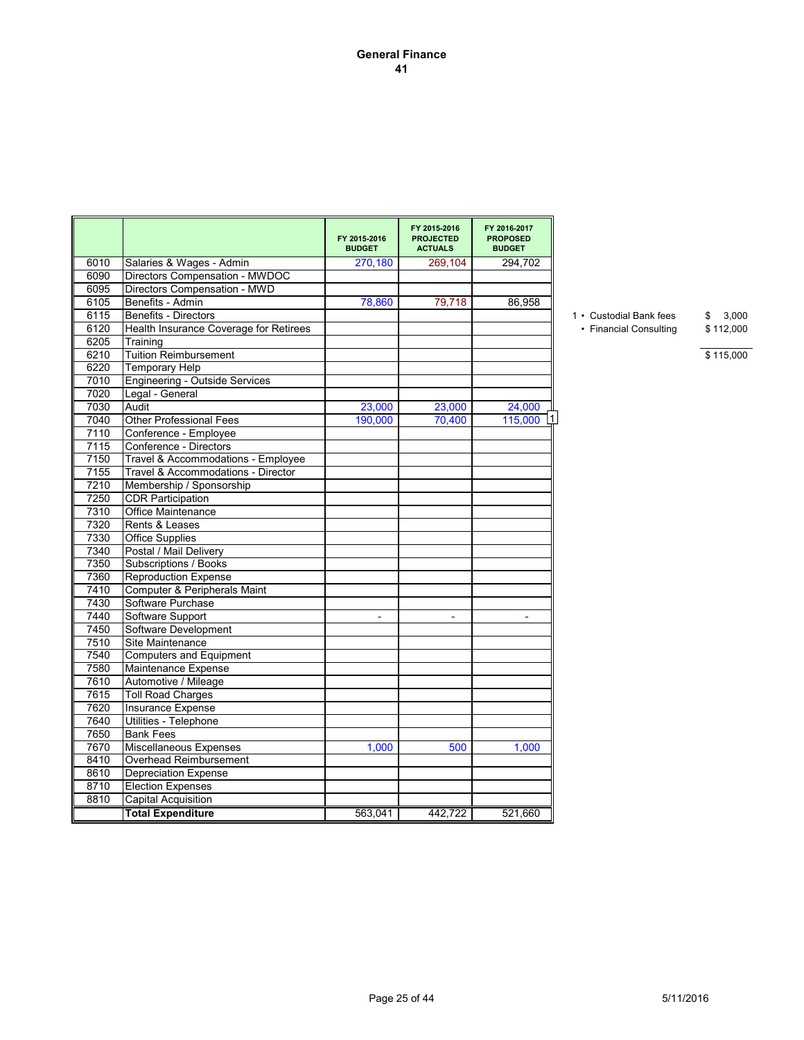# General Finance
## 41

| | | FY 2015-2016 BUDGET | FY 2015-2016 PROJECTED ACTUALS | FY 2016-2017 PROPOSED BUDGET | |
|---|---|---|---|---|---|
| 6010 | Salaries & Wages - Admin | 270,180 | 269,104 | 294,702 | |
| 6090 | Directors Compensation - MWDOC | | | | |
| 6095 | Directors Compensation - MWD | | | | |
| 6105 | Benefits - Admin | 78,860 | 79,718 | 86,958 | |
| 6115 | Benefits - Directors | | | | |
| 6120 | Health Insurance Coverage for Retirees | | | | |
| 6205 | Training | | | | |
| 6210 | Tuition Reimbursement | | | | |
| 6220 | Temporary Help | | | | |
| 7010 | Engineering - Outside Services | | | | |
| 7020 | Legal - General | | | | |
| 7030 | Audit | 23,000 | 23,000 | 24,000 | |
| 7040 | Other Professional Fees | 190,000 | 70,400 | 115,000 | 1 |
| 7110 | Conference - Employee | | | | |
| 7115 | Conference - Directors | | | | |
| 7150 | Travel & Accommodations - Employee | | | | |
| 7155 | Travel & Accommodations - Director | | | | |
| 7210 | Membership / Sponsorship | | | | |
| 7250 | CDR Participation | | | | |
| 7310 | Office Maintenance | | | | |
| 7320 | Rents & Leases | | | | |
| 7330 | Office Supplies | | | | |
| 7340 | Postal / Mail Delivery | | | | |
| 7350 | Subscriptions / Books | | | | |
| 7360 | Reproduction Expense | | | | |
| 7410 | Computer & Peripherals Maint | | | | |
| 7430 | Software Purchase | | | | |
| 7440 | Software Support | - | - | - | |
| 7450 | Software Development | | | | |
| 7510 | Site Maintenance | | | | |
| 7540 | Computers and Equipment | | | | |
| 7580 | Maintenance Expense | | | | |
| 7610 | Automotive / Mileage | | | | |
| 7615 | Toll Road Charges | | | | |
| 7620 | Insurance Expense | | | | |
| 7640 | Utilities - Telephone | | | | |
| 7650 | Bank Fees | | | | |
| 7670 | Miscellaneous Expenses | 1,000 | 500 | 1,000 | |
| 8410 | Overhead Reimbursement | | | | |
| 8610 | Depreciation Expense | | | | |
| 8710 | Election Expenses | | | | |
| 8810 | Capital Acquisition | | | | |
| | **Total Expenditure** | 563,041 | 442,722 | 521,660 | |

1
- Custodial Bank fees $ 3,000
- Financial Consulting $ 112,000

$ 115,000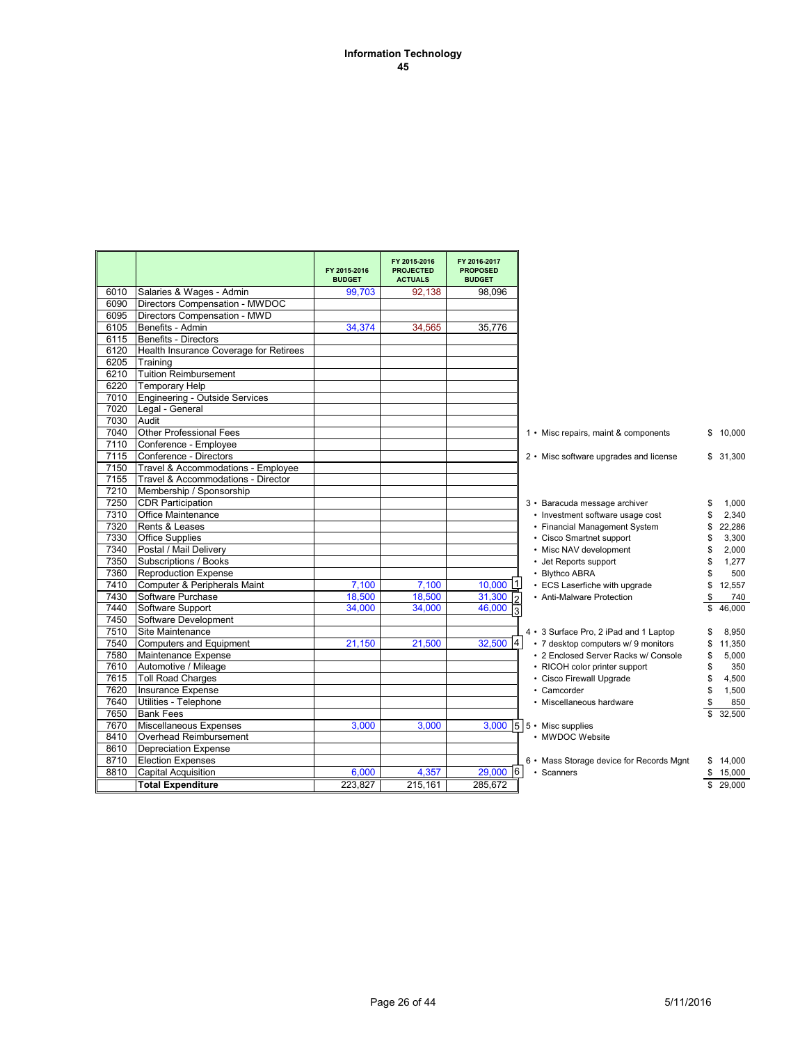# Information Technology

## 45

| | | FY 2015-2016 BUDGET | FY 2015-2016 PROJECTED ACTUALS | FY 2016-2017 PROPOSED BUDGET | |
|---|---|---|---|---|---|
| 6010 | Salaries & Wages - Admin | 99,703 | 92,138 | 98,096 | |
| 6090 | Directors Compensation - MWDOC | | | | |
| 6095 | Directors Compensation - MWD | | | | |
| 6105 | Benefits - Admin | 34,374 | 34,565 | 35,776 | |
| 6115 | Benefits - Directors | | | | |
| 6120 | Health Insurance Coverage for Retirees | | | | |
| 6205 | Training | | | | |
| 6210 | Tuition Reimbursement | | | | |
| 6220 | Temporary Help | | | | |
| 7010 | Engineering - Outside Services | | | | |
| 7020 | Legal - General | | | | |
| 7030 | Audit | | | | |
| 7040 | Other Professional Fees | | | | |
| 7110 | Conference - Employee | | | | |
| 7115 | Conference - Directors | | | | |
| 7150 | Travel & Accommodations - Employee | | | | |
| 7155 | Travel & Accommodations - Director | | | | |
| 7210 | Membership / Sponsorship | | | | |
| 7250 | CDR Participation | | | | |
| 7310 | Office Maintenance | | | | |
| 7320 | Rents & Leases | | | | |
| 7330 | Office Supplies | | | | |
| 7340 | Postal / Mail Delivery | | | | |
| 7350 | Subscriptions / Books | | | | |
| 7360 | Reproduction Expense | | | | |
| 7410 | Computer & Peripherals Maint | 7,100 | 7,100 | 10,000 | 1 |
| 7430 | Software Purchase | 18,500 | 18,500 | 31,300 | 2 |
| 7440 | Software Support | 34,000 | 34,000 | 46,000 | 3 |
| 7450 | Software Development | | | | |
| 7510 | Site Maintenance | | | | |
| 7540 | Computers and Equipment | 21,150 | 21,500 | 32,500 | 4 |
| 7580 | Maintenance Expense | | | | |
| 7610 | Automotive / Mileage | | | | |
| 7615 | Toll Road Charges | | | | |
| 7620 | Insurance Expense | | | | |
| 7640 | Utilities - Telephone | | | | |
| 7650 | Bank Fees | | | | |
| 7670 | Miscellaneous Expenses | 3,000 | 3,000 | 3,000 | 5 |
| 8410 | Overhead Reimbursement | | | | |
| 8610 | Depreciation Expense | | | | |
| 8710 | Election Expenses | | | | |
| 8810 | Capital Acquisition | 6,000 | 4,357 | 29,000 | 6 |
| | **Total Expenditure** | 223,827 | 215,161 | 285,672 | |

1 • Misc repairs, maint & components — $ 10,000

2 • Misc software upgrades and license — $ 31,300

3
- Baracuda message archiver — $ 1,000
- Investment software usage cost — $ 2,340
- Financial Management System — $ 22,286
- Cisco Smartnet support — $ 3,300
- Misc NAV development — $ 2,000
- Jet Reports support — $ 1,277
- Blythco ABRA — $ 500
- ECS Laserfiche with upgrade — $ 12,557
- Anti-Malware Protection — $ 740
- Total — $ 46,000

4
- 3 Surface Pro, 2 iPad and 1 Laptop — $ 8,950
- 7 desktop computers w/ 9 monitors — $ 11,350
- 2 Enclosed Server Racks w/ Console — $ 5,000
- RICOH color printer support — $ 350
- Cisco Firewall Upgrade — $ 4,500
- Camcorder — $ 1,500
- Miscellaneous hardware — $ 850
- Total — $ 32,500

5
- Misc supplies
- MWDOC Website

6
- Mass Storage device for Records Mgnt — $ 14,000
- Scanners — $ 15,000
- Total — $ 29,000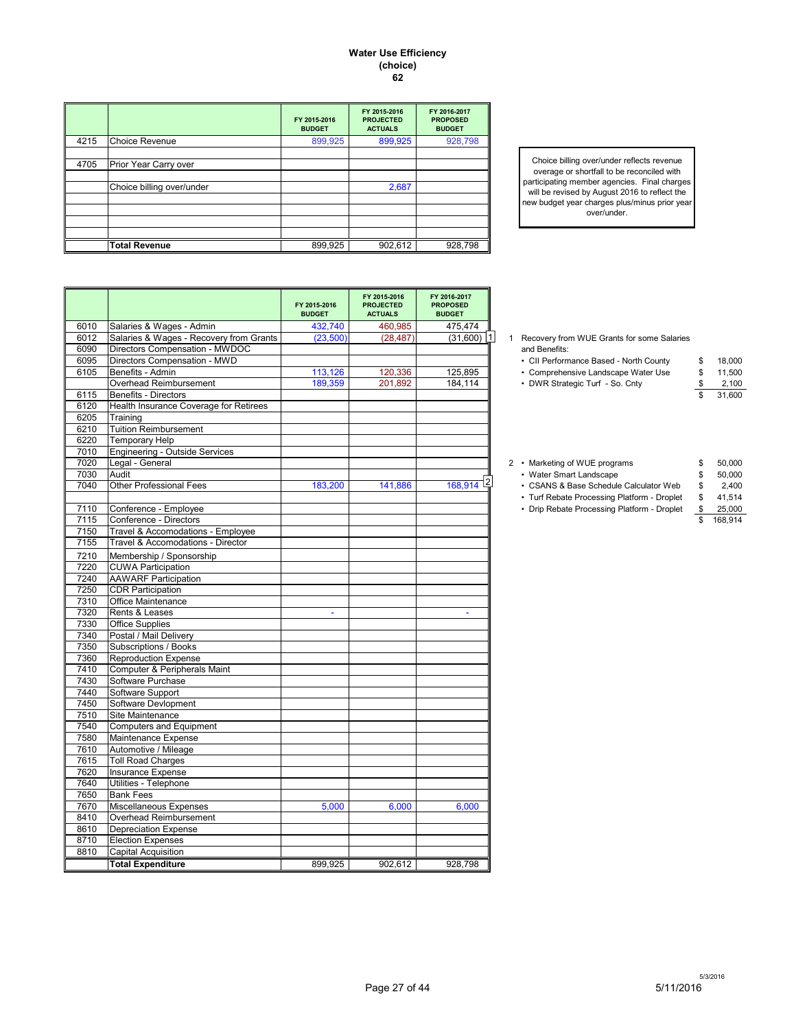# Water Use Efficiency
## (choice)
## 62

| | | FY 2015-2016 BUDGET | FY 2015-2016 PROJECTED ACTUALS | FY 2016-2017 PROPOSED BUDGET |
|---|---|---|---|---|
| 4215 | Choice Revenue | 899,925 | 899,925 | 928,798 |
| | | | | |
| 4705 | Prior Year Carry over | | | |
| | | | | |
| | Choice billing over/under | | 2,687 | |
| | | | | |
| | | | | |
| | | | | |
| | | | | |
| | **Total Revenue** | 899,925 | 902,612 | 928,798 |

Choice billing over/under reflects revenue overage or shortfall to be reconciled with participating member agencies. Final charges will be revised by August 2016 to reflect the new budget year charges plus/minus prior year over/under.

| | | FY 2015-2016 BUDGET | FY 2015-2016 PROJECTED ACTUALS | FY 2016-2017 PROPOSED BUDGET |
|---|---|---|---|---|
| 6010 | Salaries & Wages - Admin | 432,740 | 460,985 | 475,474 |
| 6012 | Salaries & Wages - Recovery from Grants | (23,500) | (28,487) | (31,600) [1] |
| 6090 | Directors Compensation - MWDOC | | | |
| 6095 | Directors Compensation - MWD | | | |
| 6105 | Benefits - Admin | 113,126 | 120,336 | 125,895 |
| | Overhead Reimbursement | 189,359 | 201,892 | 184,114 |
| 6115 | Benefits - Directors | | | |
| 6120 | Health Insurance Coverage for Retirees | | | |
| 6205 | Training | | | |
| 6210 | Tuition Reimbursement | | | |
| 6220 | Temporary Help | | | |
| 7010 | Engineering - Outside Services | | | |
| 7020 | Legal - General | | | |
| 7030 | Audit | | | |
| 7040 | Other Professional Fees | 183,200 | 141,886 | 168,914 [2] |
| | | | | |
| 7110 | Conference - Employee | | | |
| 7115 | Conference - Directors | | | |
| 7150 | Travel & Accomodations - Employee | | | |
| 7155 | Travel & Accomodations - Director | | | |
| 7210 | Membership / Sponsorship | | | |
| 7220 | CUWA Participation | | | |
| 7240 | AAWARF Participation | | | |
| 7250 | CDR Participation | | | |
| 7310 | Office Maintenance | | | |
| 7320 | Rents & Leases | - | | - |
| 7330 | Office Supplies | | | |
| 7340 | Postal / Mail Delivery | | | |
| 7350 | Subscriptions / Books | | | |
| 7360 | Reproduction Expense | | | |
| 7410 | Computer & Peripherals Maint | | | |
| 7430 | Software Purchase | | | |
| 7440 | Software Support | | | |
| 7450 | Software Devlopment | | | |
| 7510 | Site Maintenance | | | |
| 7540 | Computers and Equipment | | | |
| 7580 | Maintenance Expense | | | |
| 7610 | Automotive / Mileage | | | |
| 7615 | Toll Road Charges | | | |
| 7620 | Insurance Expense | | | |
| 7640 | Utilities - Telephone | | | |
| 7650 | Bank Fees | | | |
| 7670 | Miscellaneous Expenses | 5,000 | 6,000 | 6,000 |
| 8410 | Overhead Reimbursement | | | |
| 8610 | Depreciation Expense | | | |
| 8710 | Election Expenses | | | |
| 8810 | Capital Acquisition | | | |
| | **Total Expenditure** | 899,925 | 902,612 | 928,798 |

1 Recovery from WUE Grants for some Salaries and Benefits:

| | | |
|---|---|---|
| • CII Performance Based - North County | $ | 18,000 |
| • Comprehensive Landscape Water Use | $ | 11,500 |
| • DWR Strategic Turf - So. Cnty | $ | 2,100 |
| | $ | 31,600 |

2

| | | |
|---|---|---|
| • Marketing of WUE programs | $ | 50,000 |
| • Water Smart Landscape | $ | 50,000 |
| • CSANS & Base Schedule Calculator Web | $ | 2,400 |
| • Turf Rebate Processing Platform - Droplet | $ | 41,514 |
| • Drip Rebate Processing Platform - Droplet | $ | 25,000 |
| | $ | 168,914 |

5/3/2016

5/11/2016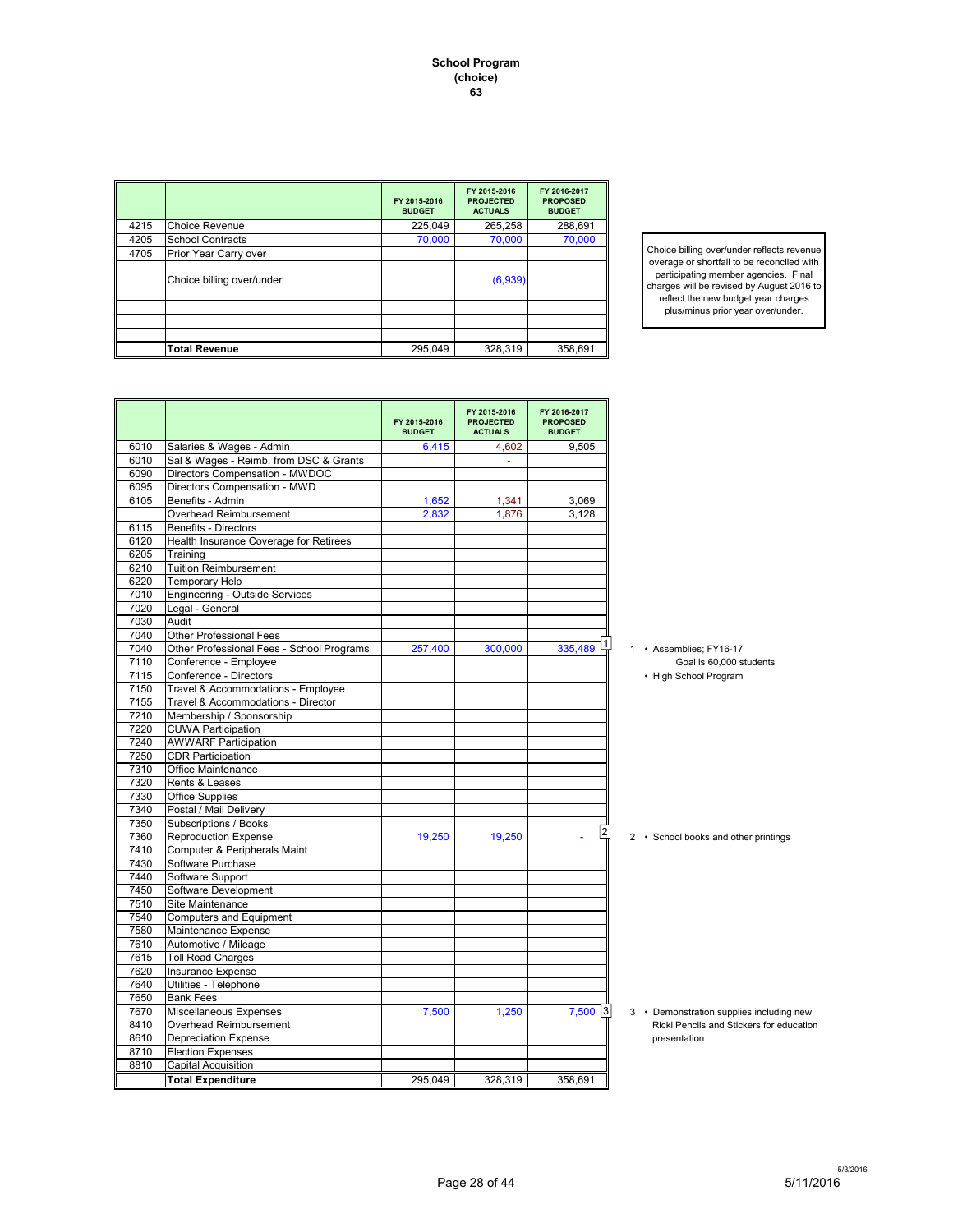**School Program**
**(choice)**
**63**

| | | FY 2015-2016 BUDGET | FY 2015-2016 PROJECTED ACTUALS | FY 2016-2017 PROPOSED BUDGET |
|---|---|---|---|---|
| 4215 | Choice Revenue | 225,049 | 265,258 | 288,691 |
| 4205 | School Contracts | 70,000 | 70,000 | 70,000 |
| 4705 | Prior Year Carry over | | | |
| | | | | |
| | Choice billing over/under | | (6,939) | |
| | | | | |
| | | | | |
| | | | | |
| | | | | |
| | **Total Revenue** | 295,049 | 328,319 | 358,691 |

Choice billing over/under reflects revenue overage or shortfall to be reconciled with participating member agencies. Final charges will be revised by August 2016 to reflect the new budget year charges plus/minus prior year over/under.

| | | FY 2015-2016 BUDGET | FY 2015-2016 PROJECTED ACTUALS | FY 2016-2017 PROPOSED BUDGET |
|---|---|---|---|---|
| 6010 | Salaries & Wages - Admin | 6,415 | 4,602 | 9,505 |
| 6010 | Sal & Wages - Reimb. from DSC & Grants | | - | |
| 6090 | Directors Compensation - MWDOC | | | |
| 6095 | Directors Compensation - MWD | | | |
| 6105 | Benefits - Admin | 1,652 | 1,341 | 3,069 |
| | Overhead Reimbursement | 2,832 | 1,876 | 3,128 |
| 6115 | Benefits - Directors | | | |
| 6120 | Health Insurance Coverage for Retirees | | | |
| 6205 | Training | | | |
| 6210 | Tuition Reimbursement | | | |
| 6220 | Temporary Help | | | |
| 7010 | Engineering - Outside Services | | | |
| 7020 | Legal - General | | | |
| 7030 | Audit | | | |
| 7040 | Other Professional Fees | | | |
| 7040 | Other Professional Fees - School Programs | 257,400 | 300,000 | 335,489 [1] |
| 7110 | Conference - Employee | | | |
| 7115 | Conference - Directors | | | |
| 7150 | Travel & Accommodations - Employee | | | |
| 7155 | Travel & Accommodations - Director | | | |
| 7210 | Membership / Sponsorship | | | |
| 7220 | CUWA Participation | | | |
| 7240 | AWWARF Participation | | | |
| 7250 | CDR Participation | | | |
| 7310 | Office Maintenance | | | |
| 7320 | Rents & Leases | | | |
| 7330 | Office Supplies | | | |
| 7340 | Postal / Mail Delivery | | | |
| 7350 | Subscriptions / Books | | | |
| 7360 | Reproduction Expense | 19,250 | 19,250 | - [2] |
| 7410 | Computer & Peripherals Maint | | | |
| 7430 | Software Purchase | | | |
| 7440 | Software Support | | | |
| 7450 | Software Development | | | |
| 7510 | Site Maintenance | | | |
| 7540 | Computers and Equipment | | | |
| 7580 | Maintenance Expense | | | |
| 7610 | Automotive / Mileage | | | |
| 7615 | Toll Road Charges | | | |
| 7620 | Insurance Expense | | | |
| 7640 | Utilities - Telephone | | | |
| 7650 | Bank Fees | | | |
| 7670 | Miscellaneous Expenses | 7,500 | 1,250 | 7,500 [3] |
| 8410 | Overhead Reimbursement | | | |
| 8610 | Depreciation Expense | | | |
| 8710 | Election Expenses | | | |
| 8810 | Capital Acquisition | | | |
| | **Total Expenditure** | 295,049 | 328,319 | 358,691 |

1 • Assemblies; FY16-17 Goal is 60,000 students
  • High School Program

2 • School books and other printings

3 • Demonstration supplies including new Ricki Pencils and Stickers for education presentation

5/3/2016
5/11/2016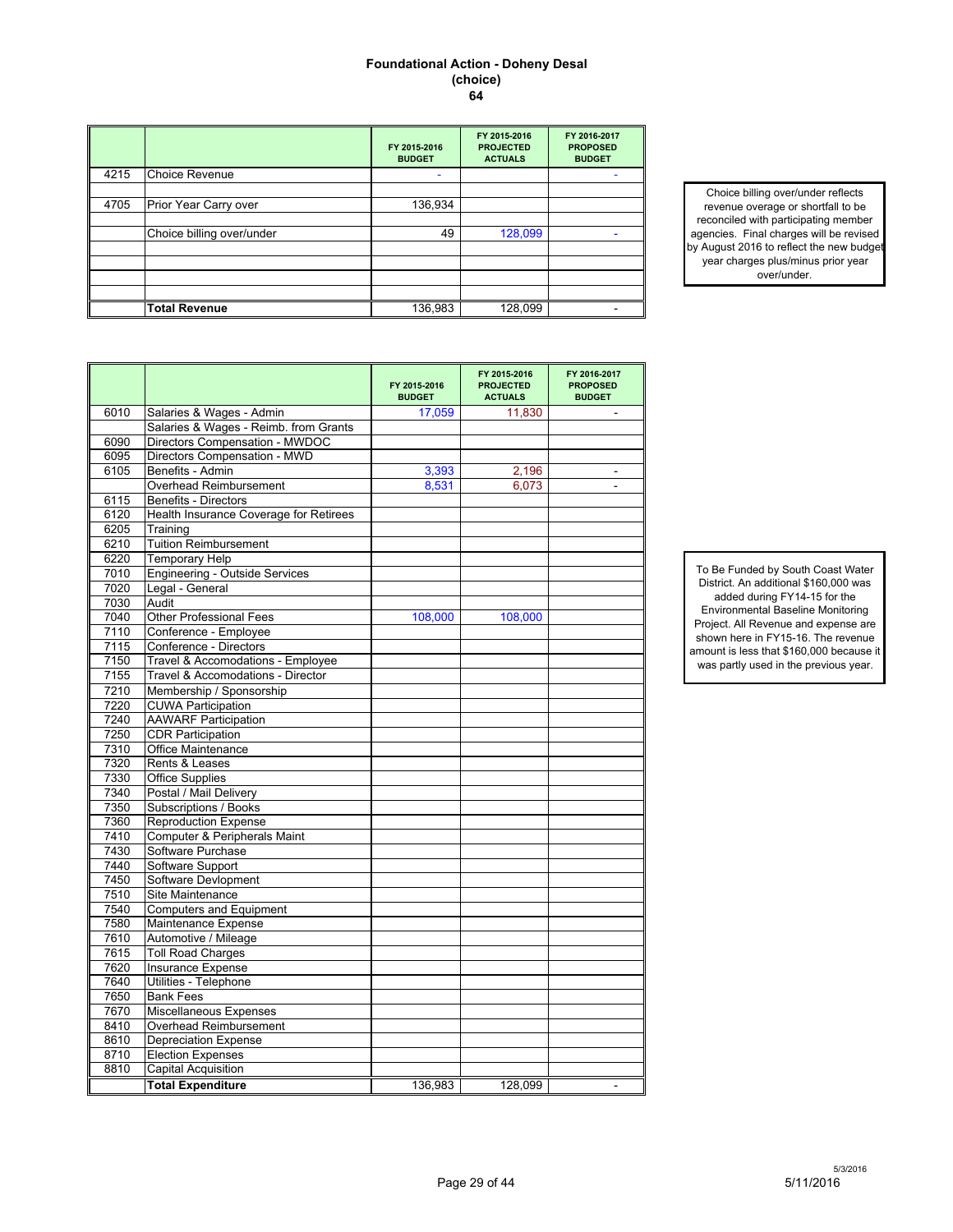# Foundational Action - Doheny Desal
## (choice)
## 64

| | | FY 2015-2016 BUDGET | FY 2015-2016 PROJECTED ACTUALS | FY 2016-2017 PROPOSED BUDGET |
|---|---|---|---|---|
| 4215 | Choice Revenue | - | | - |
| | | | | |
| 4705 | Prior Year Carry over | 136,934 | | |
| | | | | |
| | Choice billing over/under | 49 | 128,099 | - |
| | | | | |
| | | | | |
| | | | | |
| | | | | |
| | **Total Revenue** | 136,983 | 128,099 | - |

Choice billing over/under reflects revenue overage or shortfall to be reconciled with participating member agencies. Final charges will be revised by August 2016 to reflect the new budget year charges plus/minus prior year over/under.

| | | FY 2015-2016 BUDGET | FY 2015-2016 PROJECTED ACTUALS | FY 2016-2017 PROPOSED BUDGET |
|---|---|---|---|---|
| 6010 | Salaries & Wages - Admin | 17,059 | 11,830 | - |
| | Salaries & Wages - Reimb. from Grants | | | |
| 6090 | Directors Compensation - MWDOC | | | |
| 6095 | Directors Compensation - MWD | | | |
| 6105 | Benefits - Admin | 3,393 | 2,196 | - |
| | Overhead Reimbursement | 8,531 | 6,073 | - |
| 6115 | Benefits - Directors | | | |
| 6120 | Health Insurance Coverage for Retirees | | | |
| 6205 | Training | | | |
| 6210 | Tuition Reimbursement | | | |
| 6220 | Temporary Help | | | |
| 7010 | Engineering - Outside Services | | | |
| 7020 | Legal - General | | | |
| 7030 | Audit | | | |
| 7040 | Other Professional Fees | 108,000 | 108,000 | |
| 7110 | Conference - Employee | | | |
| 7115 | Conference - Directors | | | |
| 7150 | Travel & Accomodations - Employee | | | |
| 7155 | Travel & Accomodations - Director | | | |
| 7210 | Membership / Sponsorship | | | |
| 7220 | CUWA Participation | | | |
| 7240 | AAWARF Participation | | | |
| 7250 | CDR Participation | | | |
| 7310 | Office Maintenance | | | |
| 7320 | Rents & Leases | | | |
| 7330 | Office Supplies | | | |
| 7340 | Postal / Mail Delivery | | | |
| 7350 | Subscriptions / Books | | | |
| 7360 | Reproduction Expense | | | |
| 7410 | Computer & Peripherals Maint | | | |
| 7430 | Software Purchase | | | |
| 7440 | Software Support | | | |
| 7450 | Software Devlopment | | | |
| 7510 | Site Maintenance | | | |
| 7540 | Computers and Equipment | | | |
| 7580 | Maintenance Expense | | | |
| 7610 | Automotive / Mileage | | | |
| 7615 | Toll Road Charges | | | |
| 7620 | Insurance Expense | | | |
| 7640 | Utilities - Telephone | | | |
| 7650 | Bank Fees | | | |
| 7670 | Miscellaneous Expenses | | | |
| 8410 | Overhead Reimbursement | | | |
| 8610 | Depreciation Expense | | | |
| 8710 | Election Expenses | | | |
| 8810 | Capital Acquisition | | | |
| | **Total Expenditure** | 136,983 | 128,099 | - |

To Be Funded by South Coast Water District. An additional $160,000 was added during FY14-15 for the Environmental Baseline Monitoring Project. All Revenue and expense are shown here in FY15-16. The revenue amount is less that $160,000 because it was partly used in the previous year.

5/3/2016
5/11/2016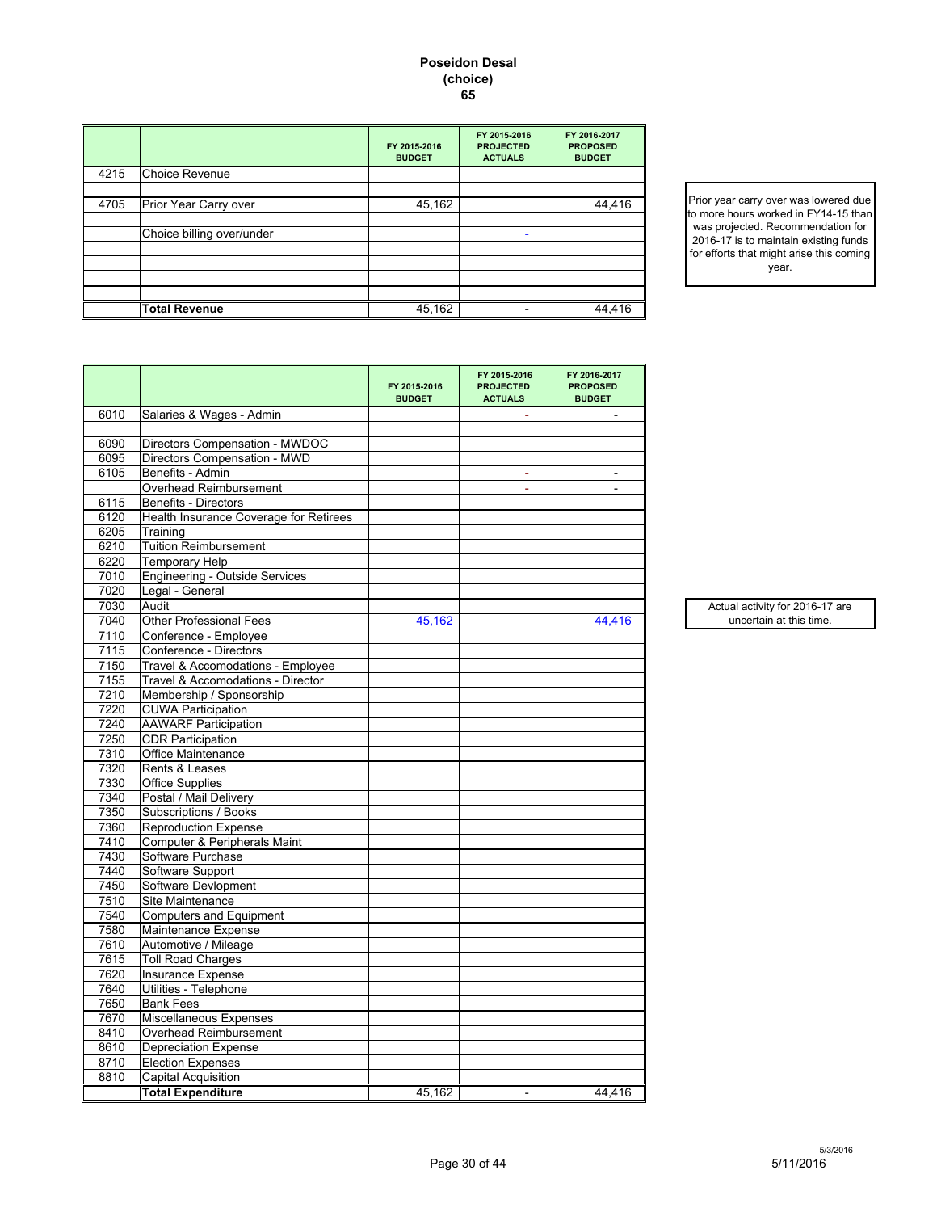**Poseidon Desal**
**(choice)**
**65**

| | | FY 2015-2016 BUDGET | FY 2015-2016 PROJECTED ACTUALS | FY 2016-2017 PROPOSED BUDGET |
|---|---|---|---|---|
| 4215 | Choice Revenue | | | |
| | | | | |
| 4705 | Prior Year Carry over | 45,162 | | 44,416 |
| | | | | |
| | Choice billing over/under | | - | |
| | | | | |
| | | | | |
| | | | | |
| | **Total Revenue** | 45,162 | - | 44,416 |

Prior year carry over was lowered due to more hours worked in FY14-15 than was projected. Recommendation for 2016-17 is to maintain existing funds for efforts that might arise this coming year.

| | | FY 2015-2016 BUDGET | FY 2015-2016 PROJECTED ACTUALS | FY 2016-2017 PROPOSED BUDGET |
|---|---|---|---|---|
| 6010 | Salaries & Wages - Admin | | - | - |
| | | | | |
| 6090 | Directors Compensation - MWDOC | | | |
| 6095 | Directors Compensation - MWD | | | |
| 6105 | Benefits - Admin | | - | - |
| | Overhead Reimbursement | | - | - |
| 6115 | Benefits - Directors | | | |
| 6120 | Health Insurance Coverage for Retirees | | | |
| 6205 | Training | | | |
| 6210 | Tuition Reimbursement | | | |
| 6220 | Temporary Help | | | |
| 7010 | Engineering - Outside Services | | | |
| 7020 | Legal - General | | | |
| 7030 | Audit | | | |
| 7040 | Other Professional Fees | 45,162 | | 44,416 |
| 7110 | Conference - Employee | | | |
| 7115 | Conference - Directors | | | |
| 7150 | Travel & Accomodations - Employee | | | |
| 7155 | Travel & Accomodations - Director | | | |
| 7210 | Membership / Sponsorship | | | |
| 7220 | CUWA Participation | | | |
| 7240 | AAWARF Participation | | | |
| 7250 | CDR Participation | | | |
| 7310 | Office Maintenance | | | |
| 7320 | Rents & Leases | | | |
| 7330 | Office Supplies | | | |
| 7340 | Postal / Mail Delivery | | | |
| 7350 | Subscriptions / Books | | | |
| 7360 | Reproduction Expense | | | |
| 7410 | Computer & Peripherals Maint | | | |
| 7430 | Software Purchase | | | |
| 7440 | Software Support | | | |
| 7450 | Software Devlopment | | | |
| 7510 | Site Maintenance | | | |
| 7540 | Computers and Equipment | | | |
| 7580 | Maintenance Expense | | | |
| 7610 | Automotive / Mileage | | | |
| 7615 | Toll Road Charges | | | |
| 7620 | Insurance Expense | | | |
| 7640 | Utilities - Telephone | | | |
| 7650 | Bank Fees | | | |
| 7670 | Miscellaneous Expenses | | | |
| 8410 | Overhead Reimbursement | | | |
| 8610 | Depreciation Expense | | | |
| 8710 | Election Expenses | | | |
| 8810 | Capital Acquisition | | | |
| | **Total Expenditure** | 45,162 | - | 44,416 |

Actual activity for 2016-17 are uncertain at this time.

5/3/2016
5/11/2016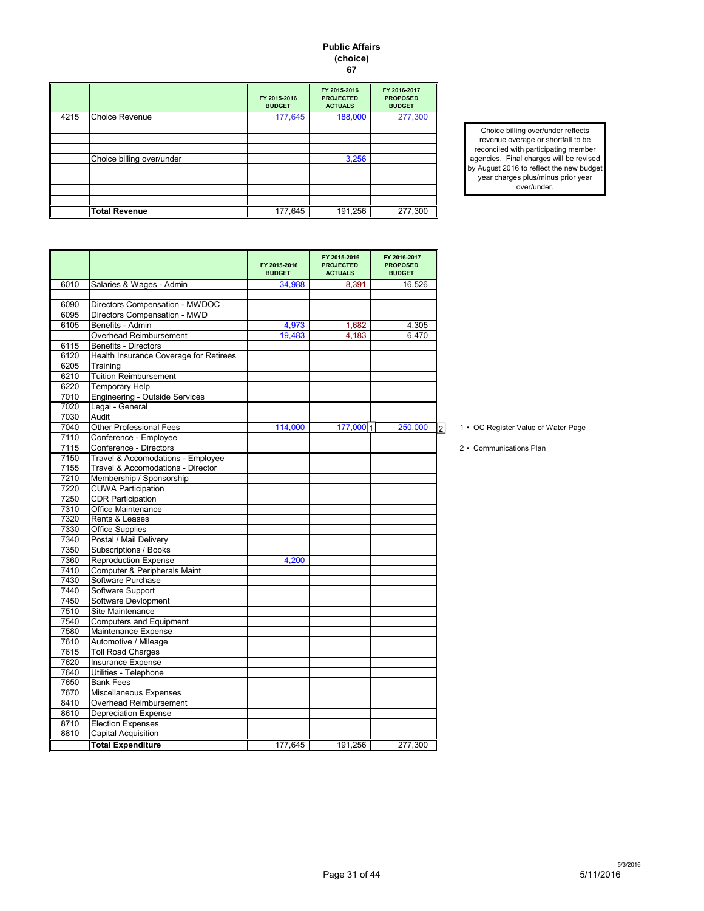**Public Affairs**
**(choice)**
**67**

| | | FY 2015-2016 BUDGET | FY 2015-2016 PROJECTED ACTUALS | FY 2016-2017 PROPOSED BUDGET |
|---|---|---|---|---|
| 4215 | Choice Revenue | 177,645 | 188,000 | 277,300 |
| | | | | |
| | | | | |
| | | | | |
| | Choice billing over/under | | 3,256 | |
| | | | | |
| | | | | |
| | | | | |
| | | | | |
| | **Total Revenue** | 177,645 | 191,256 | 277,300 |

Choice billing over/under reflects revenue overage or shortfall to be reconciled with participating member agencies. Final charges will be revised by August 2016 to reflect the new budget year charges plus/minus prior year over/under.

| | | FY 2015-2016 BUDGET | FY 2015-2016 PROJECTED ACTUALS | FY 2016-2017 PROPOSED BUDGET |
|---|---|---|---|---|
| 6010 | Salaries & Wages - Admin | 34,988 | 8,391 | 16,526 |
| | | | | |
| 6090 | Directors Compensation - MWDOC | | | |
| 6095 | Directors Compensation - MWD | | | |
| 6105 | Benefits - Admin | 4,973 | 1,682 | 4,305 |
| | Overhead Reimbursement | 19,483 | 4,183 | 6,470 |
| 6115 | Benefits - Directors | | | |
| 6120 | Health Insurance Coverage for Retirees | | | |
| 6205 | Training | | | |
| 6210 | Tuition Reimbursement | | | |
| 6220 | Temporary Help | | | |
| 7010 | Engineering - Outside Services | | | |
| 7020 | Legal - General | | | |
| 7030 | Audit | | | |
| 7040 | Other Professional Fees | 114,000 | 177,000 [1] | 250,000 [2] |
| 7110 | Conference - Employee | | | |
| 7115 | Conference - Directors | | | |
| 7150 | Travel & Accomodations - Employee | | | |
| 7155 | Travel & Accomodations - Director | | | |
| 7210 | Membership / Sponsorship | | | |
| 7220 | CUWA Participation | | | |
| 7250 | CDR Participation | | | |
| 7310 | Office Maintenance | | | |
| 7320 | Rents & Leases | | | |
| 7330 | Office Supplies | | | |
| 7340 | Postal / Mail Delivery | | | |
| 7350 | Subscriptions / Books | | | |
| 7360 | Reproduction Expense | 4,200 | | |
| 7410 | Computer & Peripherals Maint | | | |
| 7430 | Software Purchase | | | |
| 7440 | Software Support | | | |
| 7450 | Software Devlopment | | | |
| 7510 | Site Maintenance | | | |
| 7540 | Computers and Equipment | | | |
| 7580 | Maintenance Expense | | | |
| 7610 | Automotive / Mileage | | | |
| 7615 | Toll Road Charges | | | |
| 7620 | Insurance Expense | | | |
| 7640 | Utilities - Telephone | | | |
| 7650 | Bank Fees | | | |
| 7670 | Miscellaneous Expenses | | | |
| 8410 | Overhead Reimbursement | | | |
| 8610 | Depreciation Expense | | | |
| 8710 | Election Expenses | | | |
| 8810 | Capital Acquisition | | | |
| | **Total Expenditure** | 177,645 | 191,256 | 277,300 |

1 • OC Register Value of Water Page

2 • Communications Plan

5/3/2016

5/11/2016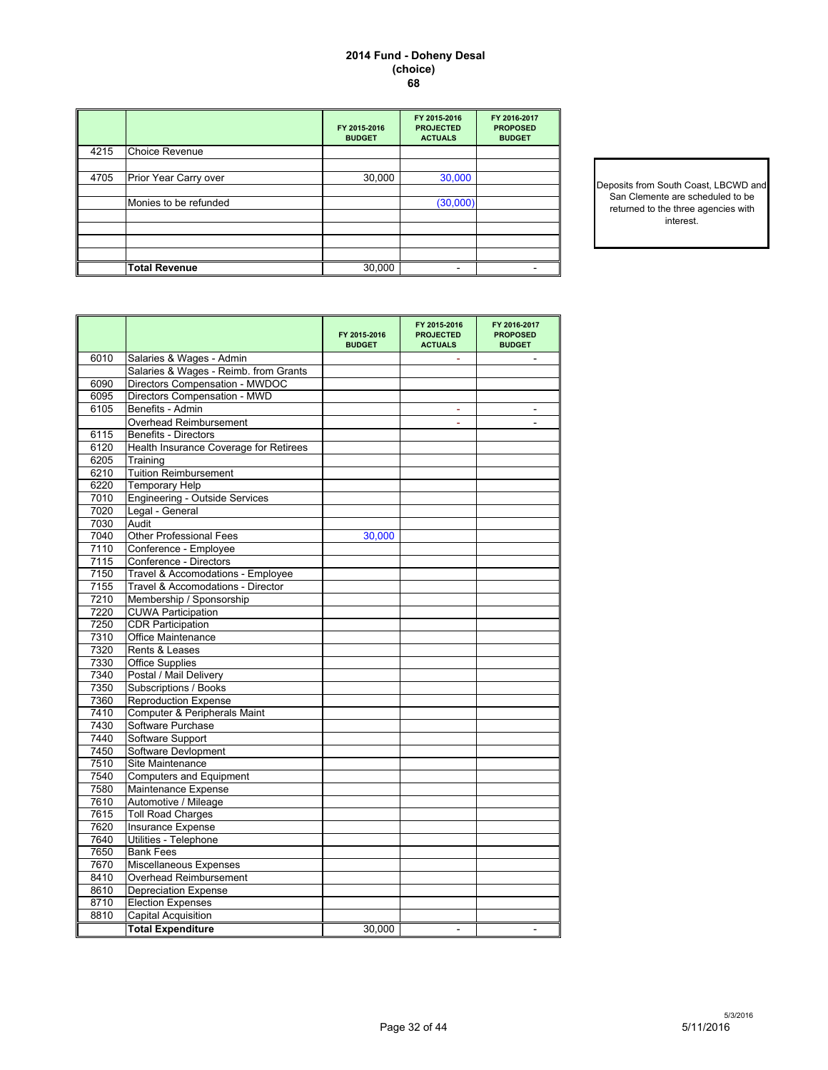# 2014 Fund - Doheny Desal
## (choice)
## 68

| | | FY 2015-2016 BUDGET | FY 2015-2016 PROJECTED ACTUALS | FY 2016-2017 PROPOSED BUDGET |
|---|---|---|---|---|
| 4215 | Choice Revenue | | | |
| | | | | |
| 4705 | Prior Year Carry over | 30,000 | 30,000 | |
| | | | | |
| | Monies to be refunded | | (30,000) | |
| | | | | |
| | | | | |
| | | | | |
| | | | | |
| | **Total Revenue** | 30,000 | - | - |

Deposits from South Coast, LBCWD and San Clemente are scheduled to be returned to the three agencies with interest.

| | | FY 2015-2016 BUDGET | FY 2015-2016 PROJECTED ACTUALS | FY 2016-2017 PROPOSED BUDGET |
|---|---|---|---|---|
| 6010 | Salaries & Wages - Admin | | - | - |
| | Salaries & Wages - Reimb. from Grants | | | |
| 6090 | Directors Compensation - MWDOC | | | |
| 6095 | Directors Compensation - MWD | | | |
| 6105 | Benefits - Admin | | - | - |
| | Overhead Reimbursement | | - | - |
| 6115 | Benefits - Directors | | | |
| 6120 | Health Insurance Coverage for Retirees | | | |
| 6205 | Training | | | |
| 6210 | Tuition Reimbursement | | | |
| 6220 | Temporary Help | | | |
| 7010 | Engineering - Outside Services | | | |
| 7020 | Legal - General | | | |
| 7030 | Audit | | | |
| 7040 | Other Professional Fees | 30,000 | | |
| 7110 | Conference - Employee | | | |
| 7115 | Conference - Directors | | | |
| 7150 | Travel & Accomodations - Employee | | | |
| 7155 | Travel & Accomodations - Director | | | |
| 7210 | Membership / Sponsorship | | | |
| 7220 | CUWA Participation | | | |
| 7250 | CDR Participation | | | |
| 7310 | Office Maintenance | | | |
| 7320 | Rents & Leases | | | |
| 7330 | Office Supplies | | | |
| 7340 | Postal / Mail Delivery | | | |
| 7350 | Subscriptions / Books | | | |
| 7360 | Reproduction Expense | | | |
| 7410 | Computer & Peripherals Maint | | | |
| 7430 | Software Purchase | | | |
| 7440 | Software Support | | | |
| 7450 | Software Devlopment | | | |
| 7510 | Site Maintenance | | | |
| 7540 | Computers and Equipment | | | |
| 7580 | Maintenance Expense | | | |
| 7610 | Automotive / Mileage | | | |
| 7615 | Toll Road Charges | | | |
| 7620 | Insurance Expense | | | |
| 7640 | Utilities - Telephone | | | |
| 7650 | Bank Fees | | | |
| 7670 | Miscellaneous Expenses | | | |
| 8410 | Overhead Reimbursement | | | |
| 8610 | Depreciation Expense | | | |
| 8710 | Election Expenses | | | |
| 8810 | Capital Acquisition | | | |
| | **Total Expenditure** | 30,000 | - | - |

5/3/2016
5/11/2016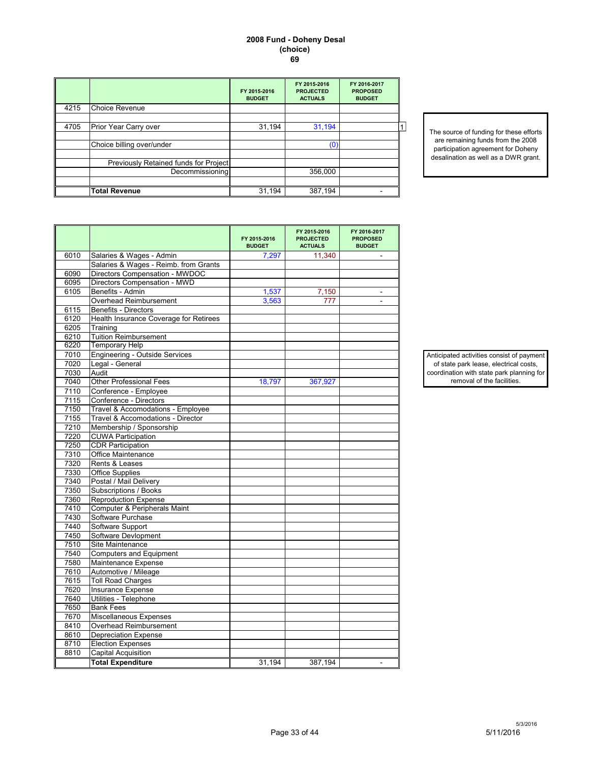# 2008 Fund - Doheny Desal
## (choice)
### 69

|  |  | FY 2015-2016 BUDGET | FY 2015-2016 PROJECTED ACTUALS | FY 2016-2017 PROPOSED BUDGET |
|---|---|---|---|---|
| 4215 | Choice Revenue |  |  |  |
|  |  |  |  |  |
| 4705 | Prior Year Carry over | 31,194 | 31,194 |  |
|  |  |  |  |  |
|  | Choice billing over/under |  | (0) |  |
|  |  |  |  |  |
|  | Previously Retained funds for Project Decommissioning |  | 356,000 |  |
|  |  |  |  |  |
|  | **Total Revenue** | 31,194 | 387,194 | - |

1 The source of funding for these efforts are remaining funds from the 2008 participation agreement for Doheny desalination as well as a DWR grant.

|  |  | FY 2015-2016 BUDGET | FY 2015-2016 PROJECTED ACTUALS | FY 2016-2017 PROPOSED BUDGET |
|---|---|---|---|---|
| 6010 | Salaries & Wages - Admin | 7,297 | 11,340 | - |
|  | Salaries & Wages - Reimb. from Grants |  |  |  |
| 6090 | Directors Compensation - MWDOC |  |  |  |
| 6095 | Directors Compensation - MWD |  |  |  |
| 6105 | Benefits - Admin | 1,537 | 7,150 | - |
|  | Overhead Reimbursement | 3,563 | 777 | - |
| 6115 | Benefits - Directors |  |  |  |
| 6120 | Health Insurance Coverage for Retirees |  |  |  |
| 6205 | Training |  |  |  |
| 6210 | Tuition Reimbursement |  |  |  |
| 6220 | Temporary Help |  |  |  |
| 7010 | Engineering - Outside Services |  |  |  |
| 7020 | Legal - General |  |  |  |
| 7030 | Audit |  |  |  |
| 7040 | Other Professional Fees | 18,797 | 367,927 |  |
| 7110 | Conference - Employee |  |  |  |
| 7115 | Conference - Directors |  |  |  |
| 7150 | Travel & Accomodations - Employee |  |  |  |
| 7155 | Travel & Accomodations - Director |  |  |  |
| 7210 | Membership / Sponsorship |  |  |  |
| 7220 | CUWA Participation |  |  |  |
| 7250 | CDR Participation |  |  |  |
| 7310 | Office Maintenance |  |  |  |
| 7320 | Rents & Leases |  |  |  |
| 7330 | Office Supplies |  |  |  |
| 7340 | Postal / Mail Delivery |  |  |  |
| 7350 | Subscriptions / Books |  |  |  |
| 7360 | Reproduction Expense |  |  |  |
| 7410 | Computer & Peripherals Maint |  |  |  |
| 7430 | Software Purchase |  |  |  |
| 7440 | Software Support |  |  |  |
| 7450 | Software Devlopment |  |  |  |
| 7510 | Site Maintenance |  |  |  |
| 7540 | Computers and Equipment |  |  |  |
| 7580 | Maintenance Expense |  |  |  |
| 7610 | Automotive / Mileage |  |  |  |
| 7615 | Toll Road Charges |  |  |  |
| 7620 | Insurance Expense |  |  |  |
| 7640 | Utilities - Telephone |  |  |  |
| 7650 | Bank Fees |  |  |  |
| 7670 | Miscellaneous Expenses |  |  |  |
| 8410 | Overhead Reimbursement |  |  |  |
| 8610 | Depreciation Expense |  |  |  |
| 8710 | Election Expenses |  |  |  |
| 8810 | Capital Acquisition |  |  |  |
|  | **Total Expenditure** | 31,194 | 387,194 | - |

Anticipated activities consist of payment of state park lease, electrical costs, coordination with state park planning for removal of the facilities.

5/3/2016

5/11/2016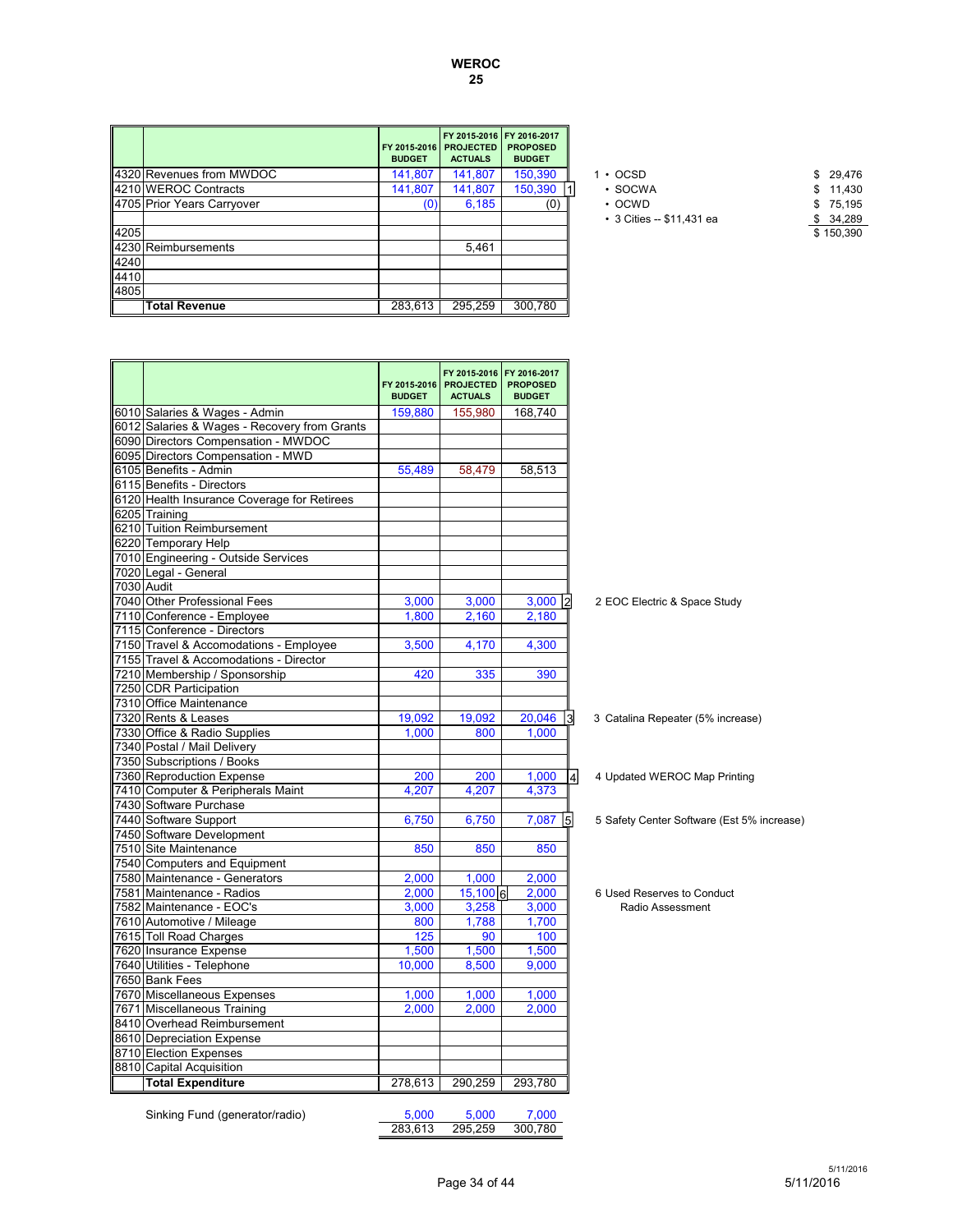# WEROC
## 25

| | | FY 2015-2016 BUDGET | FY 2015-2016 PROJECTED ACTUALS | FY 2016-2017 PROPOSED BUDGET | |
|---|---|---|---|---|---|
| 4320 | Revenues from MWDOC | 141,807 | 141,807 | 150,390 | |
| 4210 | WEROC Contracts | 141,807 | 141,807 | 150,390 | 1 |
| 4705 | Prior Years Carryover | (0) | 6,185 | (0) | |
| | | | | | |
| 4205 | | | | | |
| 4230 | Reimbursements | | 5,461 | | |
| 4240 | | | | | |
| 4410 | | | | | |
| 4805 | | | | | |
| | **Total Revenue** | 283,613 | 295,259 | 300,780 | |

1
- OCSD $ 29,476
- SOCWA $ 11,430
- OCWD $ 75,195
- 3 Cities -- $11,431 ea $ 34,289

$ 150,390

| | | FY 2015-2016 BUDGET | FY 2015-2016 PROJECTED ACTUALS | FY 2016-2017 PROPOSED BUDGET | |
|---|---|---|---|---|---|
| 6010 | Salaries & Wages - Admin | 159,880 | 155,980 | 168,740 | |
| 6012 | Salaries & Wages - Recovery from Grants | | | | |
| 6090 | Directors Compensation - MWDOC | | | | |
| 6095 | Directors Compensation - MWD | | | | |
| 6105 | Benefits - Admin | 55,489 | 58,479 | 58,513 | |
| 6115 | Benefits - Directors | | | | |
| 6120 | Health Insurance Coverage for Retirees | | | | |
| 6205 | Training | | | | |
| 6210 | Tuition Reimbursement | | | | |
| 6220 | Temporary Help | | | | |
| 7010 | Engineering - Outside Services | | | | |
| 7020 | Legal - General | | | | |
| 7030 | Audit | | | | |
| 7040 | Other Professional Fees | 3,000 | 3,000 | 3,000 | 2 |
| 7110 | Conference - Employee | 1,800 | 2,160 | 2,180 | |
| 7115 | Conference - Directors | | | | |
| 7150 | Travel & Accomodations - Employee | 3,500 | 4,170 | 4,300 | |
| 7155 | Travel & Accomodations - Director | | | | |
| 7210 | Membership / Sponsorship | 420 | 335 | 390 | |
| 7250 | CDR Participation | | | | |
| 7310 | Office Maintenance | | | | |
| 7320 | Rents & Leases | 19,092 | 19,092 | 20,046 | 3 |
| 7330 | Office & Radio Supplies | 1,000 | 800 | 1,000 | |
| 7340 | Postal / Mail Delivery | | | | |
| 7350 | Subscriptions / Books | | | | |
| 7360 | Reproduction Expense | 200 | 200 | 1,000 | 4 |
| 7410 | Computer & Peripherals Maint | 4,207 | 4,207 | 4,373 | |
| 7430 | Software Purchase | | | | |
| 7440 | Software Support | 6,750 | 6,750 | 7,087 | 5 |
| 7450 | Software Development | | | | |
| 7510 | Site Maintenance | 850 | 850 | 850 | |
| 7540 | Computers and Equipment | | | | |
| 7580 | Maintenance - Generators | 2,000 | 1,000 | 2,000 | |
| 7581 | Maintenance - Radios | 2,000 | 15,100 (6) | 2,000 | |
| 7582 | Maintenance - EOC's | 3,000 | 3,258 | 3,000 | |
| 7610 | Automotive / Mileage | 800 | 1,788 | 1,700 | |
| 7615 | Toll Road Charges | 125 | 90 | 100 | |
| 7620 | Insurance Expense | 1,500 | 1,500 | 1,500 | |
| 7640 | Utilities - Telephone | 10,000 | 8,500 | 9,000 | |
| 7650 | Bank Fees | | | | |
| 7670 | Miscellaneous Expenses | 1,000 | 1,000 | 1,000 | |
| 7671 | Miscellaneous Training | 2,000 | 2,000 | 2,000 | |
| 8410 | Overhead Reimbursement | | | | |
| 8610 | Depreciation Expense | | | | |
| 8710 | Election Expenses | | | | |
| 8810 | Capital Acquisition | | | | |
| | **Total Expenditure** | 278,613 | 290,259 | 293,780 | |
| | Sinking Fund (generator/radio) | 5,000 | 5,000 | 7,000 | |
| | | 283,613 | 295,259 | 300,780 | |

2 EOC Electric & Space Study

3 Catalina Repeater (5% increase)

4 Updated WEROC Map Printing

5 Safety Center Software (Est 5% increase)

6 Used Reserves to Conduct Radio Assessment

5/11/2016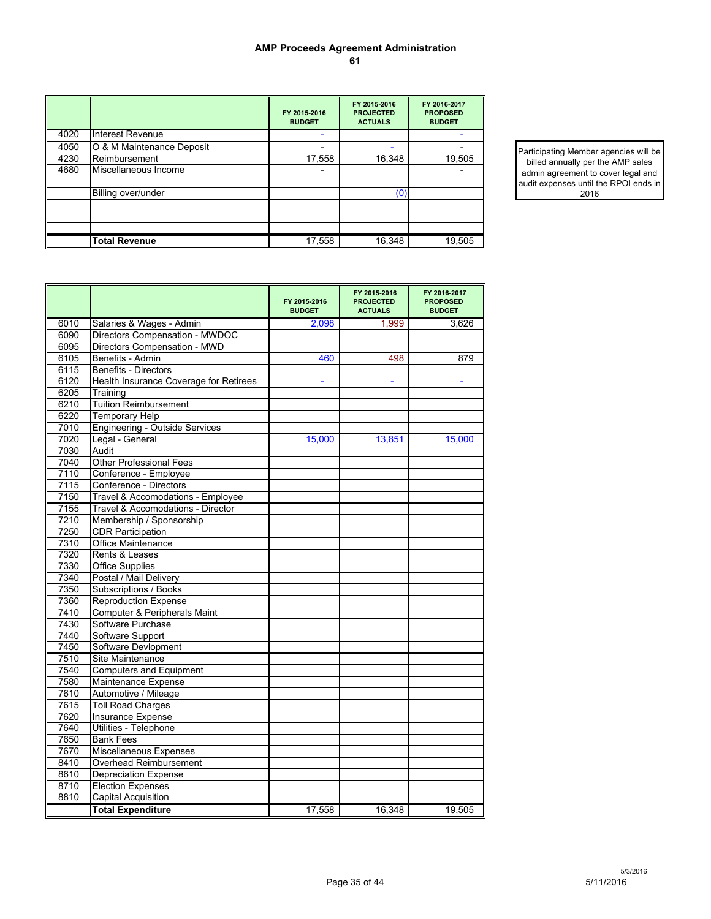# AMP Proceeds Agreement Administration

## 61

| | | FY 2015-2016 BUDGET | FY 2015-2016 PROJECTED ACTUALS | FY 2016-2017 PROPOSED BUDGET |
|---|---|---|---|---|
| 4020 | Interest Revenue | - | | - |
| 4050 | O & M Maintenance Deposit | - | - | - |
| 4230 | Reimbursement | 17,558 | 16,348 | 19,505 |
| 4680 | Miscellaneous Income | - | | - |
| | | | | |
| | Billing over/under | | (0) | |
| | | | | |
| | | | | |
| | | | | |
| | **Total Revenue** | 17,558 | 16,348 | 19,505 |

Participating Member agencies will be billed annually per the AMP sales admin agreement to cover legal and audit expenses until the RPOI ends in 2016

| | | FY 2015-2016 BUDGET | FY 2015-2016 PROJECTED ACTUALS | FY 2016-2017 PROPOSED BUDGET |
|---|---|---|---|---|
| 6010 | Salaries & Wages - Admin | 2,098 | 1,999 | 3,626 |
| 6090 | Directors Compensation - MWDOC | | | |
| 6095 | Directors Compensation - MWD | | | |
| 6105 | Benefits - Admin | 460 | 498 | 879 |
| 6115 | Benefits - Directors | | | |
| 6120 | Health Insurance Coverage for Retirees | - | - | - |
| 6205 | Training | | | |
| 6210 | Tuition Reimbursement | | | |
| 6220 | Temporary Help | | | |
| 7010 | Engineering - Outside Services | | | |
| 7020 | Legal - General | 15,000 | 13,851 | 15,000 |
| 7030 | Audit | | | |
| 7040 | Other Professional Fees | | | |
| 7110 | Conference - Employee | | | |
| 7115 | Conference - Directors | | | |
| 7150 | Travel & Accomodations - Employee | | | |
| 7155 | Travel & Accomodations - Director | | | |
| 7210 | Membership / Sponsorship | | | |
| 7250 | CDR Participation | | | |
| 7310 | Office Maintenance | | | |
| 7320 | Rents & Leases | | | |
| 7330 | Office Supplies | | | |
| 7340 | Postal / Mail Delivery | | | |
| 7350 | Subscriptions / Books | | | |
| 7360 | Reproduction Expense | | | |
| 7410 | Computer & Peripherals Maint | | | |
| 7430 | Software Purchase | | | |
| 7440 | Software Support | | | |
| 7450 | Software Devlopment | | | |
| 7510 | Site Maintenance | | | |
| 7540 | Computers and Equipment | | | |
| 7580 | Maintenance Expense | | | |
| 7610 | Automotive / Mileage | | | |
| 7615 | Toll Road Charges | | | |
| 7620 | Insurance Expense | | | |
| 7640 | Utilities - Telephone | | | |
| 7650 | Bank Fees | | | |
| 7670 | Miscellaneous Expenses | | | |
| 8410 | Overhead Reimbursement | | | |
| 8610 | Depreciation Expense | | | |
| 8710 | Election Expenses | | | |
| 8810 | Capital Acquisition | | | |
| | **Total Expenditure** | 17,558 | 16,348 | 19,505 |

5/3/2016

5/11/2016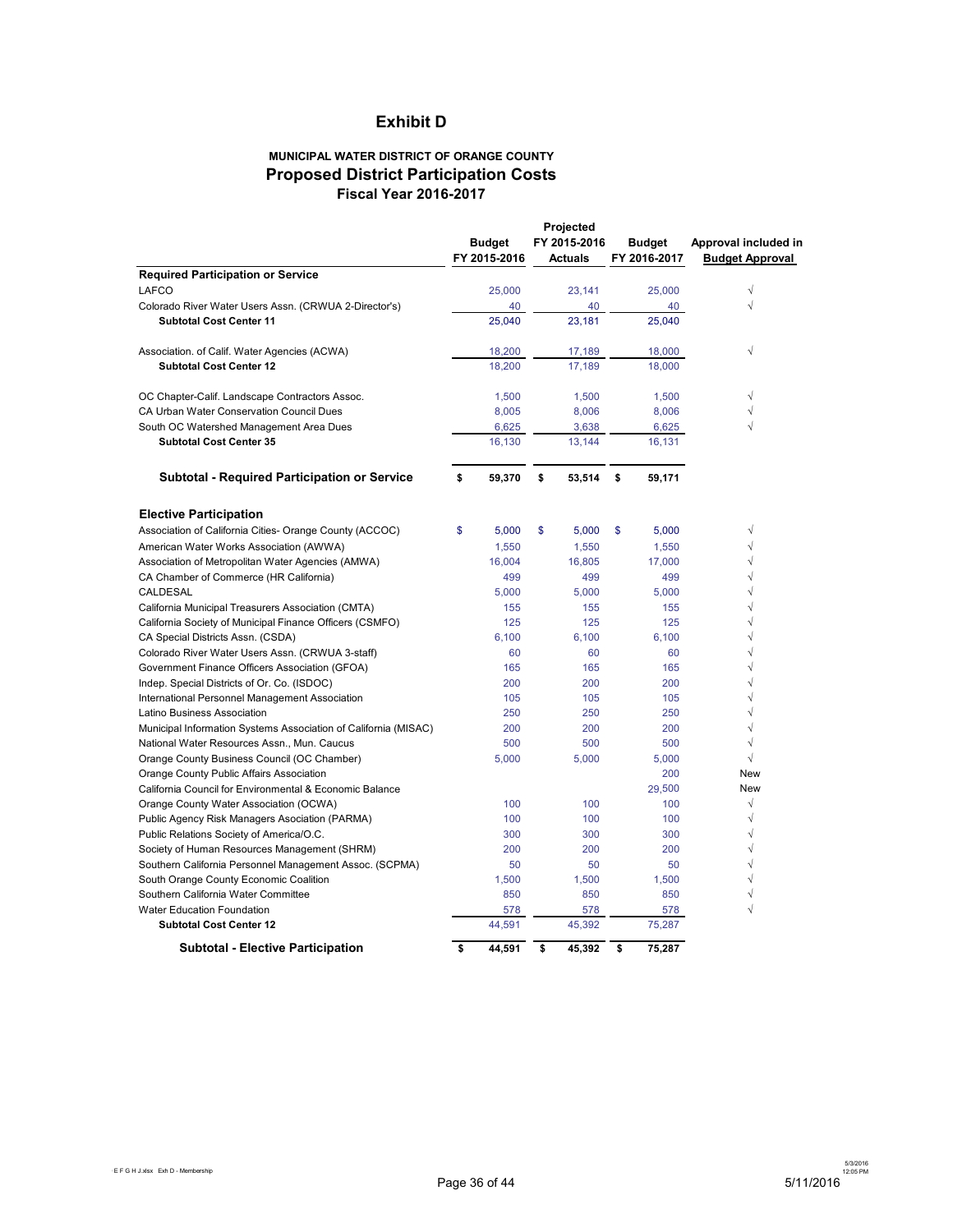# Exhibit D

### MUNICIPAL WATER DISTRICT OF ORANGE COUNTY
## Proposed District Participation Costs
### Fiscal Year 2016-2017

| | Budget FY 2015-2016 | Projected FY 2015-2016 Actuals | Budget FY 2016-2017 | Approval included in Budget Approval |
|---|---|---|---|---|
| **Required Participation or Service** | | | | |
| LAFCO | 25,000 | 23,141 | 25,000 | √ |
| Colorado River Water Users Assn. (CRWUA 2-Director's) | 40 | 40 | 40 | √ |
| **Subtotal Cost Center 11** | 25,040 | 23,181 | 25,040 | |
| Association. of Calif. Water Agencies (ACWA) | 18,200 | 17,189 | 18,000 | √ |
| **Subtotal Cost Center 12** | 18,200 | 17,189 | 18,000 | |
| OC Chapter-Calif. Landscape Contractors Assoc. | 1,500 | 1,500 | 1,500 | √ |
| CA Urban Water Conservation Council Dues | 8,005 | 8,006 | 8,006 | √ |
| South OC Watershed Management Area Dues | 6,625 | 3,638 | 6,625 | √ |
| **Subtotal Cost Center 35** | 16,130 | 13,144 | 16,131 | |
| **Subtotal - Required Participation or Service** | **$ 59,370** | **$ 53,514** | **$ 59,171** | |
| **Elective Participation** | | | | |
| Association of California Cities- Orange County (ACCOC) | $ 5,000 | $ 5,000 | $ 5,000 | √ |
| American Water Works Association (AWWA) | 1,550 | 1,550 | 1,550 | √ |
| Association of Metropolitan Water Agencies (AMWA) | 16,004 | 16,805 | 17,000 | √ |
| CA Chamber of Commerce (HR California) | 499 | 499 | 499 | √ |
| CALDESAL | 5,000 | 5,000 | 5,000 | √ |
| California Municipal Treasurers Association (CMTA) | 155 | 155 | 155 | √ |
| California Society of Municipal Finance Officers (CSMFO) | 125 | 125 | 125 | √ |
| CA Special Districts Assn. (CSDA) | 6,100 | 6,100 | 6,100 | √ |
| Colorado River Water Users Assn. (CRWUA 3-staff) | 60 | 60 | 60 | √ |
| Government Finance Officers Association (GFOA) | 165 | 165 | 165 | √ |
| Indep. Special Districts of Or. Co. (ISDOC) | 200 | 200 | 200 | √ |
| International Personnel Management Association | 105 | 105 | 105 | √ |
| Latino Business Association | 250 | 250 | 250 | √ |
| Municipal Information Systems Association of California (MISAC) | 200 | 200 | 200 | √ |
| National Water Resources Assn., Mun. Caucus | 500 | 500 | 500 | √ |
| Orange County Business Council (OC Chamber) | 5,000 | 5,000 | 5,000 | √ |
| Orange County Public Affairs Association | | | 200 | New |
| California Council for Environmental & Economic Balance | | | 29,500 | New |
| Orange County Water Association (OCWA) | 100 | 100 | 100 | √ |
| Public Agency Risk Managers Association (PARMA) | 100 | 100 | 100 | √ |
| Public Relations Society of America/O.C. | 300 | 300 | 300 | √ |
| Society of Human Resources Management (SHRM) | 200 | 200 | 200 | √ |
| Southern California Personnel Management Assoc. (SCPMA) | 50 | 50 | 50 | √ |
| South Orange County Economic Coalition | 1,500 | 1,500 | 1,500 | √ |
| Southern California Water Committee | 850 | 850 | 850 | √ |
| Water Education Foundation | 578 | 578 | 578 | √ |
| **Subtotal Cost Center 12** | 44,591 | 45,392 | 75,287 | |
| **Subtotal - Elective Participation** | **$ 44,591** | **$ 45,392** | **$ 75,287** | |

E F G H J.xlsx Exh D - Membership

5/3/2016 12:05 PM

5/11/2016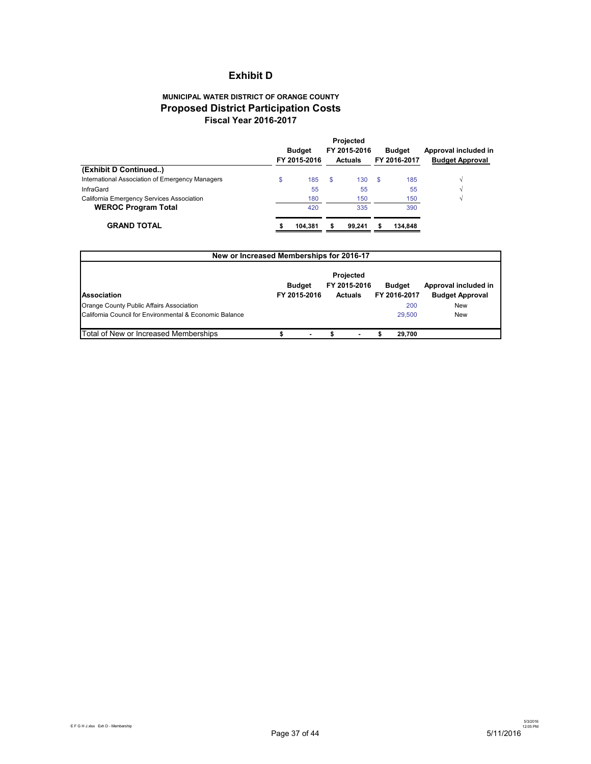# Exhibit D

## MUNICIPAL WATER DISTRICT OF ORANGE COUNTY
## Proposed District Participation Costs
### Fiscal Year 2016-2017

| | Budget FY 2015-2016 | Projected FY 2015-2016 Actuals | Budget FY 2016-2017 | Approval included in Budget Approval |
|---|---|---|---|---|
| **(Exhibit D Continued..)** | | | | |
| International Association of Emergency Managers | $ 185 | $ 130 | $ 185 | √ |
| InfraGard | 55 | 55 | 55 | √ |
| California Emergency Services Association | 180 | 150 | 150 | √ |
| **WEROC Program Total** | 420 | 335 | 390 | |
| **GRAND TOTAL** | **$ 104,381** | **$ 99,241** | **$ 134,848** | |

**New or Increased Memberships for 2016-17**

| Association | Budget FY 2015-2016 | Projected FY 2015-2016 Actuals | Budget FY 2016-2017 | Approval included in Budget Approval |
|---|---|---|---|---|
| Orange County Public Affairs Association | | | 200 | New |
| California Council for Environmental & Economic Balance | | | 29,500 | New |
| Total of New or Increased Memberships | $ - | $ - | $ 29,700 | |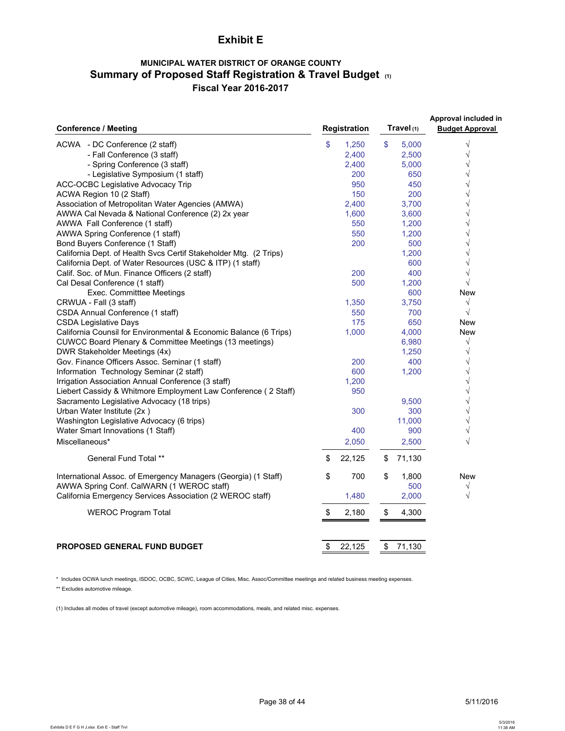# Exhibit E

## MUNICIPAL WATER DISTRICT OF ORANGE COUNTY

## Summary of Proposed Staff Registration & Travel Budget (1)

### Fiscal Year 2016-2017

| Conference / Meeting | Registration | Travel (1) | Approval included in Budget Approval |
|---|---|---|---|
| ACWA - DC Conference (2 staff) | $ 1,250 | $ 5,000 | √ |
| - Fall Conference (3 staff) | 2,400 | 2,500 | √ |
| - Spring Conference (3 staff) | 2,400 | 5,000 | √ |
| - Legislative Symposium (1 staff) | 200 | 650 | √ |
| ACC-OCBC Legislative Advocacy Trip | 950 | 450 | √ |
| ACWA Region 10 (2 Staff) | 150 | 200 | √ |
| Association of Metropolitan Water Agencies (AMWA) | 2,400 | 3,700 | √ |
| AWWA Cal Nevada & National Conference (2) 2x year | 1,600 | 3,600 | √ |
| AWWA Fall Conference (1 staff) | 550 | 1,200 | √ |
| AWWA Spring Conference (1 staff) | 550 | 1,200 | √ |
| Bond Buyers Conference (1 Staff) | 200 | 500 | √ |
| California Dept. of Health Svcs Certif Stakeholder Mtg. (2 Trips) | | 1,200 | √ |
| California Dept. of Water Resources (USC & ITP) (1 staff) | | 600 | √ |
| Calif. Soc. of Mun. Finance Officers (2 staff) | 200 | 400 | √ |
| Cal Desal Conference (1 staff) | 500 | 1,200 | √ |
| Exec. Committtee Meetings | | 600 | New |
| CRWUA - Fall (3 staff) | 1,350 | 3,750 | √ |
| CSDA Annual Conference (1 staff) | 550 | 700 | √ |
| CSDA Legislative Days | 175 | 650 | New |
| California Counsil for Environmental & Economic Balance (6 Trips) | 1,000 | 4,000 | New |
| CUWCC Board Plenary & Committee Meetings (13 meetings) | | 6,980 | √ |
| DWR Stakeholder Meetings (4x) | | 1,250 | √ |
| Gov. Finance Officers Assoc. Seminar (1 staff) | 200 | 400 | √ |
| Information Technology Seminar (2 staff) | 600 | 1,200 | √ |
| Irrigation Association Annual Conference (3 staff) | 1,200 | | √ |
| Liebert Cassidy & Whitmore Employment Law Conference ( 2 Staff) | 950 | | √ |
| Sacramento Legislative Advocacy (18 trips) | | 9,500 | √ |
| Urban Water Institute (2x ) | 300 | 300 | √ |
| Washington Legislative Advocacy (6 trips) | | 11,000 | √ |
| Water Smart Innovations (1 Staff) | 400 | 900 | √ |
| Miscellaneous* | 2,050 | 2,500 | √ |
| General Fund Total ** | $ 22,125 | $ 71,130 | |
| International Assoc. of Emergency Managers (Georgia) (1 Staff) | $ 700 | $ 1,800 | New |
| AWWA Spring Conf. CalWARN (1 WEROC staff) | | 500 | √ |
| California Emergency Services Association (2 WEROC staff) | 1,480 | 2,000 | √ |
| WEROC Program Total | $ 2,180 | $ 4,300 | |
| **PROPOSED GENERAL FUND BUDGET** | $ 22,125 | $ 71,130 | |

\* Includes OCWA lunch meetings, ISDOC, OCBC, SCWC, League of Cities, Misc. Assoc/Committee meetings and related business meeting expenses.

** Excludes automotive mileage.

(1) Includes all modes of travel (except automotive mileage), room accommodations, meals, and related misc. expenses.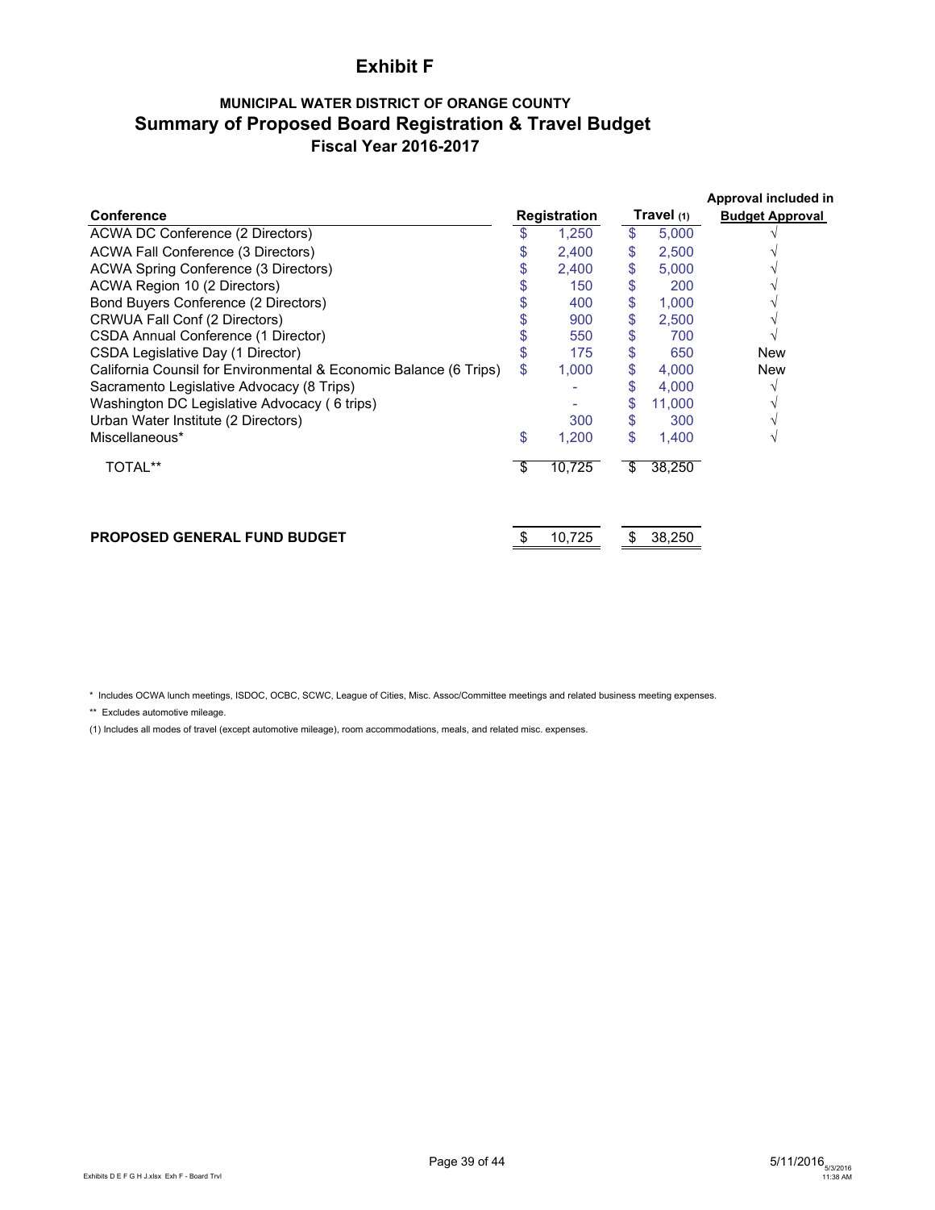# Exhibit F

## MUNICIPAL WATER DISTRICT OF ORANGE COUNTY
## Summary of Proposed Board Registration & Travel Budget
### Fiscal Year 2016-2017

| Conference | Registration | Travel (1) | Approval included in Budget Approval |
|---|---|---|---|
| ACWA DC Conference (2 Directors) | $ 1,250 | $ 5,000 | √ |
| ACWA Fall Conference (3 Directors) | $ 2,400 | $ 2,500 | √ |
| ACWA Spring Conference (3 Directors) | $ 2,400 | $ 5,000 | √ |
| ACWA Region 10 (2 Directors) | $ 150 | $ 200 | √ |
| Bond Buyers Conference (2 Directors) | $ 400 | $ 1,000 | √ |
| CRWUA Fall Conf (2 Directors) | $ 900 | $ 2,500 | √ |
| CSDA Annual Conference (1 Director) | $ 550 | $ 700 | √ |
| CSDA Legislative Day (1 Director) | $ 175 | $ 650 | New |
| California Counsil for Environmental & Economic Balance (6 Trips) | $ 1,000 | $ 4,000 | New |
| Sacramento Legislative Advocacy (8 Trips) | - | $ 4,000 | √ |
| Washington DC Legislative Advocacy ( 6 trips) | - | $ 11,000 | √ |
| Urban Water Institute (2 Directors) | 300 | $ 300 | √ |
| Miscellaneous* | $ 1,200 | $ 1,400 | √ |
| TOTAL** | $ 10,725 | $ 38,250 | |
| | | | |
| **PROPOSED GENERAL FUND BUDGET** | $ 10,725 | $ 38,250 | |

\* Includes OCWA lunch meetings, ISDOC, OCBC, SCWC, League of Cities, Misc. Assoc/Committee meetings and related business meeting expenses.

\** Excludes automotive mileage.

(1) Includes all modes of travel (except automotive mileage), room accommodations, meals, and related misc. expenses.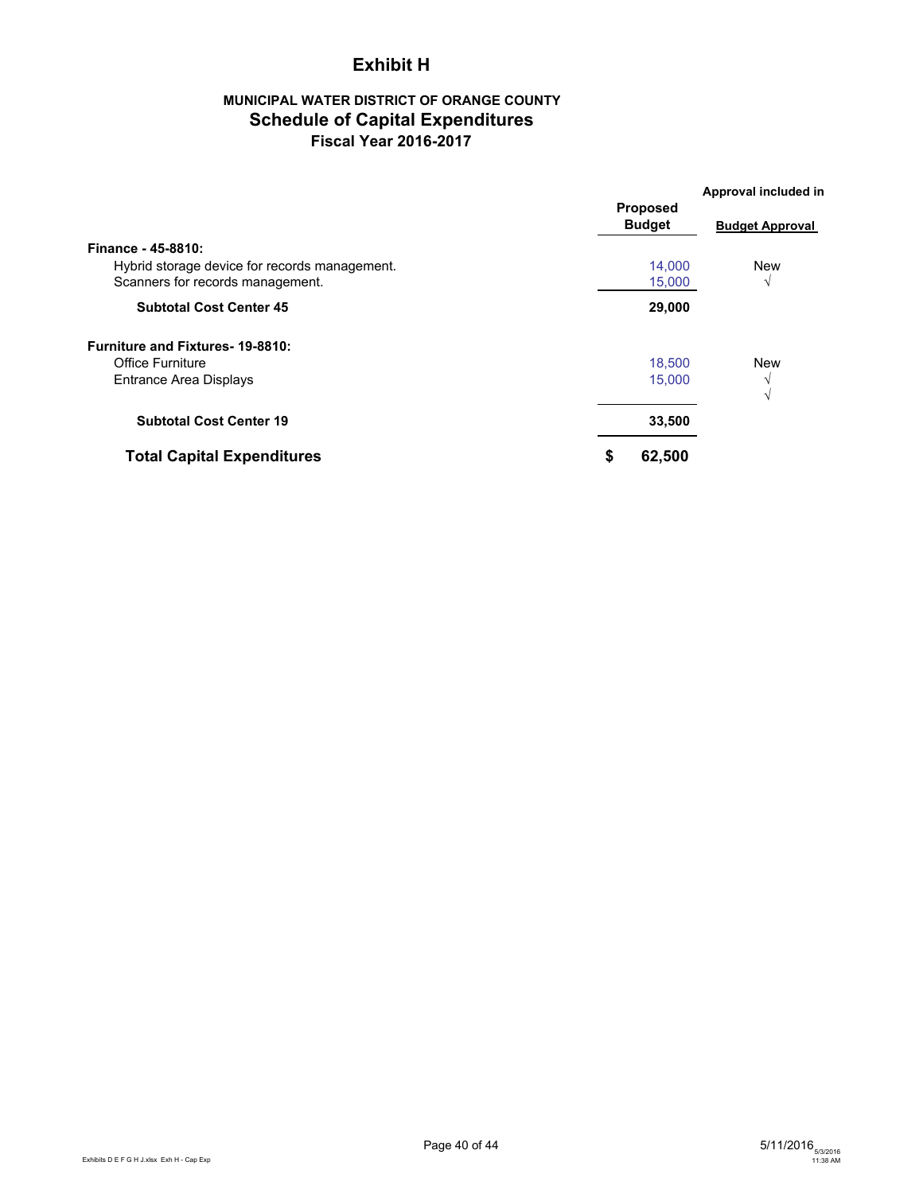# Exhibit H

## MUNICIPAL WATER DISTRICT OF ORANGE COUNTY

## Schedule of Capital Expenditures

### Fiscal Year 2016-2017

| | Proposed Budget | Approval included in Budget Approval |
|---|---|---|
| **Finance - 45-8810:** | | |
| Hybrid storage device for records management. | 14,000 | New |
| Scanners for records management. | 15,000 | √ |
| **Subtotal Cost Center 45** | **29,000** | |
| **Furniture and Fixtures- 19-8810:** | | |
| Office Furniture | 18,500 | New |
| Entrance Area Displays | 15,000 | √ |
| | | √ |
| **Subtotal Cost Center 19** | **33,500** | |
| **Total Capital Expenditures** | **$ 62,500** | |

5/11/2016 5/3/2016 11:38 AM

Exhibits D E F G H J.xlsx Exh H - Cap Exp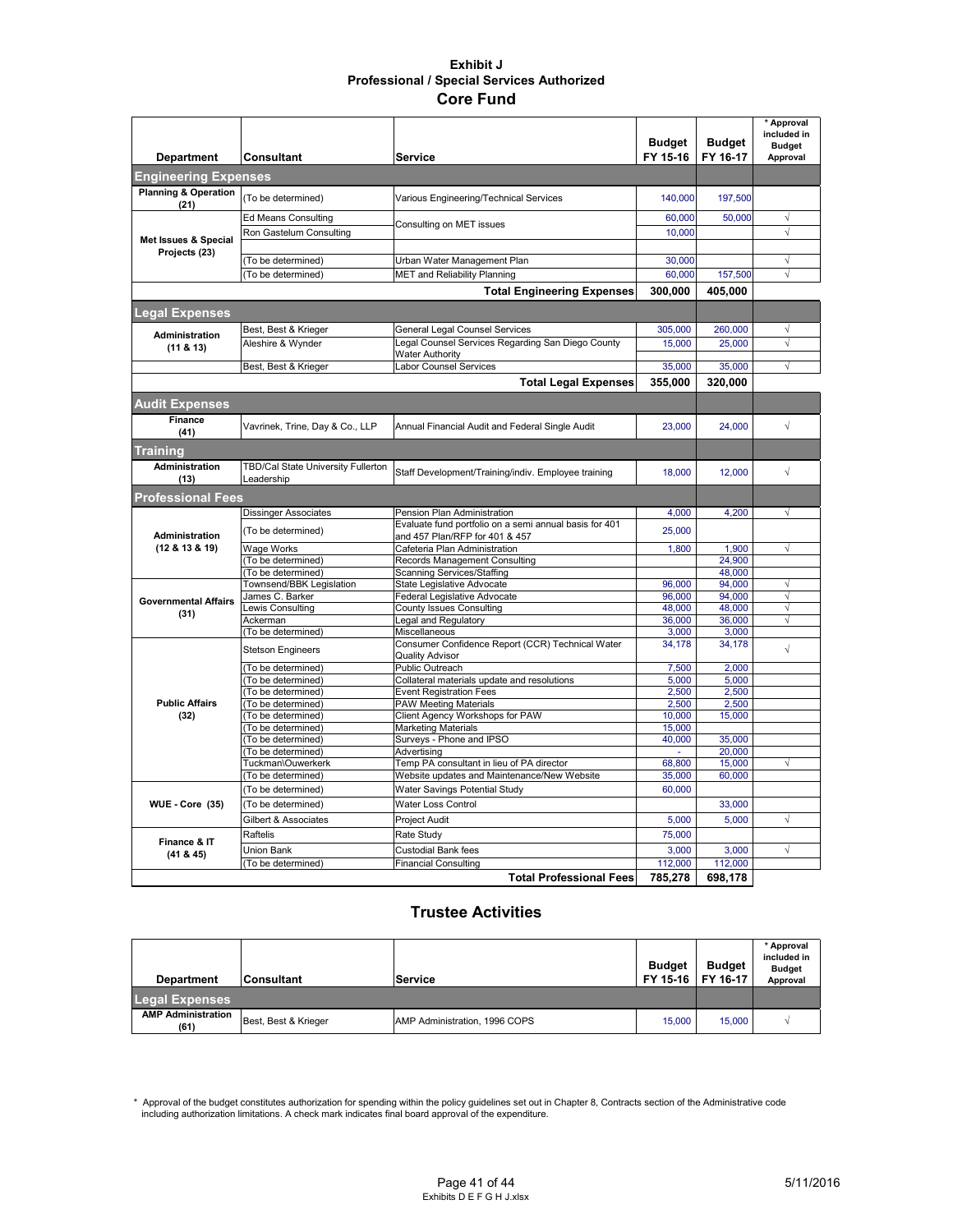# Exhibit J
## Professional / Special Services Authorized
## Core Fund

| Department | Consultant | Service | Budget FY 15-16 | Budget FY 16-17 | * Approval included in Budget Approval |
|---|---|---|---|---|---|
| **Engineering Expenses** | | | | | |
| Planning & Operation (21) | (To be determined) | Various Engineering/Technical Services | 140,000 | 197,500 | |
| Met Issues & Special Projects (23) | Ed Means Consulting | Consulting on MET issues | 60,000 | 50,000 | √ |
| | Ron Gastelum Consulting | | 10,000 | | √ |
| | | | | | |
| | (To be determined) | Urban Water Management Plan | 30,000 | | √ |
| | (To be determined) | MET and Reliability Planning | 60,000 | 157,500 | √ |
| | | **Total Engineering Expenses** | **300,000** | **405,000** | |
| **Legal Expenses** | | | | | |
| Administration (11 & 13) | Best, Best & Krieger | General Legal Counsel Services | 305,000 | 260,000 | √ |
| | Aleshire & Wynder | Legal Counsel Services Regarding San Diego County Water Authority | 15,000 | 25,000 | √ |
| | Best, Best & Krieger | Labor Counsel Services | 35,000 | 35,000 | √ |
| | | **Total Legal Expenses** | **355,000** | **320,000** | |
| **Audit Expenses** | | | | | |
| Finance (41) | Vavrinek, Trine, Day & Co., LLP | Annual Financial Audit and Federal Single Audit | 23,000 | 24,000 | √ |
| **Training** | | | | | |
| Administration (13) | TBD/Cal State University Fullerton Leadership | Staff Development/Training/indiv. Employee training | 18,000 | 12,000 | √ |
| **Professional Fees** | | | | | |
| Administration (12 & 13 & 19) | Dissinger Associates | Pension Plan Administration | 4,000 | 4,200 | √ |
| | (To be determined) | Evaluate fund portfolio on a semi annual basis for 401 and 457 Plan/RFP for 401 & 457 | 25,000 | | |
| | Wage Works | Cafeteria Plan Administration | 1,800 | 1,900 | √ |
| | (To be determined) | Records Management Consulting | | 24,900 | |
| | (To be determined) | Scanning Services/Staffing | | 48,000 | |
| Governmental Affairs (31) | Townsend/BBK Legislation | State Legislative Advocate | 96,000 | 94,000 | √ |
| | James C. Barker | Federal Legislative Advocate | 96,000 | 94,000 | √ |
| | Lewis Consulting | County Issues Consulting | 48,000 | 48,000 | √ |
| | Ackerman | Legal and Regulatory | 36,000 | 36,000 | √ |
| | (To be determined) | Miscellaneous | 3,000 | 3,000 | |
| Public Affairs (32) | Stetson Engineers | Consumer Confidence Report (CCR) Technical Water Quality Advisor | 34,178 | 34,178 | √ |
| | (To be determined) | Public Outreach | 7,500 | 2,000 | |
| | (To be determined) | Collateral materials update and resolutions | 5,000 | 5,000 | |
| | (To be determined) | Event Registration Fees | 2,500 | 2,500 | |
| | (To be determined) | PAW Meeting Materials | 2,500 | 2,500 | |
| | (To be determined) | Client Agency Workshops for PAW | 10,000 | 15,000 | |
| | (To be determined) | Marketing Materials | 15,000 | | |
| | (To be determined) | Surveys - Phone and IPSO | 40,000 | 35,000 | |
| | (To be determined) | Advertising | - | 20,000 | |
| | Tuckman\Ouwerkerk | Temp PA consultant in lieu of PA director | 68,800 | 15,000 | √ |
| | (To be determined) | Website updates and Maintenance/New Website | 35,000 | 60,000 | |
| WUE - Core (35) | (To be determined) | Water Savings Potential Study | 60,000 | | |
| | (To be determined) | Water Loss Control | | 33,000 | |
| | Gilbert & Associates | Project Audit | 5,000 | 5,000 | √ |
| Finance & IT (41 & 45) | Raftelis | Rate Study | 75,000 | | |
| | Union Bank | Custodial Bank fees | 3,000 | 3,000 | √ |
| | (To be determined) | Financial Consulting | 112,000 | 112,000 | |
| | | **Total Professional Fees** | **785,278** | **698,178** | |

## Trustee Activities

| Department | Consultant | Service | Budget FY 15-16 | Budget FY 16-17 | * Approval included in Budget Approval |
|---|---|---|---|---|---|
| **Legal Expenses** | | | | | |
| AMP Administration (61) | Best, Best & Krieger | AMP Administration, 1996 COPS | 15,000 | 15,000 | √ |

\* Approval of the budget constitutes authorization for spending within the policy guidelines set out in Chapter 8, Contracts section of the Administrative code including authorization limitations. A check mark indicates final board approval of the expenditure.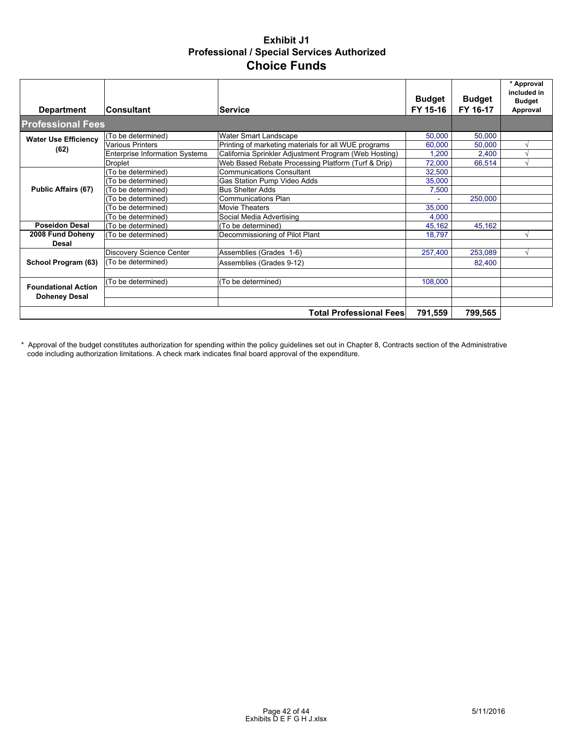# Exhibit J1
## Professional / Special Services Authorized
## Choice Funds

| Department | Consultant | Service | Budget FY 15-16 | Budget FY 16-17 | * Approval included in Budget Approval |
|---|---|---|---|---|---|
| **Professional Fees** | | | | | |
| **Water Use Efficiency (62)** | (To be determined) | Water Smart Landscape | 50,000 | 50,000 | |
| | Various Printers | Printing of marketing materials for all WUE programs | 60,000 | 50,000 | √ |
| | Enterprise Information Systems | California Sprinkler Adjustment Program (Web Hosting) | 1,200 | 2,400 | √ |
| | Droplet | Web Based Rebate Processing Platform (Turf & Drip) | 72,000 | 66,514 | √ |
| **Public Affairs (67)** | (To be determined) | Communications Consultant | 32,500 | | |
| | (To be determined) | Gas Station Pump Video Adds | 35,000 | | |
| | (To be determined) | Bus Shelter Adds | 7,500 | | |
| | (To be determined) | Communications Plan | - | 250,000 | |
| | (To be determined) | Movie Theaters | 35,000 | | |
| | (To be determined) | Social Media Advertising | 4,000 | | |
| **Poseidon Desal** | (To be determined) | (To be determined) | 45,162 | 45,162 | |
| **2008 Fund Doheny Desal** | (To be determined) | Decommissioning of Pilot Plant | 18,797 | | √ |
| **School Program (63)** | Discovery Science Center | Assemblies (Grades 1-6) | 257,400 | 253,089 | √ |
| | (To be determined) | Assemblies (Grades 9-12) | | 82,400 | |
| **Foundational Action Doheny Desal** | (To be determined) | (To be determined) | 108,000 | | |
| | | **Total Professional Fees** | **791,559** | **799,565** | |

\* Approval of the budget constitutes authorization for spending within the policy guidelines set out in Chapter 8, Contracts section of the Administrative code including authorization limitations. A check mark indicates final board approval of the expenditure.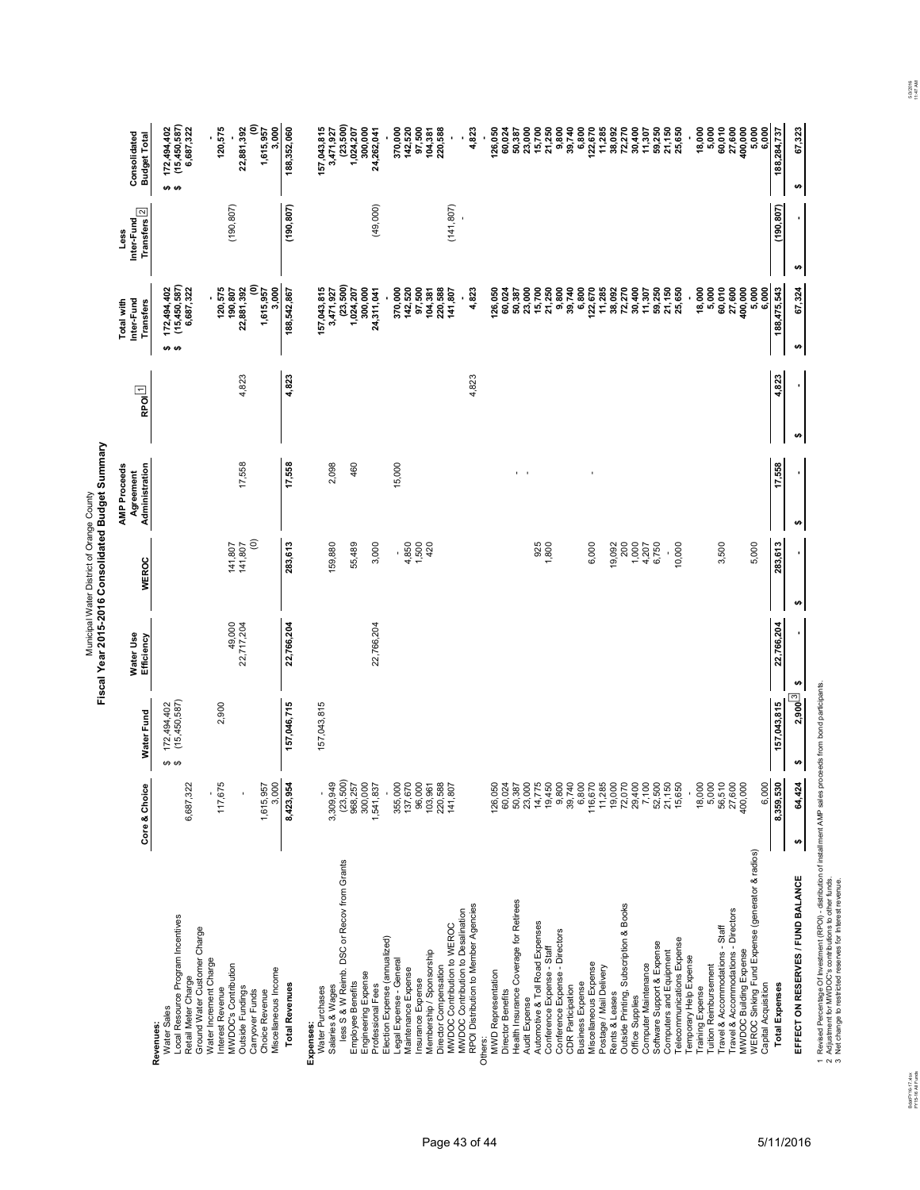# Municipal Water District of Orange County

## Fiscal Year 2015-2016 Consolidated Budget Summary

| | Core & Choice | Water Fund | Water Use Efficiency | WEROC | AMP Proceeds Agreement Administration | RPOI[1] | Total with Inter-Fund Transfers | Less Inter-Fund Transfers[2] | Consolidated Budget Total |
|---|---|---|---|---|---|---|---|---|---|
| **Revenues:** | | | | | | | | | |
| Water Sales | | $ 172,494,402 | | | | | $ 172,494,402 | | $ 172,494,402 |
| Local Resource Program Incentives | | $ (15,450,587) | | | | | $ (15,450,587) | | $ (15,450,587) |
| Retail Meter Charge | 6,687,322 | | | | | | 6,687,322 | | 6,687,322 |
| Ground Water Customer Charge | | | | | | | | | |
| Water Increment Charge | - | | | | | | - | | - |
| Interest Revenue | 117,675 | 2,900 | | | | | 120,575 | | 120,575 |
| MWDOC's Contribution | | | 49,000 | 141,807 | | | 190,807 | (190,807) | - |
| Outside Fundings | - | | 22,717,204 | 141,807 | 17,558 | 4,823 | 22,881,392 | | 22,881,392 |
| Carryover Funds | | | | (0) | | | (0) | | (0) |
| Choice Revenue | 1,615,957 | | | | | | 1,615,957 | | 1,615,957 |
| Miscellaneous Income | 3,000 | | | | | | 3,000 | | 3,000 |
| **Total Revenues** | 8,423,954 | 157,046,715 | 22,766,204 | 283,613 | 17,558 | 4,823 | 188,542,867 | (190,807) | 188,352,060 |
| **Expenses:** | | | | | | | | | |
| Water Purchases | | 157,043,815 | | | | | 157,043,815 | | 157,043,815 |
| Salaries & Wages | 3,309,949 | | | 159,880 | 2,098 | | 3,471,927 | | 3,471,927 |
| less S & W Reimb. DSC or Recov from Grants | (23,500) | | | | | | (23,500) | | (23,500) |
| Employee Benefits | 968,257 | | | 55,489 | 460 | | 1,024,207 | | 1,024,207 |
| Engineering Expense | 300,000 | | | | | | 300,000 | | 300,000 |
| Professional Fees | 1,541,837 | | 22,766,204 | 3,000 | | | 24,311,041 | (49,000) | 24,262,041 |
| Election Expense (annualized) | - | | | | | | - | | - |
| Legal Expense - General | 355,000 | | | - | 15,000 | | 370,000 | | 370,000 |
| Maintenance Expense | 137,670 | | | 4,850 | | | 142,520 | | 142,520 |
| Insurance Expense | 96,000 | | | 1,500 | | | 97,500 | | 97,500 |
| Membership / Sponsorship | 103,961 | | | 420 | | | 104,381 | | 104,381 |
| Director Compensation | 220,588 | | | | | | 220,588 | | 220,588 |
| MWDOC Contribution to WEROC | 141,807 | | | | | | 141,807 | (141,807) | - |
| MWDOC Contribution to Desalination | | | | | | | - | - | - |
| RPOI Distribution to Member Agencies | | | | | | 4,823 | 4,823 | | 4,823 |
| Others: | | | | | | | | | |
| MWD Representation | 126,050 | | | | | | 126,050 | | 126,050 |
| Director Benefits | 60,024 | | | | | | 60,024 | | 60,024 |
| Health Insurance Coverage for Retirees | 50,387 | | | | - | | 50,387 | | 50,387 |
| Audit Expense | 23,000 | | | | - | | 23,000 | | 23,000 |
| Automotive & Toll Road Expenses | 14,775 | | | 925 | | | 15,700 | | 15,700 |
| Conference Expense - Staff | 19,450 | | | 1,800 | | | 21,250 | | 21,250 |
| Conference Expense - Directors | 9,800 | | | | | | 9,800 | | 9,800 |
| CDR Participation | 39,740 | | | | | | 39,740 | | 39,740 |
| Business Expense | 6,800 | | | | | | 6,800 | | 6,800 |
| Miscellaneous Expense | 116,670 | | | 6,000 | - | | 122,670 | | 122,670 |
| Postage / Mail Delivery | 11,285 | | | | | | 11,285 | | 11,285 |
| Rents & Leases | 19,000 | | | 19,092 | | | 38,092 | | 38,092 |
| Outside Printing, Subscription & Books | 72,070 | | | 200 | | | 72,270 | | 72,270 |
| Office Supplies | 29,400 | | | 1,000 | | | 30,400 | | 30,400 |
| Computer Maintenance | 7,100 | | | 4,207 | | | 11,307 | | 11,307 |
| Software Support & Expense | 52,500 | | | 6,750 | | | 59,250 | | 59,250 |
| Computers and Equipment | 21,150 | | | - | | | 21,150 | | 21,150 |
| Telecommunications Expense | 15,650 | | | 10,000 | | | 25,650 | | 25,650 |
| Temporary Help Expense | - | | | | | | - | | - |
| Training Expense | 18,000 | | | | | | 18,000 | | 18,000 |
| Tuition Reimbursement | 5,000 | | | | | | 5,000 | | 5,000 |
| Travel & Accommodations - Staff | 56,510 | | | 3,500 | | | 60,010 | | 60,010 |
| Travel & Accommodations - Directors | 27,600 | | | | | | 27,600 | | 27,600 |
| MWDOC Building Expense | 400,000 | | | | | | 400,000 | | 400,000 |
| WEROC Sinking Fund Expense (generator & radios) | | | | 5,000 | | | 5,000 | | 5,000 |
| Capital Acquisition | 6,000 | | | | | | 6,000 | | 6,000 |
| **Total Expenses** | 8,359,530 | 157,043,815 | 22,766,204 | 283,613 | 17,558 | 4,823 | 188,475,543 | (190,807) | 188,284,737 |
| **EFFECT ON RESERVES / FUND BALANCE** | $ 64,424 | $ 2,900[3] | $ - | $ - | $ - | $ - | $ 67,324 | $ - | $ 67,323 |

1 Revised Percentage Of Investment (RPOI) - distribution of installment AMP sales proceeds from bond participants.
2 Adjustment for MWDOC's contributions to other funds.
3 Net change to restricted reserves for Interest revenue.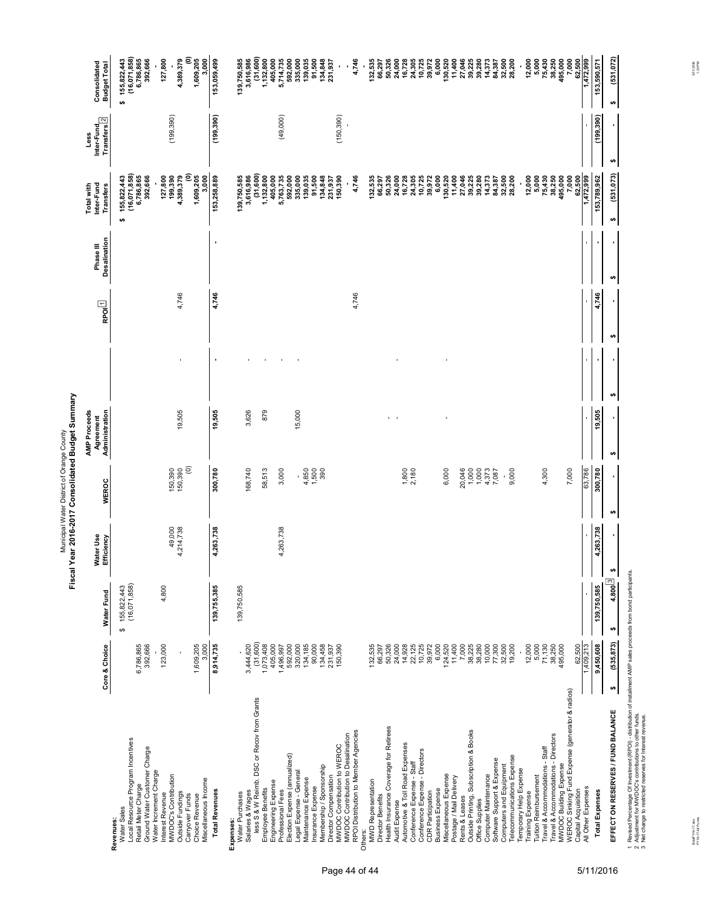Municipal Water District of Orange County

# Fiscal Year 2016-2017 Consolidated Budget Summary

| | Core & Choice | Water Fund | Water Use Efficiency | WEROC | AMP Proceeds Agreement Administration | | RPOI [1] | Phase III Desalination | Total with Inter-Fund Transfers | Less Inter-Fund Transfers [2] | Consolidated Budget Total |
|---|---|---|---|---|---|---|---|---|---|---|---|
| **Revenues:** | | | | | | | | | | | |
| Water Sales | | $ 155,822,443 | | | | | | | $ 155,822,443 | | $ 155,822,443 |
| Local Resource Program Incentives | | (16,071,858) | | | | | | | (16,071,858) | | (16,071,858) |
| Retail Meter Charge | 6,786,865 | | | | | | | | 6,786,865 | | 6,786,865 |
| Ground Water Customer Charge | 392,666 | | | | | | | | 392,666 | | 392,666 |
| Water Increment Charge | - | | | | | | | | - | | - |
| Interest Revenue | 123,000 | 4,800 | | | | | | | 127,800 | | 127,800 |
| MWDOC's Contribution | - | | 49,000 | 150,390 | | | | | 199,390 | (199,390) | - |
| Outside Fundings | | | 4,214,738 | 150,390 | 19,505 | - | 4,746 | | 4,389,379 | | 4,389,379 |
| Carryover Funds | | | | (0) | | | | | (0) | | (0) |
| Choice Revenue | 1,609,205 | | | | | | | | 1,609,205 | | 1,609,205 |
| Miscellaneous Income | 3,000 | | | | | | | | 3,000 | | 3,000 |
| **Total Revenues** | 8,914,735 | 139,755,385 | 4,263,738 | 300,780 | 19,505 | - | 4,746 | - | 153,258,889 | (199,390) | 153,059,499 |
| **Expenses:** | | | | | | | | | | | |
| Water Purchases | - | 139,750,585 | | | | | | | 139,750,585 | | 139,750,585 |
| Salaries & Wages | 3,444,620 | | | 168,740 | 3,626 | - | | | 3,616,986 | | 3,616,986 |
| less S & W Reimb. DSC or Recov from Grants | (31,600) | | | | | - | | | (31,600) | | (31,600) |
| Employee Benefits | 1,073,408 | | | 58,513 | 879 | - | | | 1,132,800 | | 1,132,800 |
| Engineering Expense | 405,000 | | | | | | | | 405,000 | | 405,000 |
| Professional Fees | 1,496,997 | | 4,263,738 | 3,000 | | - | | | 5,763,735 | (49,000) | 5,714,735 |
| Election Expense (annualized) | 592,000 | | | | | | | | 592,000 | | 592,000 |
| Legal Expense - General | 320,000 | | | - | 15,000 | - | | | 335,000 | | 335,000 |
| Maintenance Expense | 134,185 | | | 4,850 | | | | | 139,035 | | 139,035 |
| Insurance Expense | 90,000 | | | 1,500 | | | | | 91,500 | | 91,500 |
| Membership / Sponsorship | 134,458 | | | 390 | | | | | 134,848 | | 134,848 |
| Director Compensation | 231,937 | | | | | | | | 231,937 | | 231,937 |
| MWDOC Contribution to WEROC | 150,390 | | | | | | | | 150,390 | (150,390) | - |
| MWDOC Contribution to Desalination | | | | | | | | | - | - | - |
| RPOI Distribution to Member Agencies | | | | | | | 4,746 | | 4,746 | | 4,746 |
| Others: | | | | | | | | | | | |
| MWD Representation | 132,535 | | | | | | | | 132,535 | | 132,535 |
| Director Benefits | 66,297 | | | | | | | | 66,297 | | 66,297 |
| Health Insurance Coverage for Retirees | 50,326 | | | | - | | | | 50,326 | | 50,326 |
| Audit Expense | 24,000 | | | | - | - | | | 24,000 | | 24,000 |
| Automotive & Toll Road Expenses | 14,928 | | | 1,800 | | | | | 16,728 | | 16,728 |
| Conference Expense - Staff | 22,125 | | | 2,180 | | | | | 24,305 | | 24,305 |
| Conference Expense - Directors | 10,725 | | | | | | | | 10,725 | | 10,725 |
| CDR Participation | 39,972 | | | | | | | | 39,972 | | 39,972 |
| Business Expense | 6,000 | | | | | | | | 6,000 | | 6,000 |
| Miscellaneous Expense | 124,520 | | | 6,000 | - | - | | | 130,520 | | 130,520 |
| Postage / Mail Delivery | 11,400 | | | | | | | | 11,400 | | 11,400 |
| Rents & Leases | 7,000 | | | 20,046 | | | | | 27,046 | | 27,046 |
| Outside Printing, Subscription & Books | 38,225 | | | 1,000 | | | | | 39,225 | | 39,225 |
| Office Supplies | 38,280 | | | 1,000 | | | | | 39,280 | | 39,280 |
| Computer Maintenance | 10,000 | | | 4,373 | | | | | 14,373 | | 14,373 |
| Software Support & Expense | 77,300 | | | 7,087 | | | | | 84,387 | | 84,387 |
| Computers and Equipment | 32,500 | | | - | | | | | 32,500 | | 32,500 |
| Telecommunications Expense | 19,200 | | | 9,000 | | | | | 28,200 | | 28,200 |
| Temporary Help Expense | - | | | | | | | | - | | - |
| Training Expense | 12,000 | | | | | | | | 12,000 | | 12,000 |
| Tuition Reimbursement | 5,000 | | | | | | | | 5,000 | | 5,000 |
| Travel & Accommodations - Staff | 71,130 | | | 4,300 | | | | | 75,430 | | 75,430 |
| Travel & Accommodations - Directors | 38,250 | | | | | | | | 38,250 | | 38,250 |
| MWDOC Building Expense | 495,000 | | | | | | | | 495,000 | | 495,000 |
| WEROC Sinking Fund Expense (generator & radios) | | | | 7,000 | | | | | 7,000 | | 7,000 |
| Capital Acquisition | 62,500 | | | | | | | | 62,500 | | 62,500 |
| All Other Expenses | 1,409,213 | - | - | 63,786 | - | - | - | - | 1,472,999 | - | 1,472,999 |
| **Total Expenses** | 9,450,608 | 139,750,585 | 4,263,738 | 300,780 | 19,505 | - | 4,746 | - | 153,789,962 | (199,390) | 153,590,571 |
| **EFFECT ON RESERVES / FUND BALANCE** | $ (535,873) | $ 4,800 [3] | $ - | $ - | $ - | $ - | $ - | $ - | $ (531,073) | $ - | $ (531,072) |

1 Revised Percentage Of Investment (RPOI) - distribution of installment AMP sales proceeds from bond participants.
2 Adjustment for MWDOC's contributions to other funds.
3 Net change to restricted reserves for interest revenue.